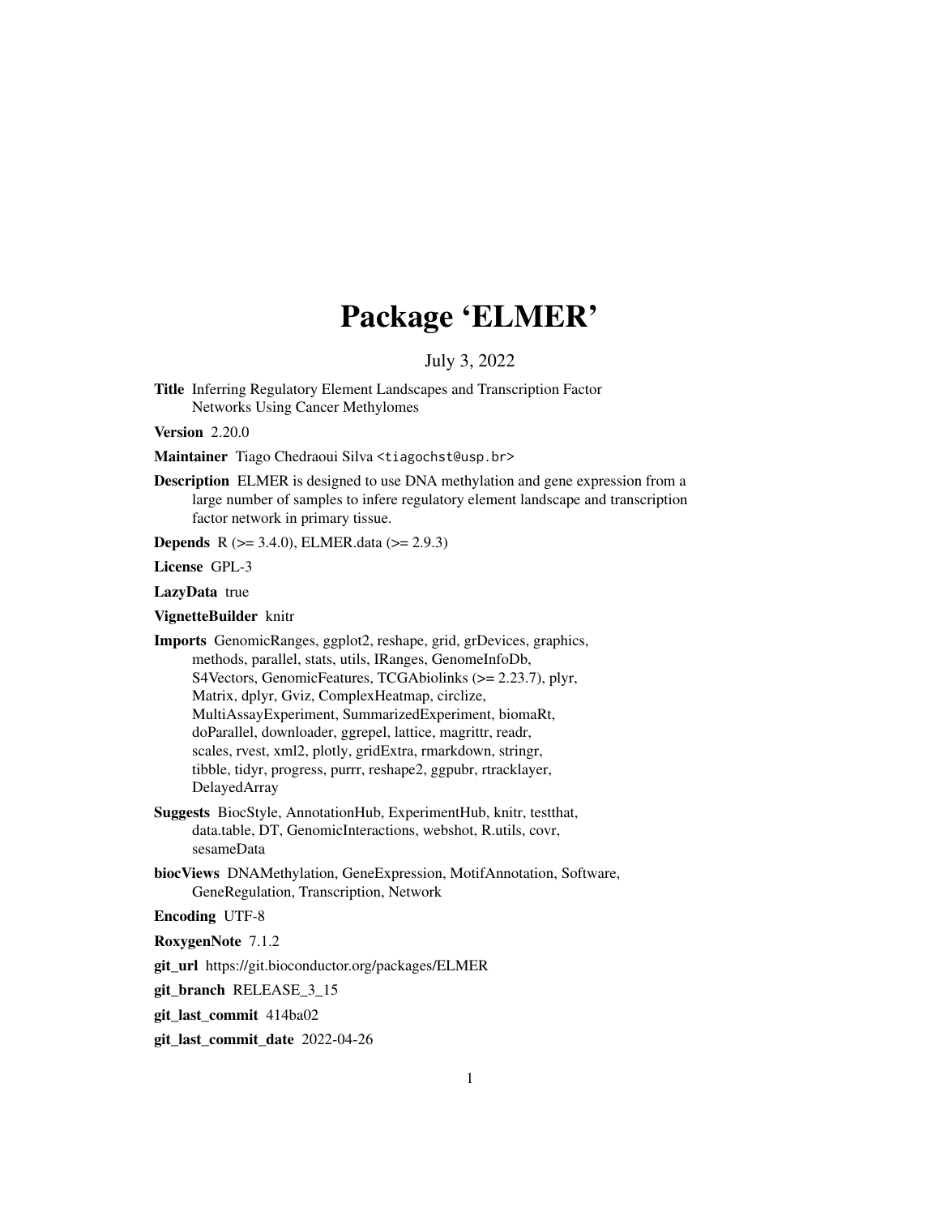# Package 'ELMER'

July 3, 2022

**Title** Inferring Regulatory Element Landscapes and Transcription Factor Networks Using Cancer Methylomes

**Version** 2.20.0

**Maintainer** Tiago Chedraoui Silva <tiagochst@usp.br>

**Description** ELMER is designed to use DNA methylation and gene expression from a large number of samples to infere regulatory element landscape and transcription factor network in primary tissue.

**Depends** R (>= 3.4.0), ELMER.data (>= 2.9.3)

**License** GPL-3

**LazyData** true

**VignetteBuilder** knitr

**Imports** GenomicRanges, ggplot2, reshape, grid, grDevices, graphics, methods, parallel, stats, utils, IRanges, GenomeInfoDb, S4Vectors, GenomicFeatures, TCGAbiolinks (>= 2.23.7), plyr, Matrix, dplyr, Gviz, ComplexHeatmap, circlize, MultiAssayExperiment, SummarizedExperiment, biomaRt, doParallel, downloader, ggrepel, lattice, magrittr, readr, scales, rvest, xml2, plotly, gridExtra, rmarkdown, stringr, tibble, tidyr, progress, purrr, reshape2, ggpubr, rtracklayer, DelayedArray

**Suggests** BiocStyle, AnnotationHub, ExperimentHub, knitr, testthat, data.table, DT, GenomicInteractions, webshot, R.utils, covr, sesameData

**biocViews** DNAMethylation, GeneExpression, MotifAnnotation, Software, GeneRegulation, Transcription, Network

**Encoding** UTF-8

**RoxygenNote** 7.1.2

**git_url** https://git.bioconductor.org/packages/ELMER

**git_branch** RELEASE_3_15

**git_last_commit** 414ba02

**git_last_commit_date** 2022-04-26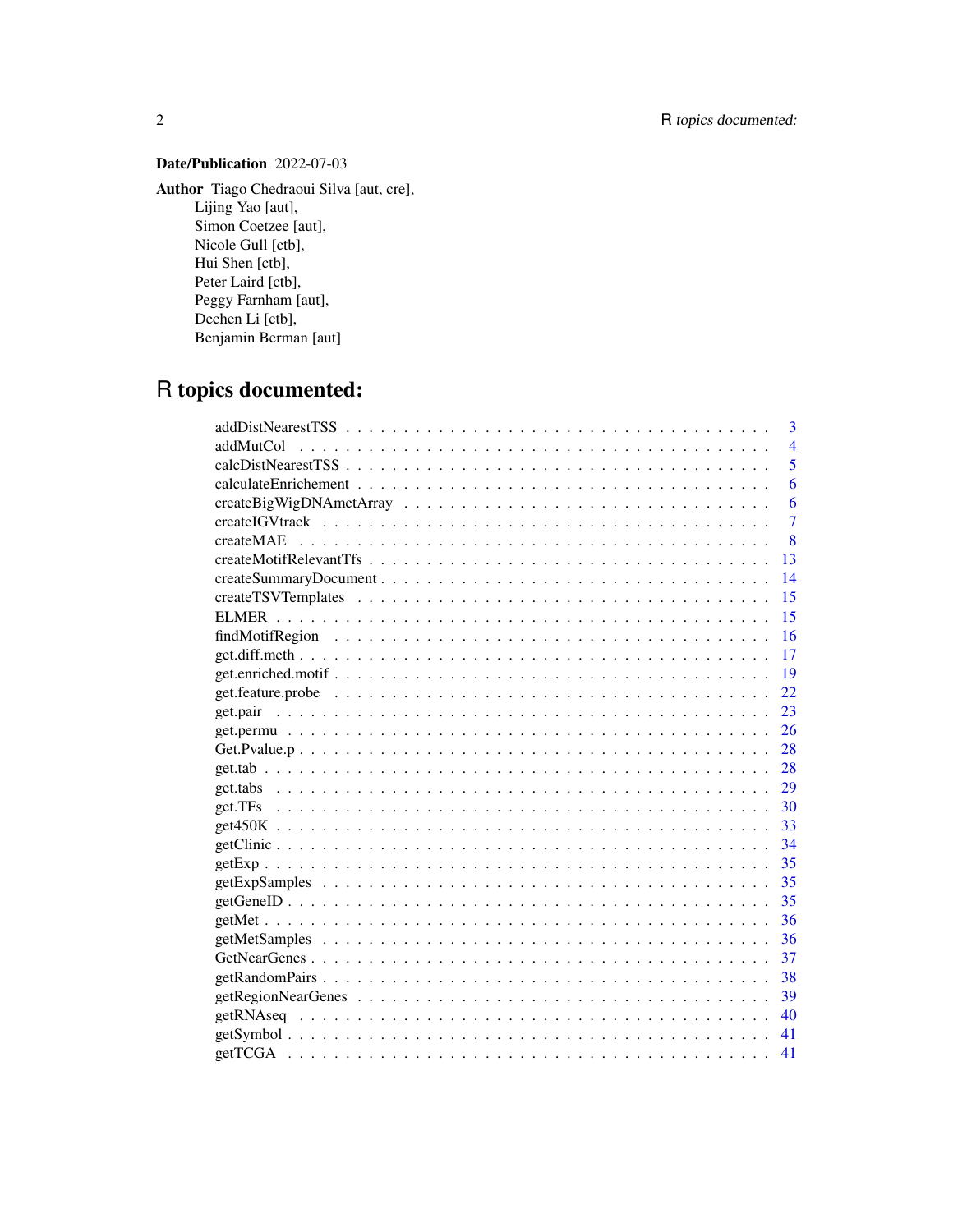**Date/Publication** 2022-07-03

**Author** Tiago Chedraoui Silva [aut, cre],
Lijing Yao [aut],
Simon Coetzee [aut],
Nicole Gull [ctb],
Hui Shen [ctb],
Peter Laird [ctb],
Peggy Farnham [aut],
Dechen Li [ctb],
Benjamin Berman [aut]

# R topics documented:

| | |
|---|---|
| addDistNearestTSS | 3 |
| addMutCol | 4 |
| calcDistNearestTSS | 5 |
| calculateEnrichement | 6 |
| createBigWigDNAmetArray | 6 |
| createIGVtrack | 7 |
| createMAE | 8 |
| createMotifRelevantTfs | 13 |
| createSummaryDocument | 14 |
| createTSVTemplates | 15 |
| ELMER | 15 |
| findMotifRegion | 16 |
| get.diff.meth | 17 |
| get.enriched.motif | 19 |
| get.feature.probe | 22 |
| get.pair | 23 |
| get.permu | 26 |
| Get.Pvalue.p | 28 |
| get.tab | 28 |
| get.tabs | 29 |
| get.TFs | 30 |
| get450K | 33 |
| getClinic | 34 |
| getExp | 35 |
| getExpSamples | 35 |
| getGeneID | 35 |
| getMet | 36 |
| getMetSamples | 36 |
| GetNearGenes | 37 |
| getRandomPairs | 38 |
| getRegionNearGenes | 39 |
| getRNAseq | 40 |
| getSymbol | 41 |
| getTCGA | 41 |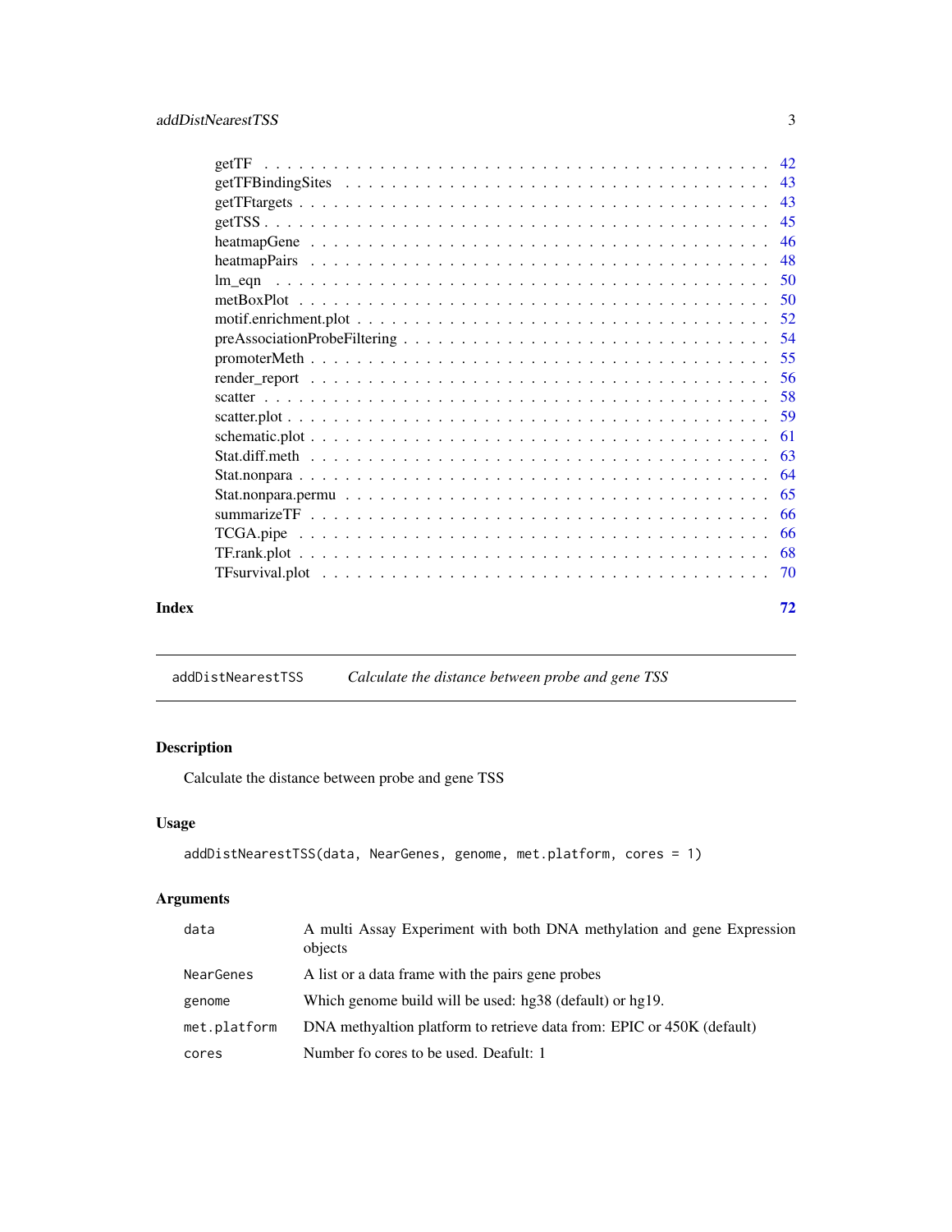getTF . . . . . . . . . . . . . . . . . . . . . . . . . . . . . . . . . . . . . . . . 42
getTFBindingSites . . . . . . . . . . . . . . . . . . . . . . . . . . . . . . . . . . 43
getTFtargets . . . . . . . . . . . . . . . . . . . . . . . . . . . . . . . . . . . . 43
getTSS . . . . . . . . . . . . . . . . . . . . . . . . . . . . . . . . . . . . . . . 45
heatmapGene . . . . . . . . . . . . . . . . . . . . . . . . . . . . . . . . . . . . 46
heatmapPairs . . . . . . . . . . . . . . . . . . . . . . . . . . . . . . . . . . . . 48
lm_eqn . . . . . . . . . . . . . . . . . . . . . . . . . . . . . . . . . . . . . . . 50
metBoxPlot . . . . . . . . . . . . . . . . . . . . . . . . . . . . . . . . . . . . . 50
motif.enrichment.plot . . . . . . . . . . . . . . . . . . . . . . . . . . . . . . . 52
preAssociationProbeFiltering . . . . . . . . . . . . . . . . . . . . . . . . . . . 54
promoterMeth . . . . . . . . . . . . . . . . . . . . . . . . . . . . . . . . . . . . 55
render_report . . . . . . . . . . . . . . . . . . . . . . . . . . . . . . . . . . . 56
scatter . . . . . . . . . . . . . . . . . . . . . . . . . . . . . . . . . . . . . . . 58
scatter.plot . . . . . . . . . . . . . . . . . . . . . . . . . . . . . . . . . . . . 59
schematic.plot . . . . . . . . . . . . . . . . . . . . . . . . . . . . . . . . . . . 61
Stat.diff.meth . . . . . . . . . . . . . . . . . . . . . . . . . . . . . . . . . . . 63
Stat.nonpara . . . . . . . . . . . . . . . . . . . . . . . . . . . . . . . . . . . . 64
Stat.nonpara.permu . . . . . . . . . . . . . . . . . . . . . . . . . . . . . . . . . 65
summarizeTF . . . . . . . . . . . . . . . . . . . . . . . . . . . . . . . . . . . . 66
TCGA.pipe . . . . . . . . . . . . . . . . . . . . . . . . . . . . . . . . . . . . . 66
TF.rank.plot . . . . . . . . . . . . . . . . . . . . . . . . . . . . . . . . . . . . 68
TFsurvival.plot . . . . . . . . . . . . . . . . . . . . . . . . . . . . . . . . . . . 70

**Index** **72**

---

`addDistNearestTSS` *Calculate the distance between probe and gene TSS*

---

## Description

Calculate the distance between probe and gene TSS

## Usage

```
addDistNearestTSS(data, NearGenes, genome, met.platform, cores = 1)
```

## Arguments

| | |
|---|---|
| `data` | A multi Assay Experiment with both DNA methylation and gene Expression objects |
| `NearGenes` | A list or a data frame with the pairs gene probes |
| `genome` | Which genome build will be used: hg38 (default) or hg19. |
| `met.platform` | DNA methyaltion platform to retrieve data from: EPIC or 450K (default) |
| `cores` | Number fo cores to be used. Deafult: 1 |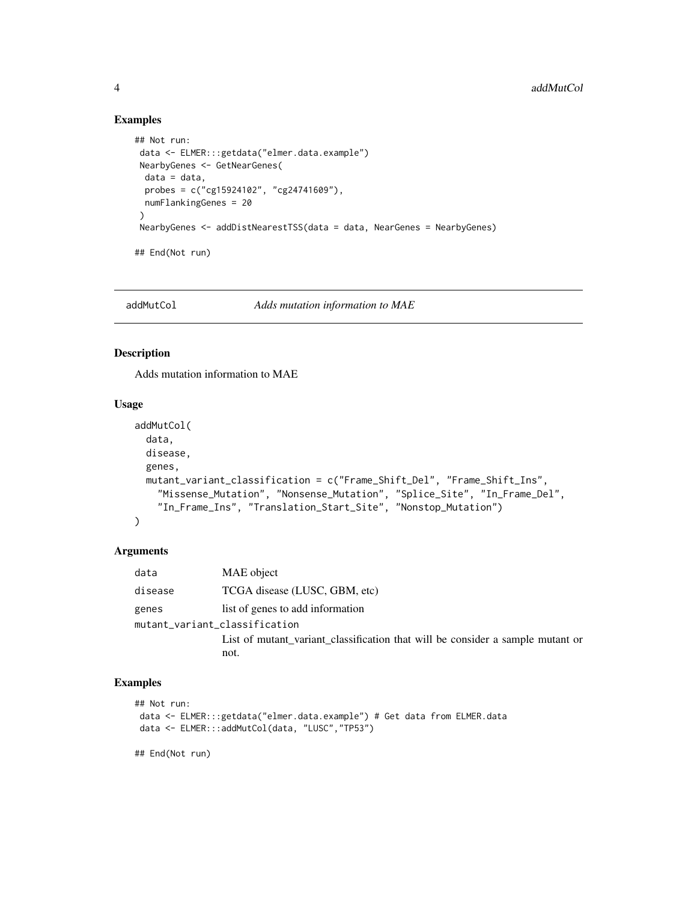### Examples

```
## Not run:
 data <- ELMER:::getdata("elmer.data.example")
 NearbyGenes <- GetNearGenes(
  data = data,
  probes = c("cg15924102", "cg24741609"),
  numFlankingGenes = 20
 )
 NearbyGenes <- addDistNearestTSS(data = data, NearGenes = NearbyGenes)

## End(Not run)
```

---

## addMutCol *Adds mutation information to MAE*

### Description

Adds mutation information to MAE

### Usage

```
addMutCol(
  data,
  disease,
  genes,
  mutant_variant_classification = c("Frame_Shift_Del", "Frame_Shift_Ins",
    "Missense_Mutation", "Nonsense_Mutation", "Splice_Site", "In_Frame_Del",
    "In_Frame_Ins", "Translation_Start_Site", "Nonstop_Mutation")
)
```

### Arguments

| | |
|---|---|
| `data` | MAE object |
| `disease` | TCGA disease (LUSC, GBM, etc) |
| `genes` | list of genes to add information |
| `mutant_variant_classification` | List of mutant_variant_classification that will be consider a sample mutant or not. |

### Examples

```
## Not run:
 data <- ELMER:::getdata("elmer.data.example") # Get data from ELMER.data
 data <- ELMER:::addMutCol(data, "LUSC","TP53")

## End(Not run)
```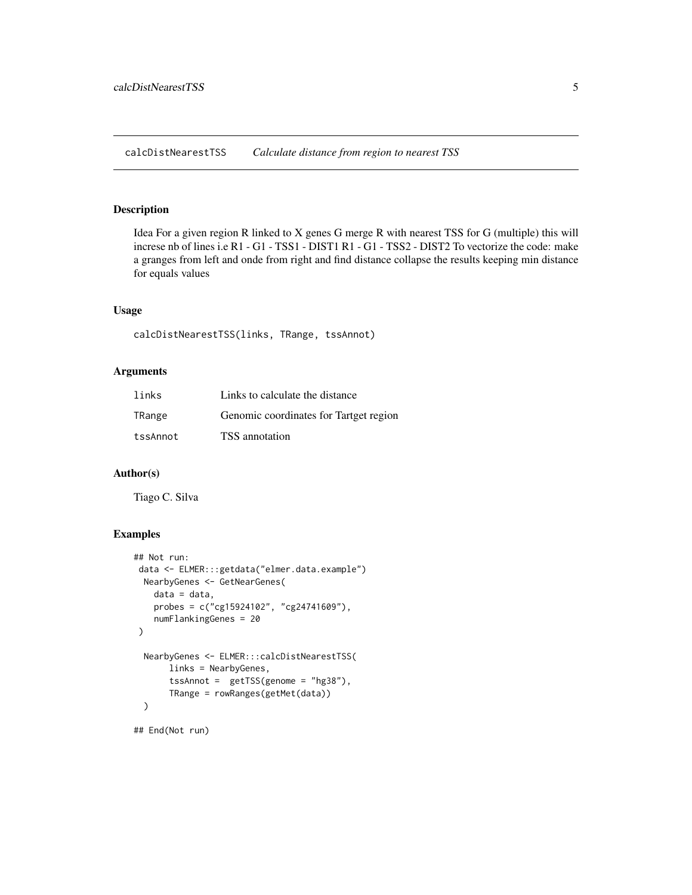# calcDistNearestTSS — *Calculate distance from region to nearest TSS*

## Description

Idea For a given region R linked to X genes G merge R with nearest TSS for G (multiple) this will increse nb of lines i.e R1 - G1 - TSS1 - DIST1 R1 - G1 - TSS2 - DIST2 To vectorize the code: make a granges from left and onde from right and find distance collapse the results keeping min distance for equals values

## Usage

```
calcDistNearestTSS(links, TRange, tssAnnot)
```

## Arguments

| | |
|---|---|
| links | Links to calculate the distance |
| TRange | Genomic coordinates for Tartget region |
| tssAnnot | TSS annotation |

## Author(s)

Tiago C. Silva

## Examples

```
## Not run:
 data <- ELMER:::getdata("elmer.data.example")
  NearbyGenes <- GetNearGenes(
    data = data,
    probes = c("cg15924102", "cg24741609"),
    numFlankingGenes = 20
 )

  NearbyGenes <- ELMER:::calcDistNearestTSS(
       links = NearbyGenes,
       tssAnnot =  getTSS(genome = "hg38"),
       TRange = rowRanges(getMet(data))
  )

## End(Not run)
```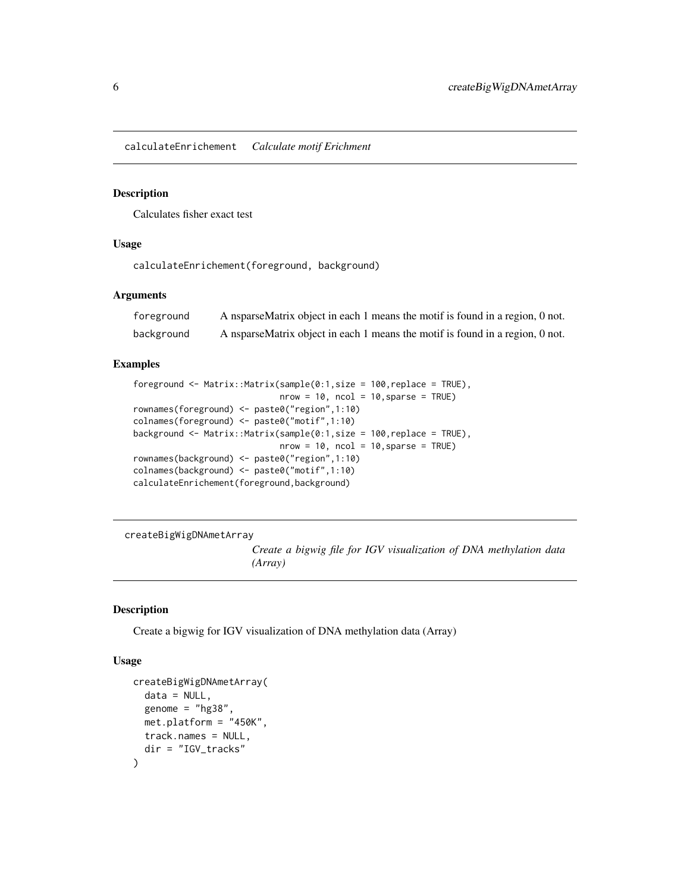## calculateEnrichement — *Calculate motif Erichment*

### Description

Calculates fisher exact test

### Usage

```
calculateEnrichement(foreground, background)
```

### Arguments

| | |
|---|---|
| foreground | A nsparseMatrix object in each 1 means the motif is found in a region, 0 not. |
| background | A nsparseMatrix object in each 1 means the motif is found in a region, 0 not. |

### Examples

```
foreground <- Matrix::Matrix(sample(0:1,size = 100,replace = TRUE),
                             nrow = 10, ncol = 10,sparse = TRUE)
rownames(foreground) <- paste0("region",1:10)
colnames(foreground) <- paste0("motif",1:10)
background <- Matrix::Matrix(sample(0:1,size = 100,replace = TRUE),
                             nrow = 10, ncol = 10,sparse = TRUE)
rownames(background) <- paste0("region",1:10)
colnames(background) <- paste0("motif",1:10)
calculateEnrichement(foreground,background)
```

## createBigWigDNAmetArray — *Create a bigwig file for IGV visualization of DNA methylation data (Array)*

### Description

Create a bigwig for IGV visualization of DNA methylation data (Array)

### Usage

```
createBigWigDNAmetArray(
  data = NULL,
  genome = "hg38",
  met.platform = "450K",
  track.names = NULL,
  dir = "IGV_tracks"
)
```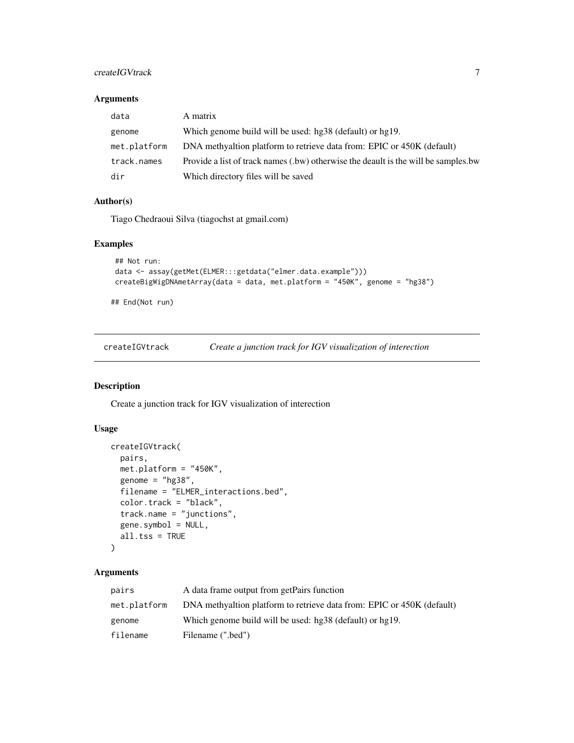### Arguments

| | |
|---|---|
| data | A matrix |
| genome | Which genome build will be used: hg38 (default) or hg19. |
| met.platform | DNA methyaltion platform to retrieve data from: EPIC or 450K (default) |
| track.names | Provide a list of track names (.bw) otherwise the deault is the will be samples.bw |
| dir | Which directory files will be saved |

### Author(s)

Tiago Chedraoui Silva (tiagochst at gmail.com)

### Examples

```
## Not run:
data <- assay(getMet(ELMER:::getdata("elmer.data.example")))
createBigWigDNAmetArray(data = data, met.platform = "450K", genome = "hg38")

## End(Not run)
```

---

## createIGVtrack *Create a junction track for IGV visualization of interection*

### Description

Create a junction track for IGV visualization of interection

### Usage

```
createIGVtrack(
  pairs,
  met.platform = "450K",
  genome = "hg38",
  filename = "ELMER_interactions.bed",
  color.track = "black",
  track.name = "junctions",
  gene.symbol = NULL,
  all.tss = TRUE
)
```

### Arguments

| | |
|---|---|
| pairs | A data frame output from getPairs function |
| met.platform | DNA methyaltion platform to retrieve data from: EPIC or 450K (default) |
| genome | Which genome build will be used: hg38 (default) or hg19. |
| filename | Filename (".bed") |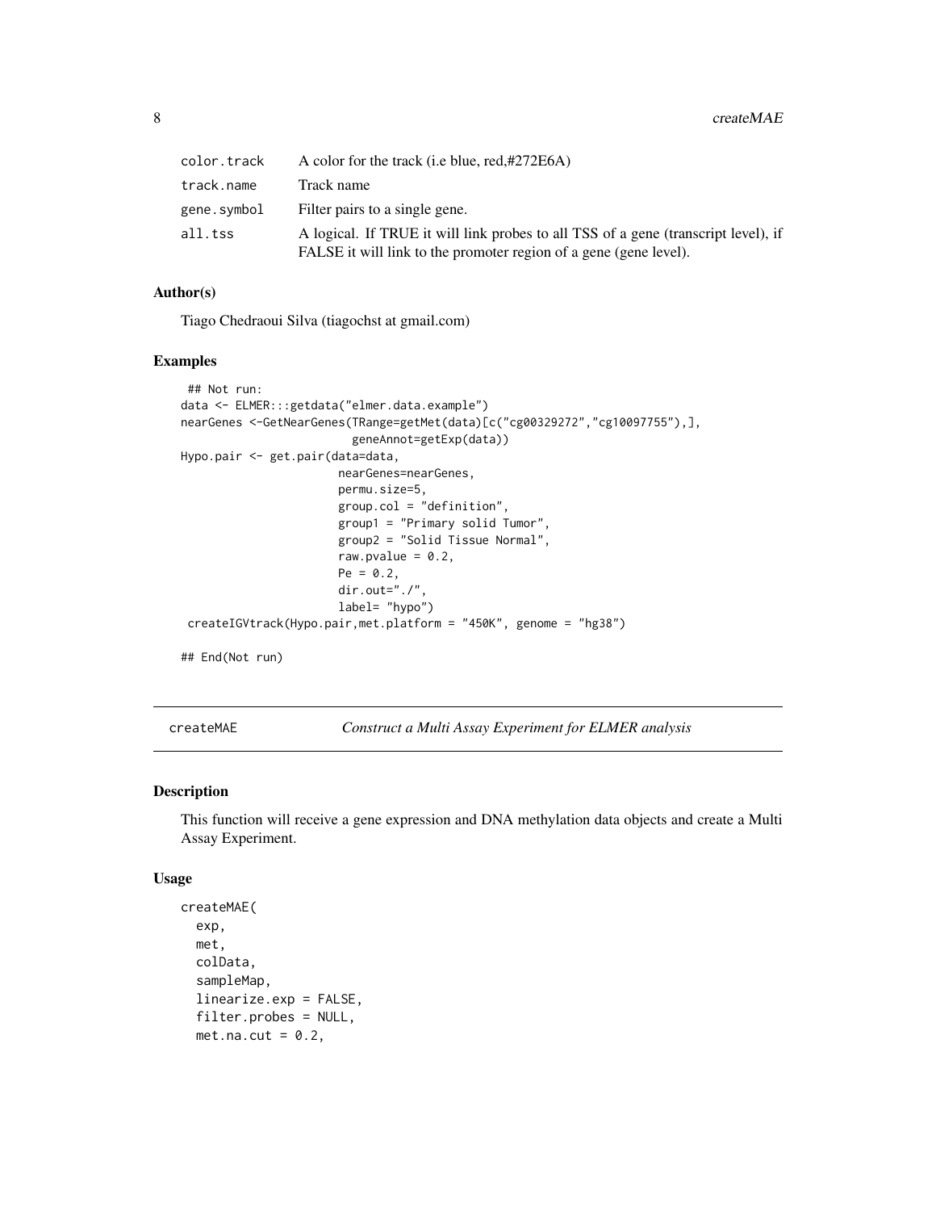| | |
|---|---|
| color.track | A color for the track (i.e blue, red,#272E6A) |
| track.name | Track name |
| gene.symbol | Filter pairs to a single gene. |
| all.tss | A logical. If TRUE it will link probes to all TSS of a gene (transcript level), if FALSE it will link to the promoter region of a gene (gene level). |

### Author(s)

Tiago Chedraoui Silva (tiagochst at gmail.com)

### Examples

```
 ## Not run:
data <- ELMER:::getdata("elmer.data.example")
nearGenes <-GetNearGenes(TRange=getMet(data)[c("cg00329272","cg10097755"),],
                         geneAnnot=getExp(data))
Hypo.pair <- get.pair(data=data,
                       nearGenes=nearGenes,
                       permu.size=5,
                       group.col = "definition",
                       group1 = "Primary solid Tumor",
                       group2 = "Solid Tissue Normal",
                       raw.pvalue = 0.2,
                       Pe = 0.2,
                       dir.out="./",
                       label= "hypo")
 createIGVtrack(Hypo.pair,met.platform = "450K", genome = "hg38")

## End(Not run)
```

---

## createMAE — *Construct a Multi Assay Experiment for ELMER analysis*

### Description

This function will receive a gene expression and DNA methylation data objects and create a Multi Assay Experiment.

### Usage

```
createMAE(
  exp,
  met,
  colData,
  sampleMap,
  linearize.exp = FALSE,
  filter.probes = NULL,
  met.na.cut = 0.2,
```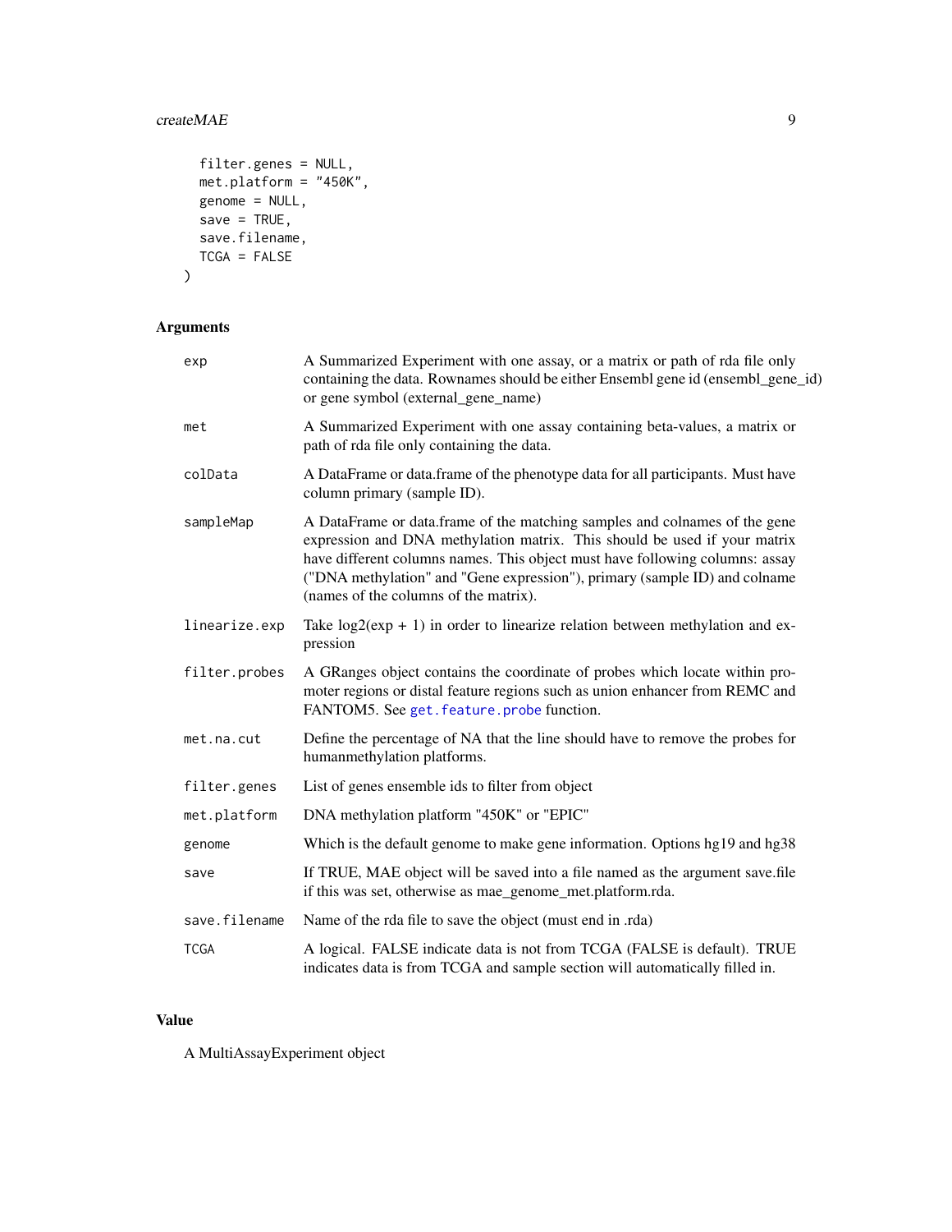```
  filter.genes = NULL,
  met.platform = "450K",
  genome = NULL,
  save = TRUE,
  save.filename,
  TCGA = FALSE
)
```

## Arguments

| | |
|---|---|
| exp | A Summarized Experiment with one assay, or a matrix or path of rda file only containing the data. Rownames should be either Ensembl gene id (ensembl_gene_id) or gene symbol (external_gene_name) |
| met | A Summarized Experiment with one assay containing beta-values, a matrix or path of rda file only containing the data. |
| colData | A DataFrame or data.frame of the phenotype data for all participants. Must have column primary (sample ID). |
| sampleMap | A DataFrame or data.frame of the matching samples and colnames of the gene expression and DNA methylation matrix. This should be used if your matrix have different columns names. This object must have following columns: assay ("DNA methylation" and "Gene expression"), primary (sample ID) and colname (names of the columns of the matrix). |
| linearize.exp | Take log2(exp + 1) in order to linearize relation between methylation and expression |
| filter.probes | A GRanges object contains the coordinate of probes which locate within promoter regions or distal feature regions such as union enhancer from REMC and FANTOM5. See get.feature.probe function. |
| met.na.cut | Define the percentage of NA that the line should have to remove the probes for humanmethylation platforms. |
| filter.genes | List of genes ensemble ids to filter from object |
| met.platform | DNA methylation platform "450K" or "EPIC" |
| genome | Which is the default genome to make gene information. Options hg19 and hg38 |
| save | If TRUE, MAE object will be saved into a file named as the argument save.file if this was set, otherwise as mae_genome_met.platform.rda. |
| save.filename | Name of the rda file to save the object (must end in .rda) |
| TCGA | A logical. FALSE indicate data is not from TCGA (FALSE is default). TRUE indicates data is from TCGA and sample section will automatically filled in. |

## Value

A MultiAssayExperiment object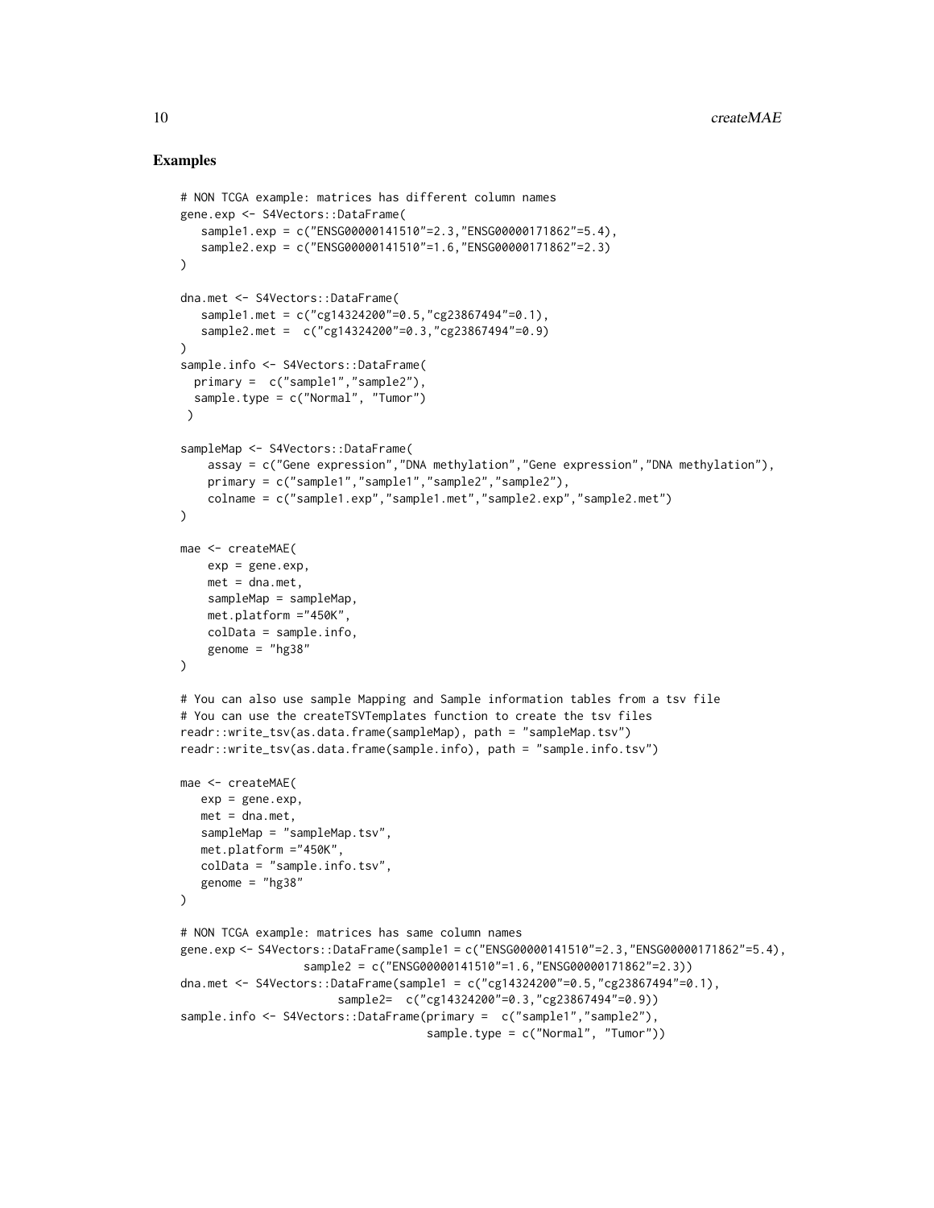## Examples

```
# NON TCGA example: matrices has different column names
gene.exp <- S4Vectors::DataFrame(
   sample1.exp = c("ENSG00000141510"=2.3,"ENSG00000171862"=5.4),
   sample2.exp = c("ENSG00000141510"=1.6,"ENSG00000171862"=2.3)
)

dna.met <- S4Vectors::DataFrame(
   sample1.met = c("cg14324200"=0.5,"cg23867494"=0.1),
   sample2.met =  c("cg14324200"=0.3,"cg23867494"=0.9)
)
sample.info <- S4Vectors::DataFrame(
  primary =  c("sample1","sample2"),
  sample.type = c("Normal", "Tumor")
 )

sampleMap <- S4Vectors::DataFrame(
    assay = c("Gene expression","DNA methylation","Gene expression","DNA methylation"),
    primary = c("sample1","sample1","sample2","sample2"),
    colname = c("sample1.exp","sample1.met","sample2.exp","sample2.met")
)

mae <- createMAE(
    exp = gene.exp,
    met = dna.met,
    sampleMap = sampleMap,
    met.platform ="450K",
    colData = sample.info,
    genome = "hg38"
)

# You can also use sample Mapping and Sample information tables from a tsv file
# You can use the createTSVTemplates function to create the tsv files
readr::write_tsv(as.data.frame(sampleMap), path = "sampleMap.tsv")
readr::write_tsv(as.data.frame(sample.info), path = "sample.info.tsv")

mae <- createMAE(
   exp = gene.exp,
   met = dna.met,
   sampleMap = "sampleMap.tsv",
   met.platform ="450K",
   colData = "sample.info.tsv",
   genome = "hg38"
)

# NON TCGA example: matrices has same column names
gene.exp <- S4Vectors::DataFrame(sample1 = c("ENSG00000141510"=2.3,"ENSG00000171862"=5.4),
                  sample2 = c("ENSG00000141510"=1.6,"ENSG00000171862"=2.3))
dna.met <- S4Vectors::DataFrame(sample1 = c("cg14324200"=0.5,"cg23867494"=0.1),
                       sample2=  c("cg14324200"=0.3,"cg23867494"=0.9))
sample.info <- S4Vectors::DataFrame(primary =  c("sample1","sample2"),
                                   sample.type = c("Normal", "Tumor"))
```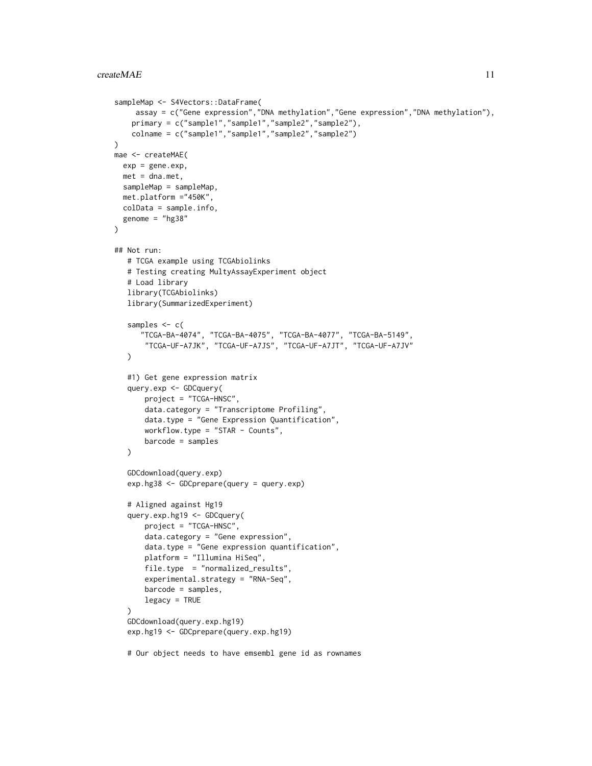```
sampleMap <- S4Vectors::DataFrame(
     assay = c("Gene expression","DNA methylation","Gene expression","DNA methylation"),
    primary = c("sample1","sample1","sample2","sample2"),
    colname = c("sample1","sample1","sample2","sample2")
)
mae <- createMAE(
  exp = gene.exp,
  met = dna.met,
  sampleMap = sampleMap,
  met.platform ="450K",
  colData = sample.info,
  genome = "hg38"
)

## Not run:
   # TCGA example using TCGAbiolinks
   # Testing creating MultyAssayExperiment object
   # Load library
   library(TCGAbiolinks)
   library(SummarizedExperiment)

   samples <- c(
      "TCGA-BA-4074", "TCGA-BA-4075", "TCGA-BA-4077", "TCGA-BA-5149",
       "TCGA-UF-A7JK", "TCGA-UF-A7JS", "TCGA-UF-A7JT", "TCGA-UF-A7JV"
   )

   #1) Get gene expression matrix
   query.exp <- GDCquery(
       project = "TCGA-HNSC",
       data.category = "Transcriptome Profiling",
       data.type = "Gene Expression Quantification",
       workflow.type = "STAR - Counts",
       barcode = samples
   )

   GDCdownload(query.exp)
   exp.hg38 <- GDCprepare(query = query.exp)

   # Aligned against Hg19
   query.exp.hg19 <- GDCquery(
       project = "TCGA-HNSC",
       data.category = "Gene expression",
       data.type = "Gene expression quantification",
       platform = "Illumina HiSeq",
       file.type  = "normalized_results",
       experimental.strategy = "RNA-Seq",
       barcode = samples,
       legacy = TRUE
   )
   GDCdownload(query.exp.hg19)
   exp.hg19 <- GDCprepare(query.exp.hg19)

   # Our object needs to have emsembl gene id as rownames
```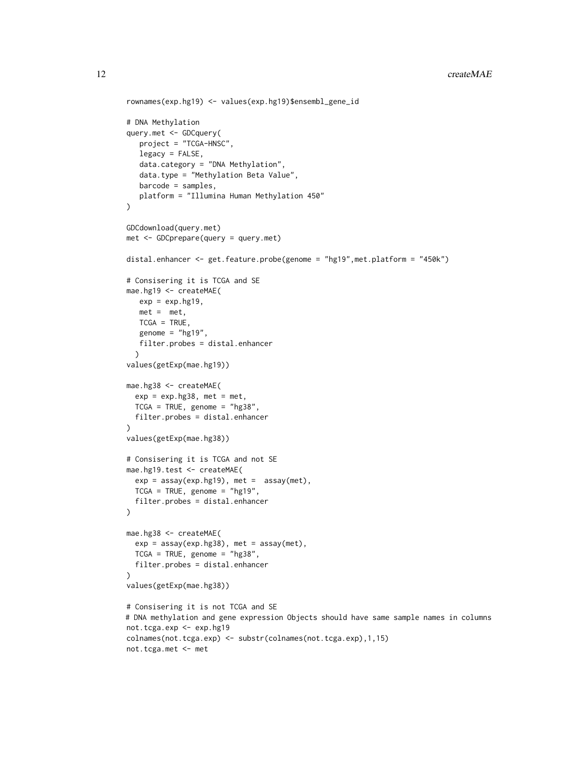```
rownames(exp.hg19) <- values(exp.hg19)$ensembl_gene_id

# DNA Methylation
query.met <- GDCquery(
   project = "TCGA-HNSC",
   legacy = FALSE,
   data.category = "DNA Methylation",
   data.type = "Methylation Beta Value",
   barcode = samples,
   platform = "Illumina Human Methylation 450"
)

GDCdownload(query.met)
met <- GDCprepare(query = query.met)

distal.enhancer <- get.feature.probe(genome = "hg19",met.platform = "450k")

# Consisering it is TCGA and SE
mae.hg19 <- createMAE(
   exp = exp.hg19,
   met =  met,
   TCGA = TRUE,
   genome = "hg19",
   filter.probes = distal.enhancer
  )
values(getExp(mae.hg19))

mae.hg38 <- createMAE(
  exp = exp.hg38, met = met,
  TCGA = TRUE, genome = "hg38",
  filter.probes = distal.enhancer
)
values(getExp(mae.hg38))

# Consisering it is TCGA and not SE
mae.hg19.test <- createMAE(
  exp = assay(exp.hg19), met =  assay(met),
  TCGA = TRUE, genome = "hg19",
  filter.probes = distal.enhancer
)

mae.hg38 <- createMAE(
  exp = assay(exp.hg38), met = assay(met),
  TCGA = TRUE, genome = "hg38",
  filter.probes = distal.enhancer
)
values(getExp(mae.hg38))

# Consisering it is not TCGA and SE
# DNA methylation and gene expression Objects should have same sample names in columns
not.tcga.exp <- exp.hg19
colnames(not.tcga.exp) <- substr(colnames(not.tcga.exp),1,15)
not.tcga.met <- met
```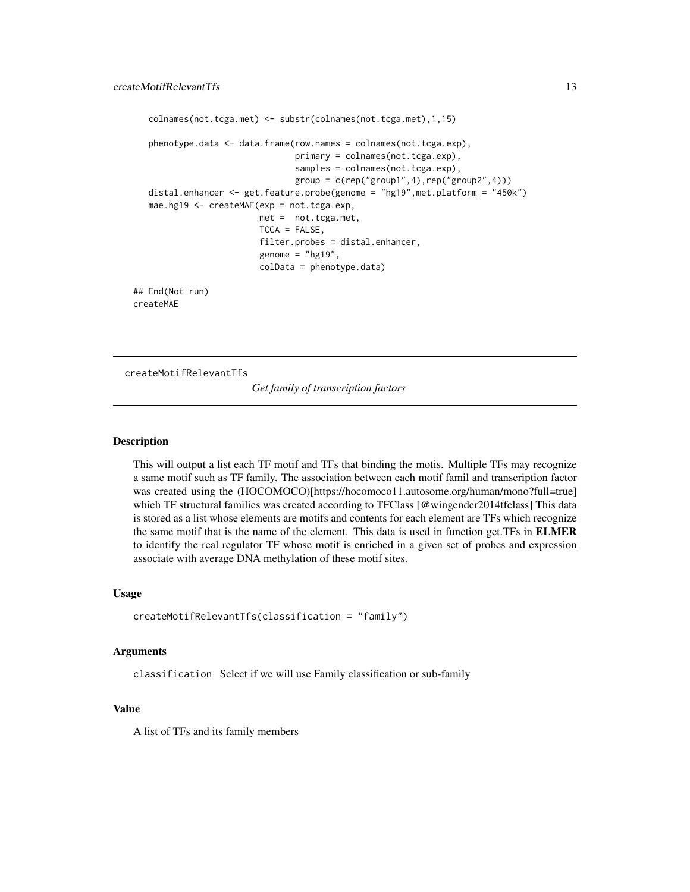```
    colnames(not.tcga.met) <- substr(colnames(not.tcga.met),1,15)

    phenotype.data <- data.frame(row.names = colnames(not.tcga.exp),
                                 primary = colnames(not.tcga.exp),
                                 samples = colnames(not.tcga.exp),
                                 group = c(rep("group1",4),rep("group2",4)))
    distal.enhancer <- get.feature.probe(genome = "hg19",met.platform = "450k")
    mae.hg19 <- createMAE(exp = not.tcga.exp,
                          met =  not.tcga.met,
                          TCGA = FALSE,
                          filter.probes = distal.enhancer,
                          genome = "hg19",
                          colData = phenotype.data)

## End(Not run)
createMAE
```

---

## createMotifRelevantTfs

*Get family of transcription factors*

### Description

This will output a list each TF motif and TFs that binding the motis. Multiple TFs may recognize a same motif such as TF family. The association between each motif famil and transcription factor was created using the (HOCOMOCO)[https://hocomoco11.autosome.org/human/mono?full=true] which TF structural families was created according to TFClass [@wingender2014tfclass] This data is stored as a list whose elements are motifs and contents for each element are TFs which recognize the same motif that is the name of the element. This data is used in function get.TFs in **ELMER** to identify the real regulator TF whose motif is enriched in a given set of probes and expression associate with average DNA methylation of these motif sites.

### Usage

```
createMotifRelevantTfs(classification = "family")
```

### Arguments

`classification` Select if we will use Family classification or sub-family

### Value

A list of TFs and its family members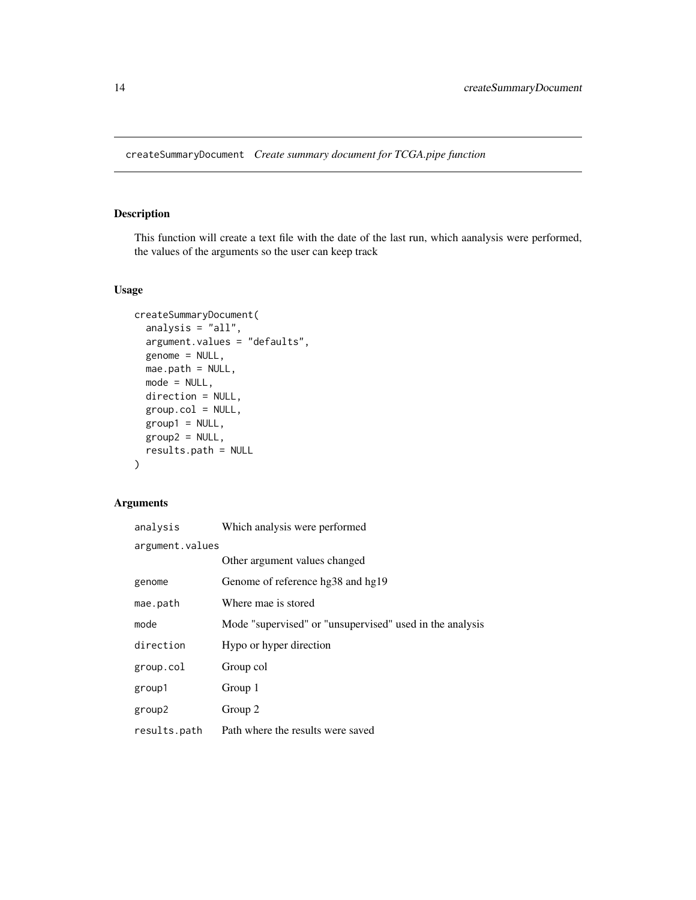# createSummaryDocument *Create summary document for TCGA.pipe function*

## Description

This function will create a text file with the date of the last run, which aanalysis were performed, the values of the arguments so the user can keep track

## Usage

```
createSummaryDocument(
  analysis = "all",
  argument.values = "defaults",
  genome = NULL,
  mae.path = NULL,
  mode = NULL,
  direction = NULL,
  group.col = NULL,
  group1 = NULL,
  group2 = NULL,
  results.path = NULL
)
```

## Arguments

| | |
|---|---|
| `analysis` | Which analysis were performed |
| `argument.values` | Other argument values changed |
| `genome` | Genome of reference hg38 and hg19 |
| `mae.path` | Where mae is stored |
| `mode` | Mode "supervised" or "unsupervised" used in the analysis |
| `direction` | Hypo or hyper direction |
| `group.col` | Group col |
| `group1` | Group 1 |
| `group2` | Group 2 |
| `results.path` | Path where the results were saved |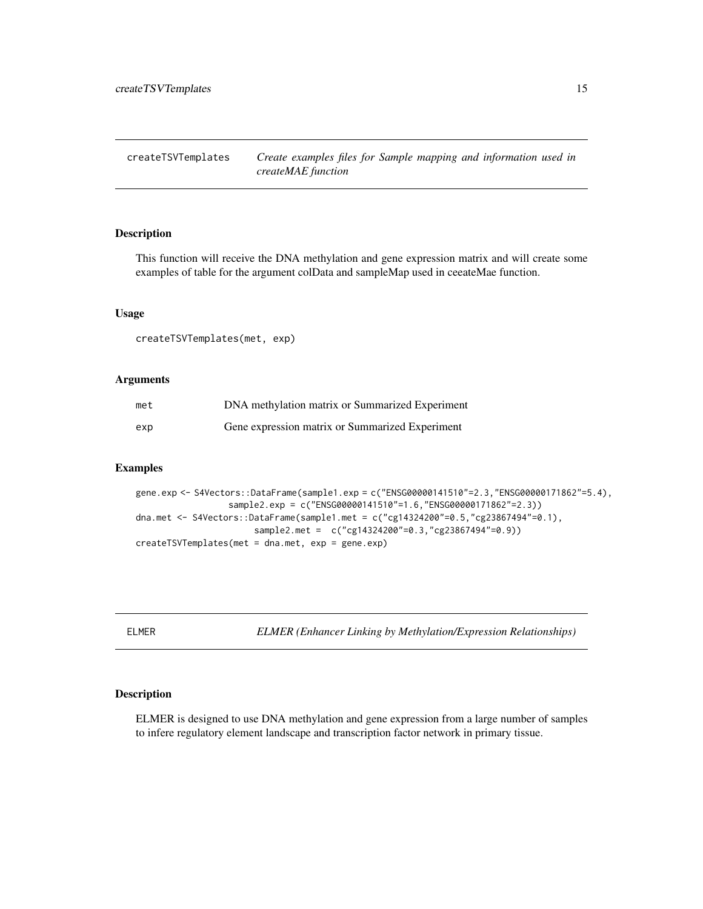## createTSVTemplates

*Create examples files for Sample mapping and information used in createMAE function*

### Description

This function will receive the DNA methylation and gene expression matrix and will create some examples of table for the argument colData and sampleMap used in ceeateMae function.

### Usage

```
createTSVTemplates(met, exp)
```

### Arguments

| | |
|---|---|
| met | DNA methylation matrix or Summarized Experiment |
| exp | Gene expression matrix or Summarized Experiment |

### Examples

```
gene.exp <- S4Vectors::DataFrame(sample1.exp = c("ENSG00000141510"=2.3,"ENSG00000171862"=5.4),
                 sample2.exp = c("ENSG00000141510"=1.6,"ENSG00000171862"=2.3))
dna.met <- S4Vectors::DataFrame(sample1.met = c("cg14324200"=0.5,"cg23867494"=0.1),
                       sample2.met =  c("cg14324200"=0.3,"cg23867494"=0.9))
createTSVTemplates(met = dna.met, exp = gene.exp)
```

## ELMER

*ELMER (Enhancer Linking by Methylation/Expression Relationships)*

### Description

ELMER is designed to use DNA methylation and gene expression from a large number of samples to infere regulatory element landscape and transcription factor network in primary tissue.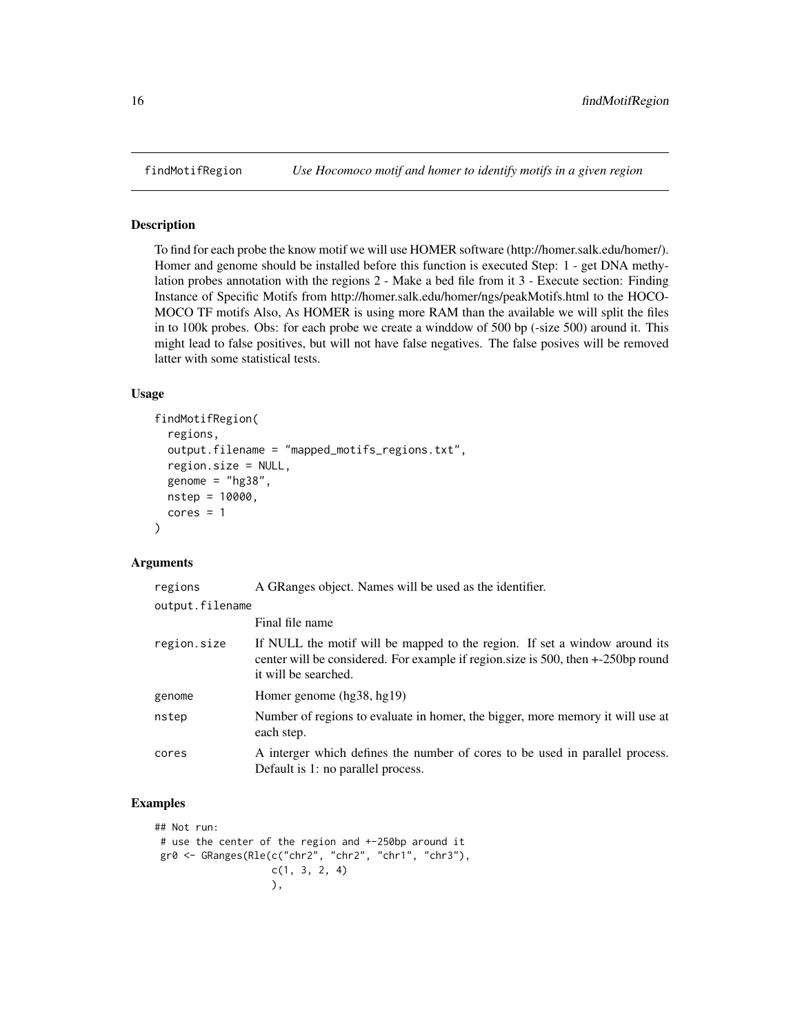## findMotifRegion — *Use Hocomoco motif and homer to identify motifs in a given region*

### Description

To find for each probe the know motif we will use HOMER software (http://homer.salk.edu/homer/). Homer and genome should be installed before this function is executed Step: 1 - get DNA methylation probes annotation with the regions 2 - Make a bed file from it 3 - Execute section: Finding Instance of Specific Motifs from http://homer.salk.edu/homer/ngs/peakMotifs.html to the HOCOMOCO TF motifs Also, As HOMER is using more RAM than the available we will split the files in to 100k probes. Obs: for each probe we create a winddow of 500 bp (-size 500) around it. This might lead to false positives, but will not have false negatives. The false posives will be removed latter with some statistical tests.

### Usage

```
findMotifRegion(
  regions,
  output.filename = "mapped_motifs_regions.txt",
  region.size = NULL,
  genome = "hg38",
  nstep = 10000,
  cores = 1
)
```

### Arguments

| | |
|---|---|
| regions | A GRanges object. Names will be used as the identifier. |
| output.filename | Final file name |
| region.size | If NULL the motif will be mapped to the region. If set a window around its center will be considered. For example if region.size is 500, then +-250bp round it will be searched. |
| genome | Homer genome (hg38, hg19) |
| nstep | Number of regions to evaluate in homer, the bigger, more memory it will use at each step. |
| cores | A interger which defines the number of cores to be used in parallel process. Default is 1: no parallel process. |

### Examples

```
## Not run:
 # use the center of the region and +-250bp around it
 gr0 <- GRanges(Rle(c("chr2", "chr2", "chr1", "chr3"),
                   c(1, 3, 2, 4)
                   ),
```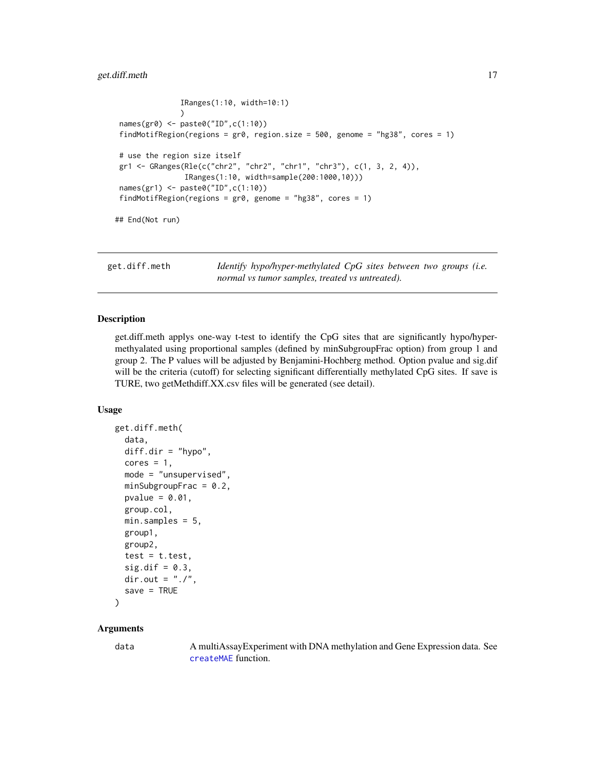```
               IRanges(1:10, width=10:1)
               )
names(gr0) <- paste0("ID",c(1:10))
findMotifRegion(regions = gr0, region.size = 500, genome = "hg38", cores = 1)

# use the region size itself
gr1 <- GRanges(Rle(c("chr2", "chr2", "chr1", "chr3"), c(1, 3, 2, 4)),
                IRanges(1:10, width=sample(200:1000,10)))
names(gr1) <- paste0("ID",c(1:10))
findMotifRegion(regions = gr0, genome = "hg38", cores = 1)

## End(Not run)
```

---

## get.diff.meth

*Identify hypo/hyper-methylated CpG sites between two groups (i.e. normal vs tumor samples, treated vs untreated).*

### Description

get.diff.meth applys one-way t-test to identify the CpG sites that are significantly hypo/hyper-methyalated using proportional samples (defined by minSubgroupFrac option) from group 1 and group 2. The P values will be adjusted by Benjamini-Hochberg method. Option pvalue and sig.dif will be the criteria (cutoff) for selecting significant differentially methylated CpG sites. If save is TURE, two getMethdiff.XX.csv files will be generated (see detail).

### Usage

```
get.diff.meth(
  data,
  diff.dir = "hypo",
  cores = 1,
  mode = "unsupervised",
  minSubgroupFrac = 0.2,
  pvalue = 0.01,
  group.col,
  min.samples = 5,
  group1,
  group2,
  test = t.test,
  sig.dif = 0.3,
  dir.out = "./",
  save = TRUE
)
```

### Arguments

`data` A multiAssayExperiment with DNA methylation and Gene Expression data. See `createMAE` function.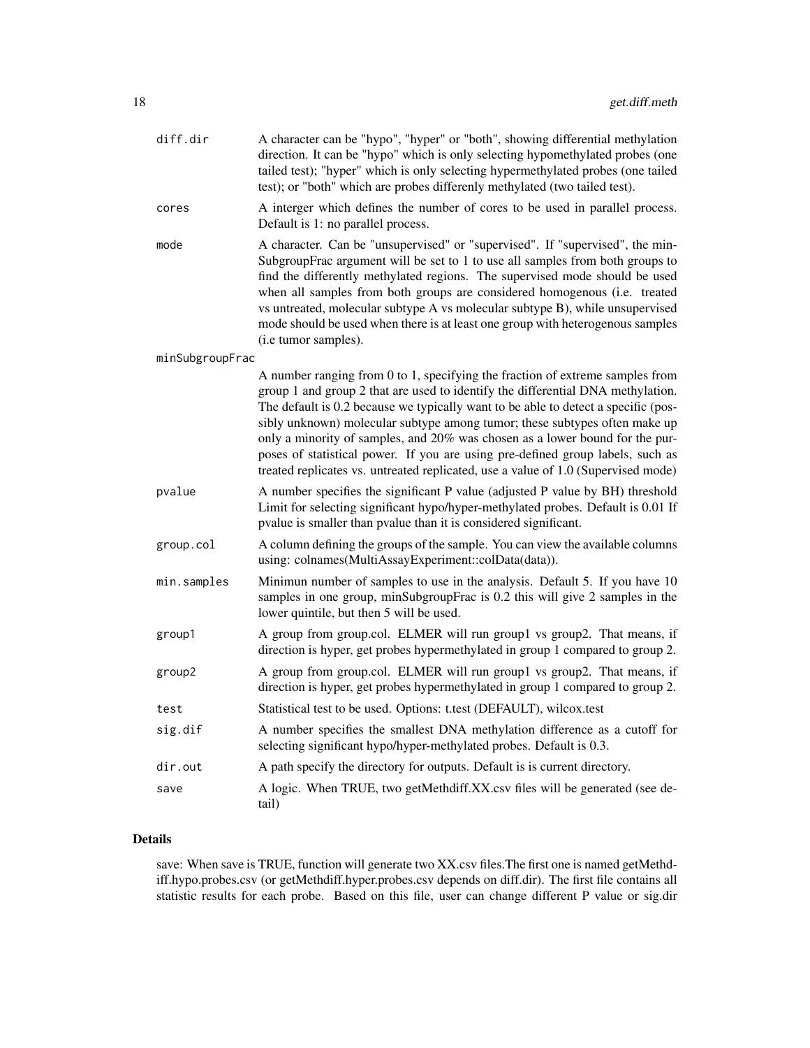| | |
|---|---|
| diff.dir | A character can be "hypo", "hyper" or "both", showing differential methylation direction. It can be "hypo" which is only selecting hypomethylated probes (one tailed test); "hyper" which is only selecting hypermethylated probes (one tailed test); or "both" which are probes differenly methylated (two tailed test). |
| cores | A interger which defines the number of cores to be used in parallel process. Default is 1: no parallel process. |
| mode | A character. Can be "unsupervised" or "supervised". If "supervised", the minSubgroupFrac argument will be set to 1 to use all samples from both groups to find the differently methylated regions. The supervised mode should be used when all samples from both groups are considered homogenous (i.e. treated vs untreated, molecular subtype A vs molecular subtype B), while unsupervised mode should be used when there is at least one group with heterogenous samples (i.e tumor samples). |
| minSubgroupFrac | A number ranging from 0 to 1, specifying the fraction of extreme samples from group 1 and group 2 that are used to identify the differential DNA methylation. The default is 0.2 because we typically want to be able to detect a specific (possibly unknown) molecular subtype among tumor; these subtypes often make up only a minority of samples, and 20% was chosen as a lower bound for the purposes of statistical power. If you are using pre-defined group labels, such as treated replicates vs. untreated replicated, use a value of 1.0 (Supervised mode) |
| pvalue | A number specifies the significant P value (adjusted P value by BH) threshold Limit for selecting significant hypo/hyper-methylated probes. Default is 0.01 If pvalue is smaller than pvalue than it is considered significant. |
| group.col | A column defining the groups of the sample. You can view the available columns using: colnames(MultiAssayExperiment::colData(data)). |
| min.samples | Minimun number of samples to use in the analysis. Default 5. If you have 10 samples in one group, minSubgroupFrac is 0.2 this will give 2 samples in the lower quintile, but then 5 will be used. |
| group1 | A group from group.col. ELMER will run group1 vs group2. That means, if direction is hyper, get probes hypermethylated in group 1 compared to group 2. |
| group2 | A group from group.col. ELMER will run group1 vs group2. That means, if direction is hyper, get probes hypermethylated in group 1 compared to group 2. |
| test | Statistical test to be used. Options: t.test (DEFAULT), wilcox.test |
| sig.dif | A number specifies the smallest DNA methylation difference as a cutoff for selecting significant hypo/hyper-methylated probes. Default is 0.3. |
| dir.out | A path specify the directory for outputs. Default is is current directory. |
| save | A logic. When TRUE, two getMethdiff.XX.csv files will be generated (see detail) |

## Details

save: When save is TRUE, function will generate two XX.csv files.The first one is named getMethdiff.hypo.probes.csv (or getMethdiff.hyper.probes.csv depends on diff.dir). The first file contains all statistic results for each probe. Based on this file, user can change different P value or sig.dir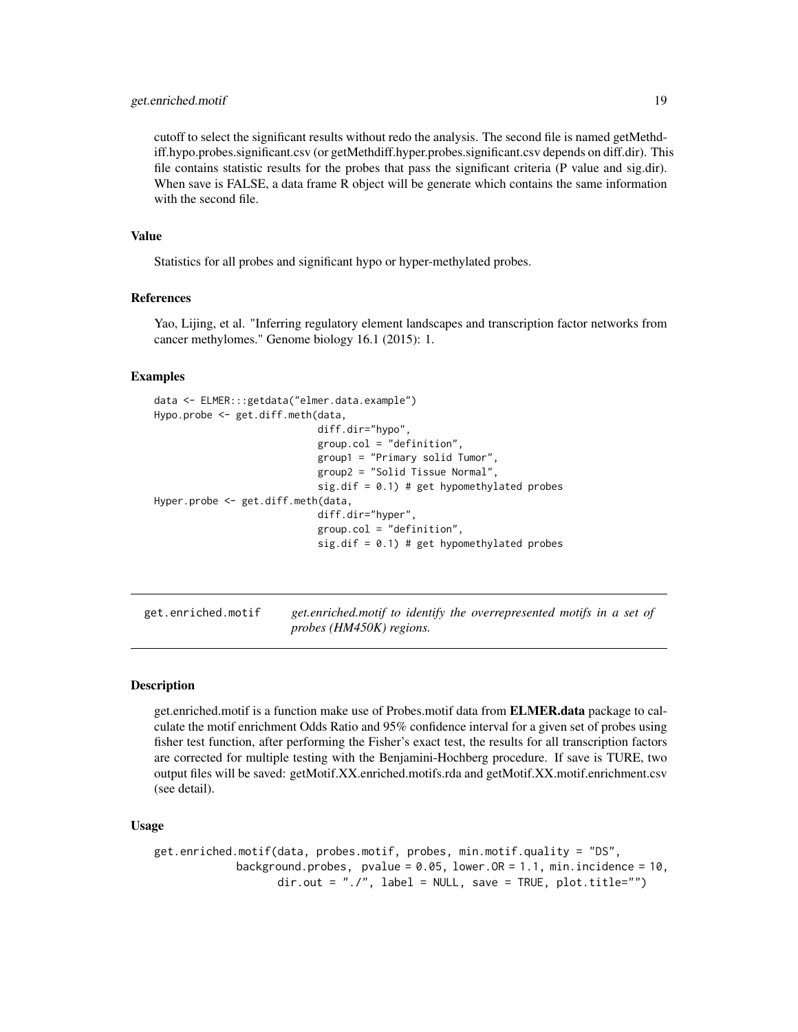cutoff to select the significant results without redo the analysis. The second file is named getMethdiff.hypo.probes.significant.csv (or getMethdiff.hyper.probes.significant.csv depends on diff.dir). This file contains statistic results for the probes that pass the significant criteria (P value and sig.dir). When save is FALSE, a data frame R object will be generate which contains the same information with the second file.

### Value

Statistics for all probes and significant hypo or hyper-methylated probes.

### References

Yao, Lijing, et al. "Inferring regulatory element landscapes and transcription factor networks from cancer methylomes." Genome biology 16.1 (2015): 1.

### Examples

```
data <- ELMER:::getdata("elmer.data.example")
Hypo.probe <- get.diff.meth(data,
                            diff.dir="hypo",
                            group.col = "definition",
                            group1 = "Primary solid Tumor",
                            group2 = "Solid Tissue Normal",
                            sig.dif = 0.1) # get hypomethylated probes
Hyper.probe <- get.diff.meth(data,
                            diff.dir="hyper",
                            group.col = "definition",
                            sig.dif = 0.1) # get hypomethylated probes
```

---

## get.enriched.motif &nbsp;&nbsp;&nbsp; *get.enriched.motif to identify the overrepresented motifs in a set of probes (HM450K) regions.*

---

### Description

get.enriched.motif is a function make use of Probes.motif data from **ELMER.data** package to calculate the motif enrichment Odds Ratio and 95% confidence interval for a given set of probes using fisher test function, after performing the Fisher's exact test, the results for all transcription factors are corrected for multiple testing with the Benjamini-Hochberg procedure. If save is TURE, two output files will be saved: getMotif.XX.enriched.motifs.rda and getMotif.XX.motif.enrichment.csv (see detail).

### Usage

```
get.enriched.motif(data, probes.motif, probes, min.motif.quality = "DS",
            background.probes,  pvalue = 0.05, lower.OR = 1.1, min.incidence = 10,
                  dir.out = "./", label = NULL, save = TRUE, plot.title="")
```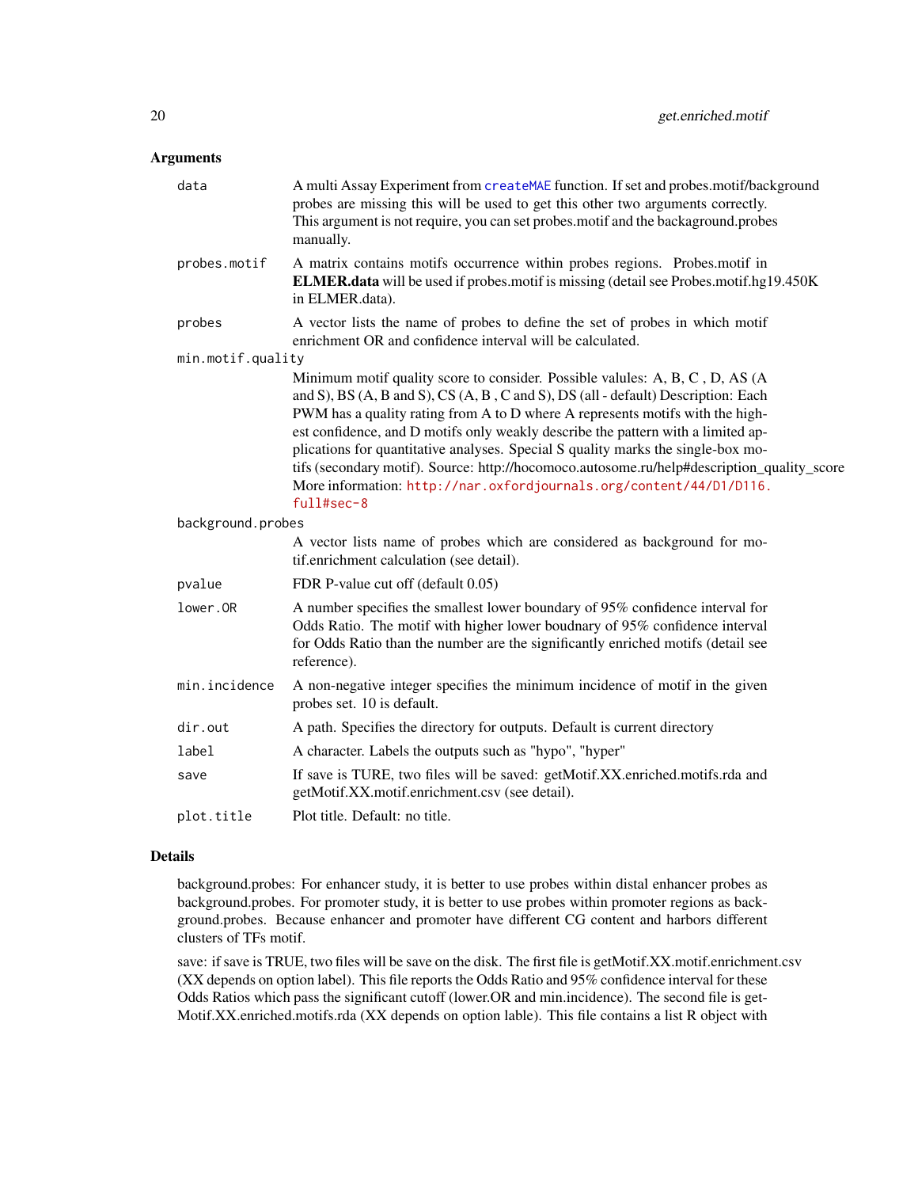## Arguments

| | |
|---|---|
| `data` | A multi Assay Experiment from `createMAE` function. If set and probes.motif/background probes are missing this will be used to get this other two arguments correctly. This argument is not require, you can set probes.motif and the backaground.probes manually. |
| `probes.motif` | A matrix contains motifs occurrence within probes regions. Probes.motif in **ELMER.data** will be used if probes.motif is missing (detail see Probes.motif.hg19.450K in ELMER.data). |
| `probes` | A vector lists the name of probes to define the set of probes in which motif enrichment OR and confidence interval will be calculated. |
| `min.motif.quality` | Minimum motif quality score to consider. Possible valules: A, B, C , D, AS (A and S), BS (A, B and S), CS (A, B , C and S), DS (all - default) Description: Each PWM has a quality rating from A to D where A represents motifs with the highest confidence, and D motifs only weakly describe the pattern with a limited applications for quantitative analyses. Special S quality marks the single-box motifs (secondary motif). Source: http://hocomoco.autosome.ru/help#description_quality_score More information: http://nar.oxfordjournals.org/content/44/D1/D116.full#sec-8 |
| `background.probes` | A vector lists name of probes which are considered as background for motif.enrichment calculation (see detail). |
| `pvalue` | FDR P-value cut off (default 0.05) |
| `lower.OR` | A number specifies the smallest lower boundary of 95% confidence interval for Odds Ratio. The motif with higher lower boudnary of 95% confidence interval for Odds Ratio than the number are the significantly enriched motifs (detail see reference). |
| `min.incidence` | A non-negative integer specifies the minimum incidence of motif in the given probes set. 10 is default. |
| `dir.out` | A path. Specifies the directory for outputs. Default is current directory |
| `label` | A character. Labels the outputs such as "hypo", "hyper" |
| `save` | If save is TURE, two files will be saved: getMotif.XX.enriched.motifs.rda and getMotif.XX.motif.enrichment.csv (see detail). |
| `plot.title` | Plot title. Default: no title. |

## Details

background.probes: For enhancer study, it is better to use probes within distal enhancer probes as background.probes. For promoter study, it is better to use probes within promoter regions as background.probes. Because enhancer and promoter have different CG content and harbors different clusters of TFs motif.

save: if save is TRUE, two files will be save on the disk. The first file is getMotif.XX.motif.enrichment.csv (XX depends on option label). This file reports the Odds Ratio and 95% confidence interval for these Odds Ratios which pass the significant cutoff (lower.OR and min.incidence). The second file is getMotif.XX.enriched.motifs.rda (XX depends on option lable). This file contains a list R object with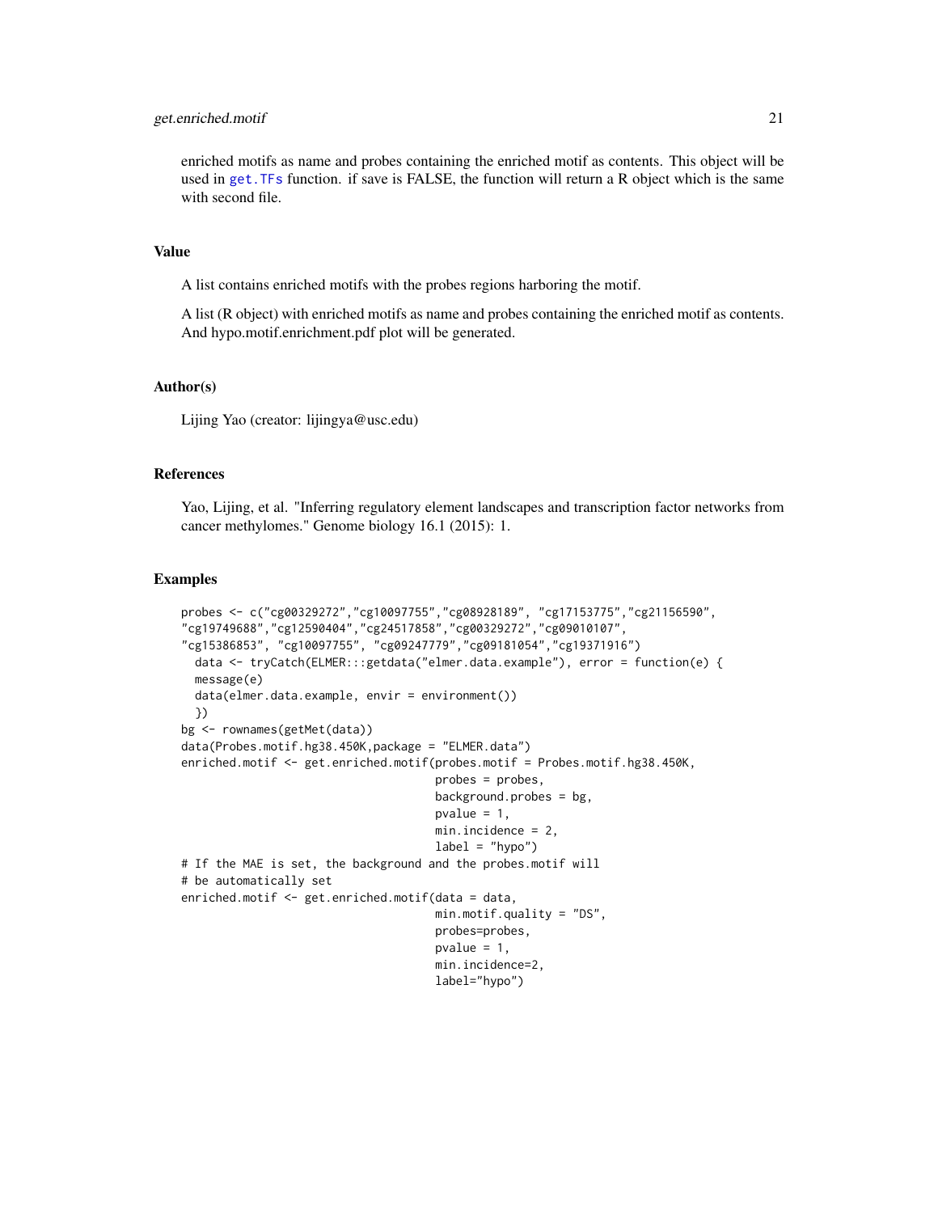enriched motifs as name and probes containing the enriched motif as contents. This object will be used in get.TFs function. if save is FALSE, the function will return a R object which is the same with second file.

## Value

A list contains enriched motifs with the probes regions harboring the motif.

A list (R object) with enriched motifs as name and probes containing the enriched motif as contents. And hypo.motif.enrichment.pdf plot will be generated.

## Author(s)

Lijing Yao (creator: lijingya@usc.edu)

## References

Yao, Lijing, et al. "Inferring regulatory element landscapes and transcription factor networks from cancer methylomes." Genome biology 16.1 (2015): 1.

## Examples

```
probes <- c("cg00329272","cg10097755","cg08928189", "cg17153775","cg21156590",
"cg19749688","cg12590404","cg24517858","cg00329272","cg09010107",
"cg15386853", "cg10097755", "cg09247779","cg09181054","cg19371916")
  data <- tryCatch(ELMER:::getdata("elmer.data.example"), error = function(e) {
  message(e)
  data(elmer.data.example, envir = environment())
  })
bg <- rownames(getMet(data))
data(Probes.motif.hg38.450K,package = "ELMER.data")
enriched.motif <- get.enriched.motif(probes.motif = Probes.motif.hg38.450K,
                                     probes = probes,
                                     background.probes = bg,
                                     pvalue = 1,
                                     min.incidence = 2,
                                     label = "hypo")
# If the MAE is set, the background and the probes.motif will
# be automatically set
enriched.motif <- get.enriched.motif(data = data,
                                     min.motif.quality = "DS",
                                     probes=probes,
                                     pvalue = 1,
                                     min.incidence=2,
                                     label="hypo")
```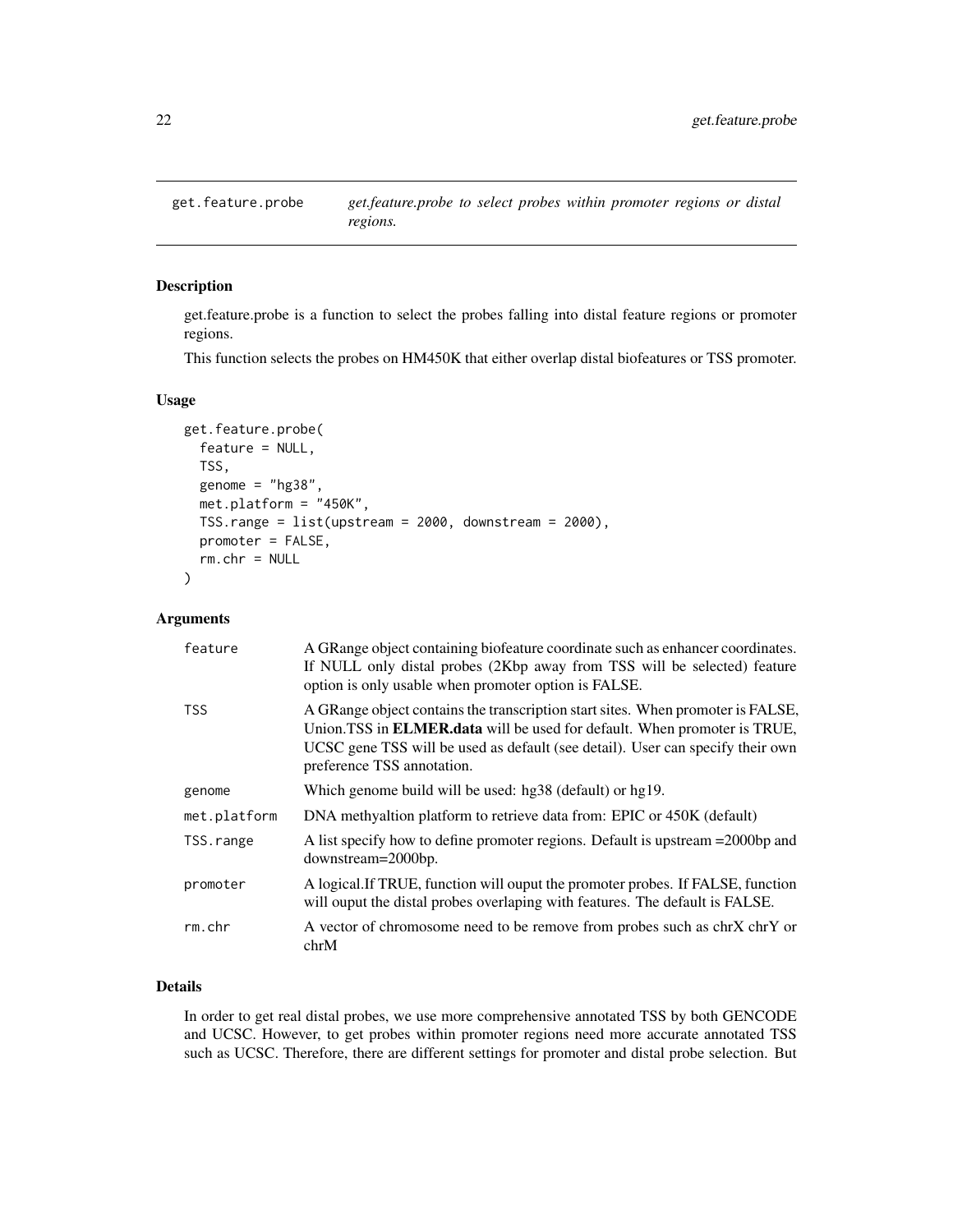## get.feature.probe — *get.feature.probe to select probes within promoter regions or distal regions.*

### Description

get.feature.probe is a function to select the probes falling into distal feature regions or promoter regions.

This function selects the probes on HM450K that either overlap distal biofeatures or TSS promoter.

### Usage

```
get.feature.probe(
  feature = NULL,
  TSS,
  genome = "hg38",
  met.platform = "450K",
  TSS.range = list(upstream = 2000, downstream = 2000),
  promoter = FALSE,
  rm.chr = NULL
)
```

### Arguments

| | |
|---|---|
| `feature` | A GRange object containing biofeature coordinate such as enhancer coordinates. If NULL only distal probes (2Kbp away from TSS will be selected) feature option is only usable when promoter option is FALSE. |
| `TSS` | A GRange object contains the transcription start sites. When promoter is FALSE, Union.TSS in **ELMER.data** will be used for default. When promoter is TRUE, UCSC gene TSS will be used as default (see detail). User can specify their own preference TSS annotation. |
| `genome` | Which genome build will be used: hg38 (default) or hg19. |
| `met.platform` | DNA methyaltion platform to retrieve data from: EPIC or 450K (default) |
| `TSS.range` | A list specify how to define promoter regions. Default is upstream =2000bp and downstream=2000bp. |
| `promoter` | A logical.If TRUE, function will ouput the promoter probes. If FALSE, function will ouput the distal probes overlaping with features. The default is FALSE. |
| `rm.chr` | A vector of chromosome need to be remove from probes such as chrX chrY or chrM |

### Details

In order to get real distal probes, we use more comprehensive annotated TSS by both GENCODE and UCSC. However, to get probes within promoter regions need more accurate annotated TSS such as UCSC. Therefore, there are different settings for promoter and distal probe selection. But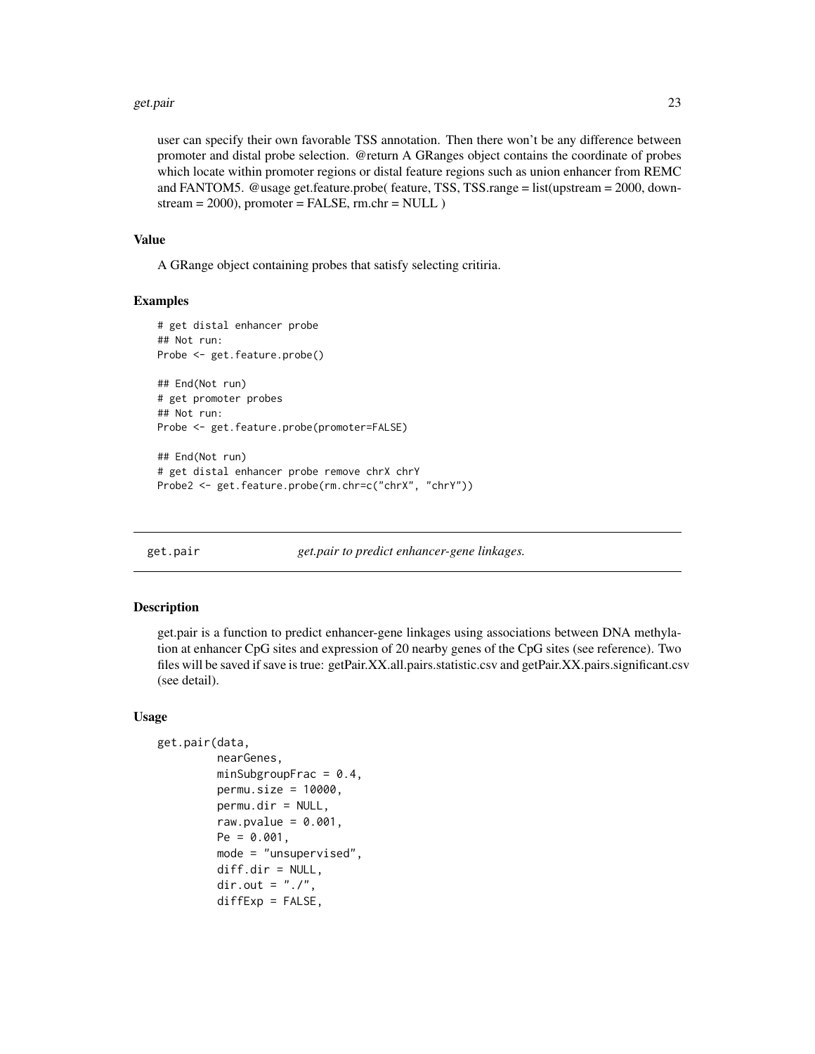user can specify their own favorable TSS annotation. Then there won't be any difference between promoter and distal probe selection. @return A GRanges object contains the coordinate of probes which locate within promoter regions or distal feature regions such as union enhancer from REMC and FANTOM5. @usage get.feature.probe( feature, TSS, TSS.range = list(upstream = 2000, downstream = 2000), promoter = FALSE, rm.chr = NULL )

### Value

A GRange object containing probes that satisfy selecting critiria.

### Examples

```
# get distal enhancer probe
## Not run:
Probe <- get.feature.probe()

## End(Not run)
# get promoter probes
## Not run:
Probe <- get.feature.probe(promoter=FALSE)

## End(Not run)
# get distal enhancer probe remove chrX chrY
Probe2 <- get.feature.probe(rm.chr=c("chrX", "chrY"))
```

---

## get.pair — *get.pair to predict enhancer-gene linkages.*

---

### Description

get.pair is a function to predict enhancer-gene linkages using associations between DNA methylation at enhancer CpG sites and expression of 20 nearby genes of the CpG sites (see reference). Two files will be saved if save is true: getPair.XX.all.pairs.statistic.csv and getPair.XX.pairs.significant.csv (see detail).

### Usage

```
get.pair(data,
         nearGenes,
         minSubgroupFrac = 0.4,
         permu.size = 10000,
         permu.dir = NULL,
         raw.pvalue = 0.001,
         Pe = 0.001,
         mode = "unsupervised",
         diff.dir = NULL,
         dir.out = "./",
         diffExp = FALSE,
```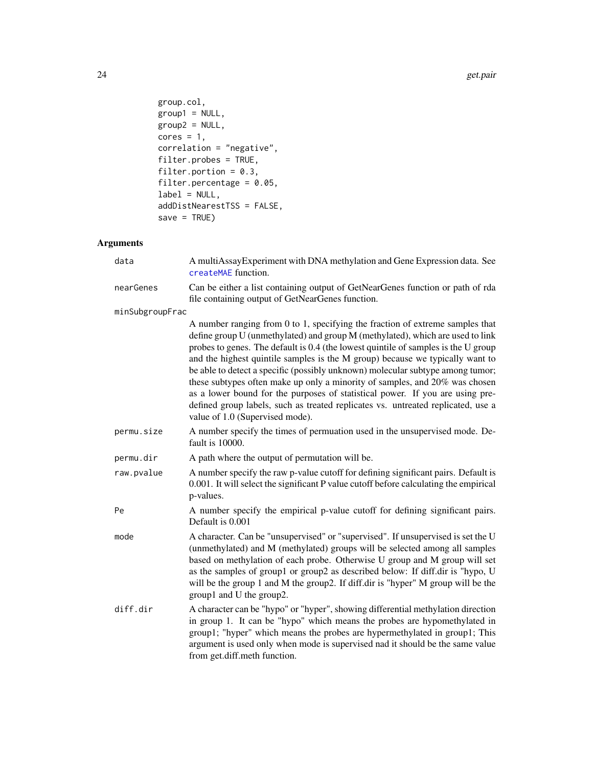```
group.col,
group1 = NULL,
group2 = NULL,
cores = 1,
correlation = "negative",
filter.probes = TRUE,
filter.portion = 0.3,
filter.percentage = 0.05,
label = NULL,
addDistNearestTSS = FALSE,
save = TRUE)
```

## Arguments

| | |
|---|---|
| data | A multiAssayExperiment with DNA methylation and Gene Expression data. See createMAE function. |
| nearGenes | Can be either a list containing output of GetNearGenes function or path of rda file containing output of GetNearGenes function. |
| minSubgroupFrac | A number ranging from 0 to 1, specifying the fraction of extreme samples that define group U (unmethylated) and group M (methylated), which are used to link probes to genes. The default is 0.4 (the lowest quintile of samples is the U group and the highest quintile samples is the M group) because we typically want to be able to detect a specific (possibly unknown) molecular subtype among tumor; these subtypes often make up only a minority of samples, and 20% was chosen as a lower bound for the purposes of statistical power. If you are using pre-defined group labels, such as treated replicates vs. untreated replicated, use a value of 1.0 (Supervised mode). |
| permu.size | A number specify the times of permuation used in the unsupervised mode. Default is 10000. |
| permu.dir | A path where the output of permutation will be. |
| raw.pvalue | A number specify the raw p-value cutoff for defining significant pairs. Default is 0.001. It will select the significant P value cutoff before calculating the empirical p-values. |
| Pe | A number specify the empirical p-value cutoff for defining significant pairs. Default is 0.001 |
| mode | A character. Can be "unsupervised" or "supervised". If unsupervised is set the U (unmethylated) and M (methylated) groups will be selected among all samples based on methylation of each probe. Otherwise U group and M group will set as the samples of group1 or group2 as described below: If diff.dir is "hypo, U will be the group 1 and M the group2. If diff.dir is "hyper" M group will be the group1 and U the group2. |
| diff.dir | A character can be "hypo" or "hyper", showing differential methylation direction in group 1. It can be "hypo" which means the probes are hypomethylated in group1; "hyper" which means the probes are hypermethylated in group1; This argument is used only when mode is supervised nad it should be the same value from get.diff.meth function. |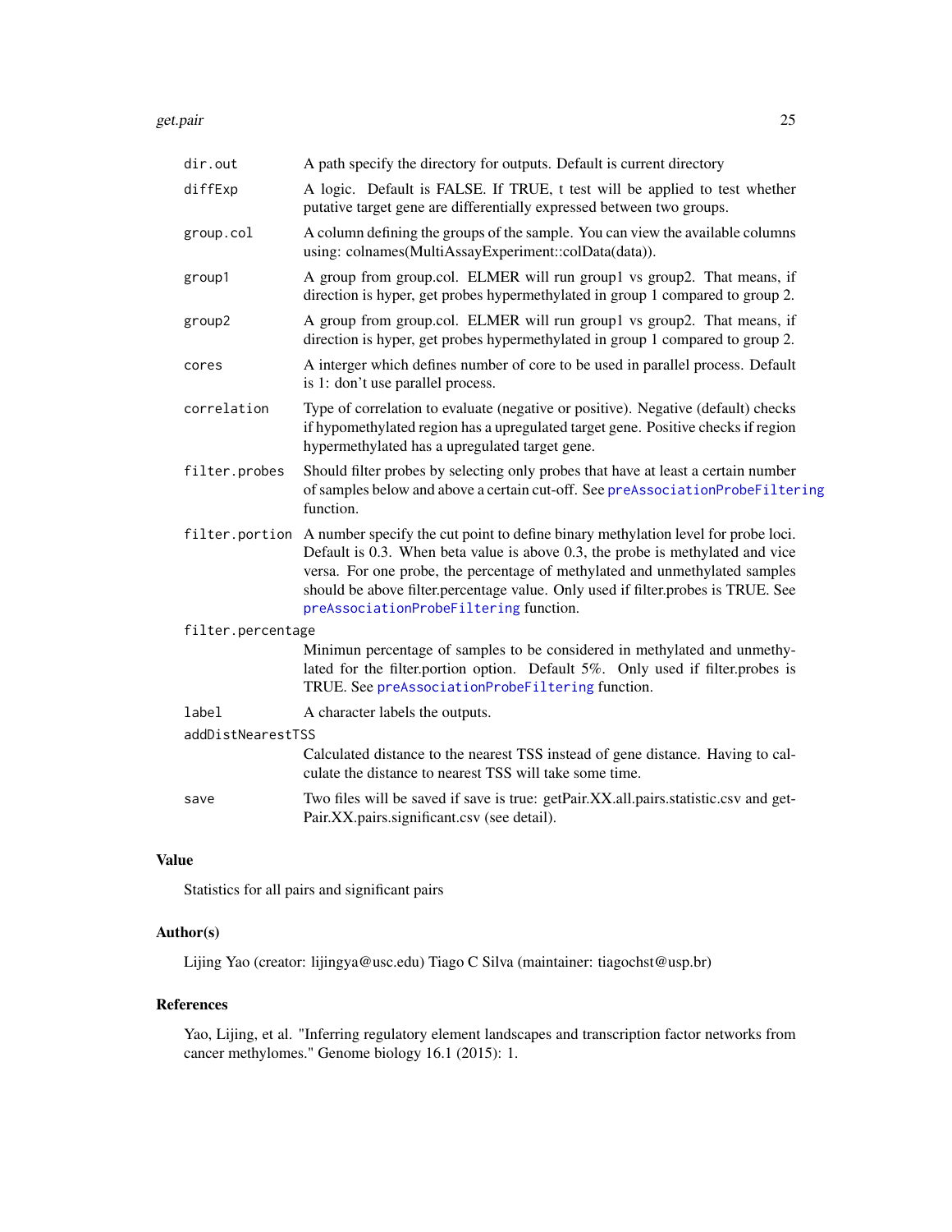| | |
|---|---|
| dir.out | A path specify the directory for outputs. Default is current directory |
| diffExp | A logic. Default is FALSE. If TRUE, t test will be applied to test whether putative target gene are differentially expressed between two groups. |
| group.col | A column defining the groups of the sample. You can view the available columns using: colnames(MultiAssayExperiment::colData(data)). |
| group1 | A group from group.col. ELMER will run group1 vs group2. That means, if direction is hyper, get probes hypermethylated in group 1 compared to group 2. |
| group2 | A group from group.col. ELMER will run group1 vs group2. That means, if direction is hyper, get probes hypermethylated in group 1 compared to group 2. |
| cores | A interger which defines number of core to be used in parallel process. Default is 1: don't use parallel process. |
| correlation | Type of correlation to evaluate (negative or positive). Negative (default) checks if hypomethylated region has a upregulated target gene. Positive checks if region hypermethylated has a upregulated target gene. |
| filter.probes | Should filter probes by selecting only probes that have at least a certain number of samples below and above a certain cut-off. See preAssociationProbeFiltering function. |
| filter.portion | A number specify the cut point to define binary methylation level for probe loci. Default is 0.3. When beta value is above 0.3, the probe is methylated and vice versa. For one probe, the percentage of methylated and unmethylated samples should be above filter.percentage value. Only used if filter.probes is TRUE. See preAssociationProbeFiltering function. |
| filter.percentage | Minimun percentage of samples to be considered in methylated and unmethylated for the filter.portion option. Default 5%. Only used if filter.probes is TRUE. See preAssociationProbeFiltering function. |
| label | A character labels the outputs. |
| addDistNearestTSS | Calculated distance to the nearest TSS instead of gene distance. Having to calculate the distance to nearest TSS will take some time. |
| save | Two files will be saved if save is true: getPair.XX.all.pairs.statistic.csv and getPair.XX.pairs.significant.csv (see detail). |

## Value

Statistics for all pairs and significant pairs

## Author(s)

Lijing Yao (creator: lijingya@usc.edu) Tiago C Silva (maintainer: tiagochst@usp.br)

## References

Yao, Lijing, et al. "Inferring regulatory element landscapes and transcription factor networks from cancer methylomes." Genome biology 16.1 (2015): 1.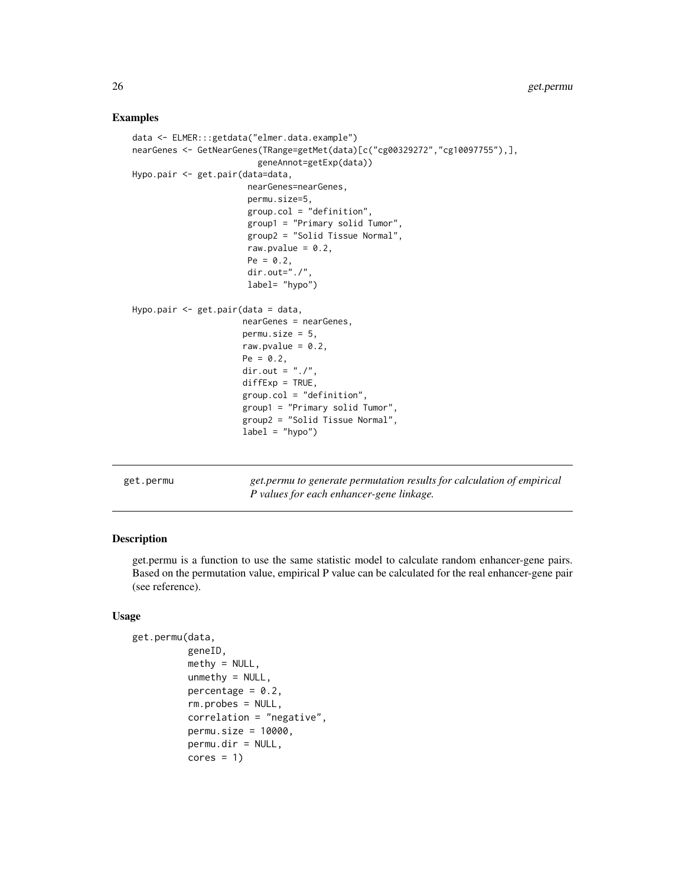### Examples

```
data <- ELMER:::getdata("elmer.data.example")
nearGenes <- GetNearGenes(TRange=getMet(data)[c("cg00329272","cg10097755"),],
                          geneAnnot=getExp(data))
Hypo.pair <- get.pair(data=data,
                      nearGenes=nearGenes,
                      permu.size=5,
                      group.col = "definition",
                      group1 = "Primary solid Tumor",
                      group2 = "Solid Tissue Normal",
                      raw.pvalue = 0.2,
                      Pe = 0.2,
                      dir.out="./",
                      label= "hypo")

Hypo.pair <- get.pair(data = data,
                     nearGenes = nearGenes,
                     permu.size = 5,
                     raw.pvalue = 0.2,
                     Pe = 0.2,
                     dir.out = "./",
                     diffExp = TRUE,
                     group.col = "definition",
                     group1 = "Primary solid Tumor",
                     group2 = "Solid Tissue Normal",
                     label = "hypo")
```

---

## get.permu

*get.permu to generate permutation results for calculation of empirical P values for each enhancer-gene linkage.*

---

### Description

get.permu is a function to use the same statistic model to calculate random enhancer-gene pairs. Based on the permutation value, empirical P value can be calculated for the real enhancer-gene pair (see reference).

### Usage

```
get.permu(data,
          geneID,
          methy = NULL,
          unmethy = NULL,
          percentage = 0.2,
          rm.probes = NULL,
          correlation = "negative",
          permu.size = 10000,
          permu.dir = NULL,
          cores = 1)
```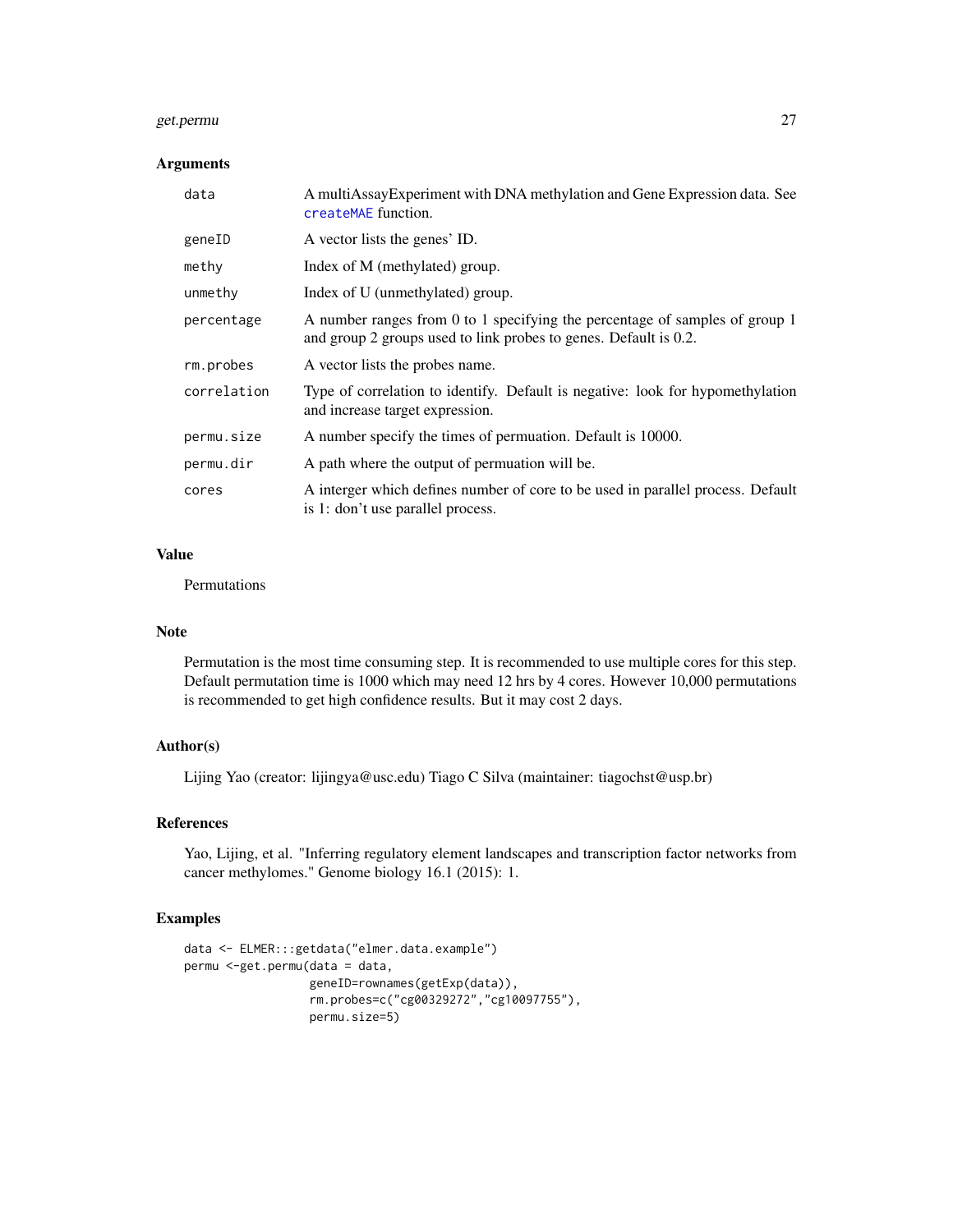### Arguments

| | |
|---|---|
| data | A multiAssayExperiment with DNA methylation and Gene Expression data. See createMAE function. |
| geneID | A vector lists the genes' ID. |
| methy | Index of M (methylated) group. |
| unmethy | Index of U (unmethylated) group. |
| percentage | A number ranges from 0 to 1 specifying the percentage of samples of group 1 and group 2 groups used to link probes to genes. Default is 0.2. |
| rm.probes | A vector lists the probes name. |
| correlation | Type of correlation to identify. Default is negative: look for hypomethylation and increase target expression. |
| permu.size | A number specify the times of permuation. Default is 10000. |
| permu.dir | A path where the output of permuation will be. |
| cores | A interger which defines number of core to be used in parallel process. Default is 1: don't use parallel process. |

### Value

Permutations

### Note

Permutation is the most time consuming step. It is recommended to use multiple cores for this step. Default permutation time is 1000 which may need 12 hrs by 4 cores. However 10,000 permutations is recommended to get high confidence results. But it may cost 2 days.

### Author(s)

Lijing Yao (creator: lijingya@usc.edu) Tiago C Silva (maintainer: tiagochst@usp.br)

### References

Yao, Lijing, et al. "Inferring regulatory element landscapes and transcription factor networks from cancer methylomes." Genome biology 16.1 (2015): 1.

### Examples

```
data <- ELMER:::getdata("elmer.data.example")
permu <-get.permu(data = data,
                  geneID=rownames(getExp(data)),
                  rm.probes=c("cg00329272","cg10097755"),
                  permu.size=5)
```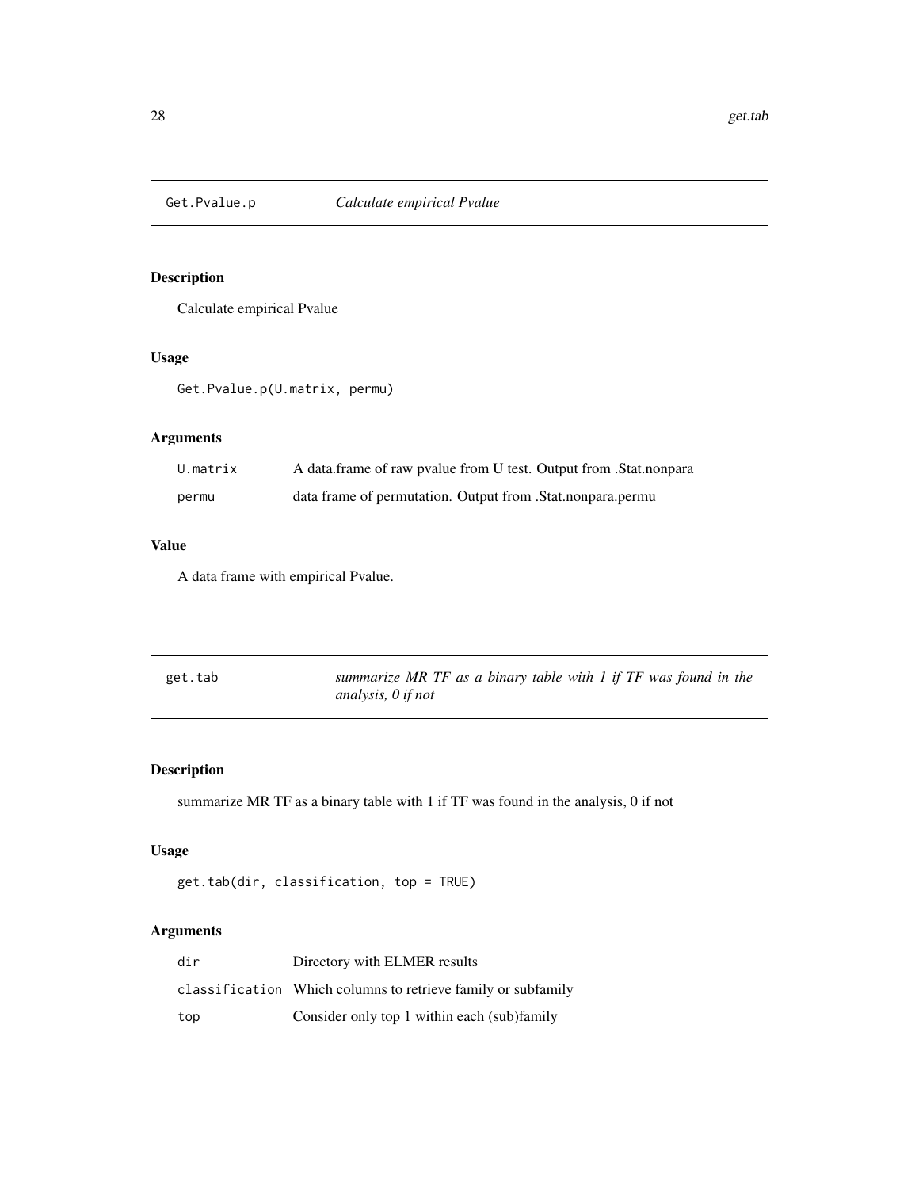## Get.Pvalue.p *Calculate empirical Pvalue*

### Description

Calculate empirical Pvalue

### Usage

```
Get.Pvalue.p(U.matrix, permu)
```

### Arguments

| | |
|---|---|
| U.matrix | A data.frame of raw pvalue from U test. Output from .Stat.nonpara |
| permu | data frame of permutation. Output from .Stat.nonpara.permu |

### Value

A data frame with empirical Pvalue.

## get.tab *summarize MR TF as a binary table with 1 if TF was found in the analysis, 0 if not*

### Description

summarize MR TF as a binary table with 1 if TF was found in the analysis, 0 if not

### Usage

```
get.tab(dir, classification, top = TRUE)
```

### Arguments

| | |
|---|---|
| dir | Directory with ELMER results |
| classification | Which columns to retrieve family or subfamily |
| top | Consider only top 1 within each (sub)family |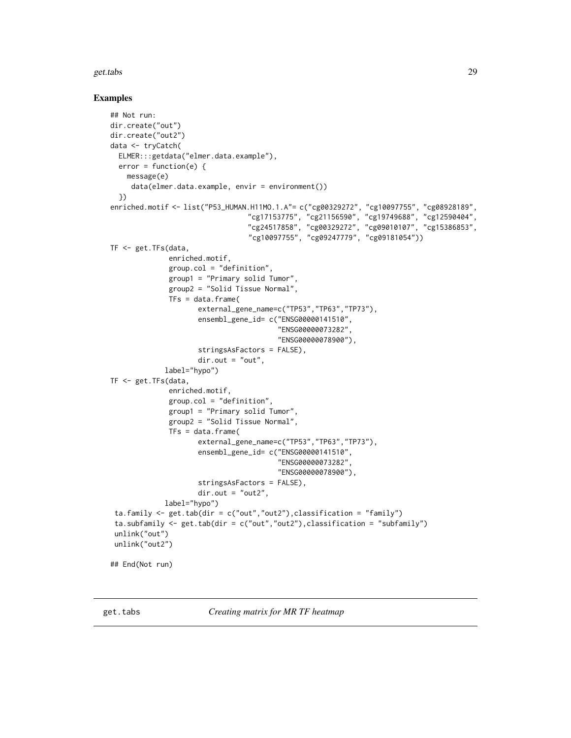## Examples

```
## Not run:
dir.create("out")
dir.create("out2")
data <- tryCatch(
  ELMER:::getdata("elmer.data.example"),
  error = function(e) {
    message(e)
     data(elmer.data.example, envir = environment())
  })
enriched.motif <- list("P53_HUMAN.H11MO.1.A"= c("cg00329272", "cg10097755", "cg08928189",
                                 "cg17153775", "cg21156590", "cg19749688", "cg12590404",
                                 "cg24517858", "cg00329272", "cg09010107", "cg15386853",
                                 "cg10097755", "cg09247779", "cg09181054"))
TF <- get.TFs(data,
              enriched.motif,
              group.col = "definition",
              group1 = "Primary solid Tumor",
              group2 = "Solid Tissue Normal",
              TFs = data.frame(
                     external_gene_name=c("TP53","TP63","TP73"),
                     ensembl_gene_id= c("ENSG00000141510",
                                        "ENSG00000073282",
                                        "ENSG00000078900"),
                     stringsAsFactors = FALSE),
                     dir.out = "out",
             label="hypo")
TF <- get.TFs(data,
              enriched.motif,
              group.col = "definition",
              group1 = "Primary solid Tumor",
              group2 = "Solid Tissue Normal",
              TFs = data.frame(
                     external_gene_name=c("TP53","TP63","TP73"),
                     ensembl_gene_id= c("ENSG00000141510",
                                        "ENSG00000073282",
                                        "ENSG00000078900"),
                     stringsAsFactors = FALSE),
                     dir.out = "out2",
             label="hypo")
 ta.family <- get.tab(dir = c("out","out2"),classification = "family")
 ta.subfamily <- get.tab(dir = c("out","out2"),classification = "subfamily")
 unlink("out")
 unlink("out2")

## End(Not run)
```

---

get.tabs *Creating matrix for MR TF heatmap*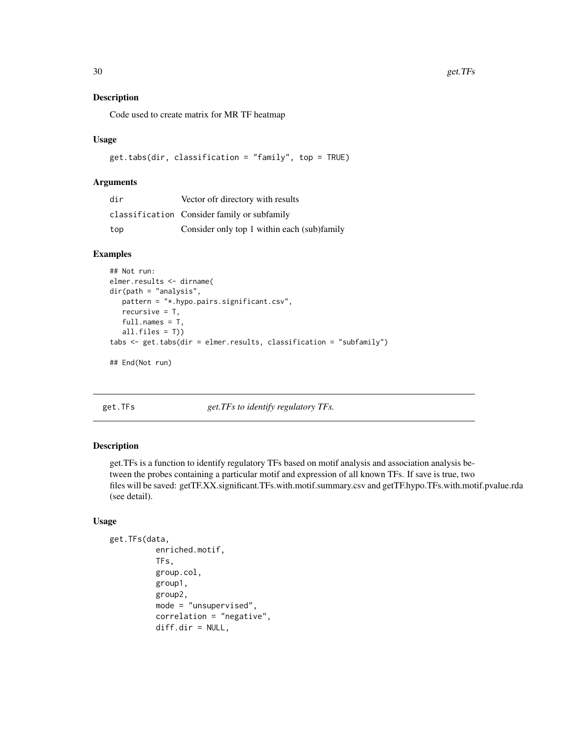## Description

Code used to create matrix for MR TF heatmap

## Usage

```
get.tabs(dir, classification = "family", top = TRUE)
```

## Arguments

| | |
|---|---|
| dir | Vector ofr directory with results |
| classification | Consider family or subfamily |
| top | Consider only top 1 within each (sub)family |

## Examples

```
## Not run:
elmer.results <- dirname(
dir(path = "analysis",
   pattern = "*.hypo.pairs.significant.csv",
   recursive = T,
   full.names = T,
   all.files = T))
tabs <- get.tabs(dir = elmer.results, classification = "subfamily")

## End(Not run)
```

---

# get.TFs — *get.TFs to identify regulatory TFs.*

## Description

get.TFs is a function to identify regulatory TFs based on motif analysis and association analysis between the probes containing a particular motif and expression of all known TFs. If save is true, two files will be saved: getTF.XX.significant.TFs.with.motif.summary.csv and getTF.hypo.TFs.with.motif.pvalue.rda (see detail).

## Usage

```
get.TFs(data,
        enriched.motif,
        TFs,
        group.col,
        group1,
        group2,
        mode = "unsupervised",
        correlation = "negative",
        diff.dir = NULL,
```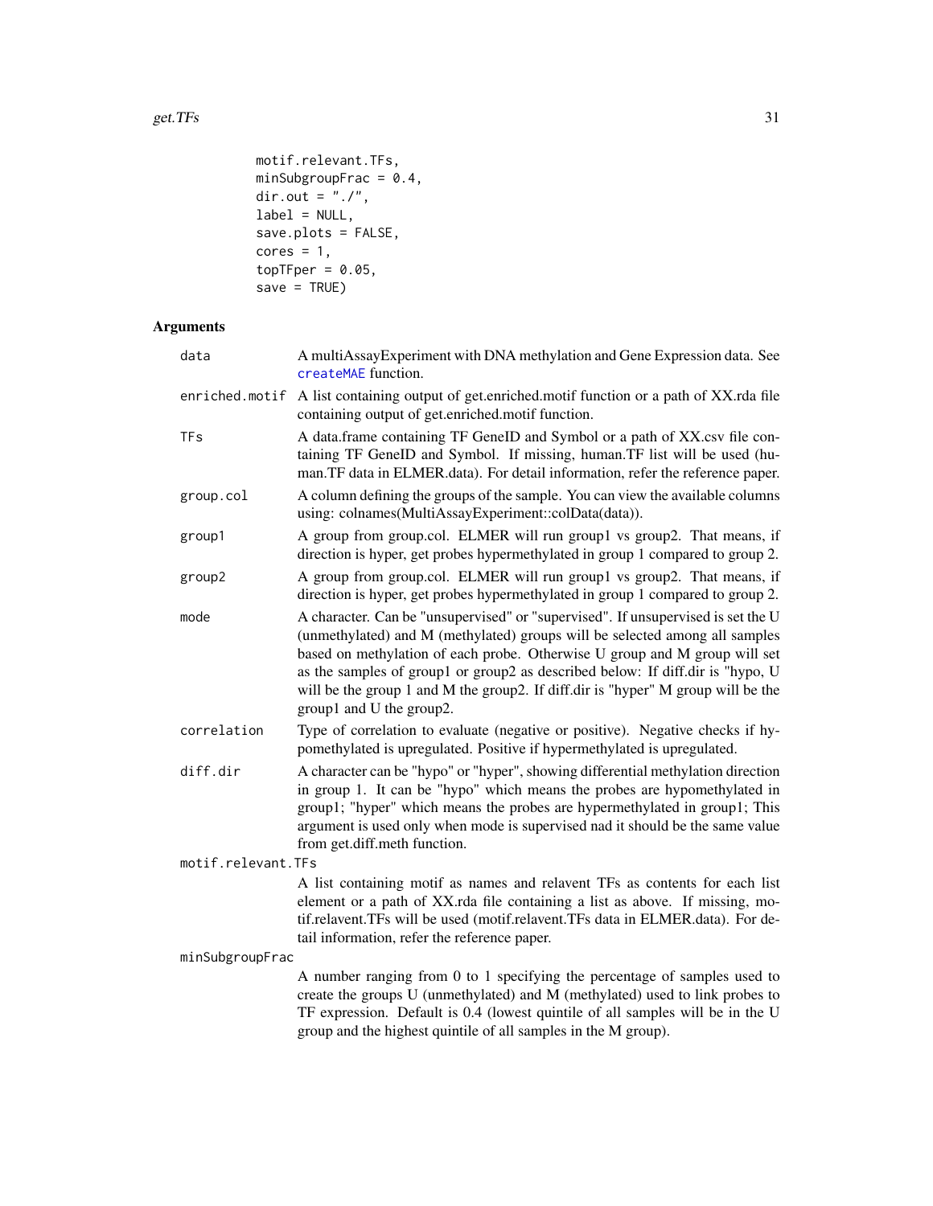```
          motif.relevant.TFs,
          minSubgroupFrac = 0.4,
          dir.out = "./",
          label = NULL,
          save.plots = FALSE,
          cores = 1,
          topTFper = 0.05,
          save = TRUE)
```

## Arguments

| | |
|---|---|
| data | A multiAssayExperiment with DNA methylation and Gene Expression data. See createMAE function. |
| enriched.motif | A list containing output of get.enriched.motif function or a path of XX.rda file containing output of get.enriched.motif function. |
| TFs | A data.frame containing TF GeneID and Symbol or a path of XX.csv file containing TF GeneID and Symbol. If missing, human.TF list will be used (human.TF data in ELMER.data). For detail information, refer the reference paper. |
| group.col | A column defining the groups of the sample. You can view the available columns using: colnames(MultiAssayExperiment::colData(data)). |
| group1 | A group from group.col. ELMER will run group1 vs group2. That means, if direction is hyper, get probes hypermethylated in group 1 compared to group 2. |
| group2 | A group from group.col. ELMER will run group1 vs group2. That means, if direction is hyper, get probes hypermethylated in group 1 compared to group 2. |
| mode | A character. Can be "unsupervised" or "supervised". If unsupervised is set the U (unmethylated) and M (methylated) groups will be selected among all samples based on methylation of each probe. Otherwise U group and M group will set as the samples of group1 or group2 as described below: If diff.dir is "hypo, U will be the group 1 and M the group2. If diff.dir is "hyper" M group will be the group1 and U the group2. |
| correlation | Type of correlation to evaluate (negative or positive). Negative checks if hypomethylated is upregulated. Positive if hypermethylated is upregulated. |
| diff.dir | A character can be "hypo" or "hyper", showing differential methylation direction in group 1. It can be "hypo" which means the probes are hypomethylated in group1; "hyper" which means the probes are hypermethylated in group1; This argument is used only when mode is supervised nad it should be the same value from get.diff.meth function. |
| motif.relevant.TFs | A list containing motif as names and relavent TFs as contents for each list element or a path of XX.rda file containing a list as above. If missing, motif.relavent.TFs will be used (motif.relavent.TFs data in ELMER.data). For detail information, refer the reference paper. |
| minSubgroupFrac | A number ranging from 0 to 1 specifying the percentage of samples used to create the groups U (unmethylated) and M (methylated) used to link probes to TF expression. Default is 0.4 (lowest quintile of all samples will be in the U group and the highest quintile of all samples in the M group). |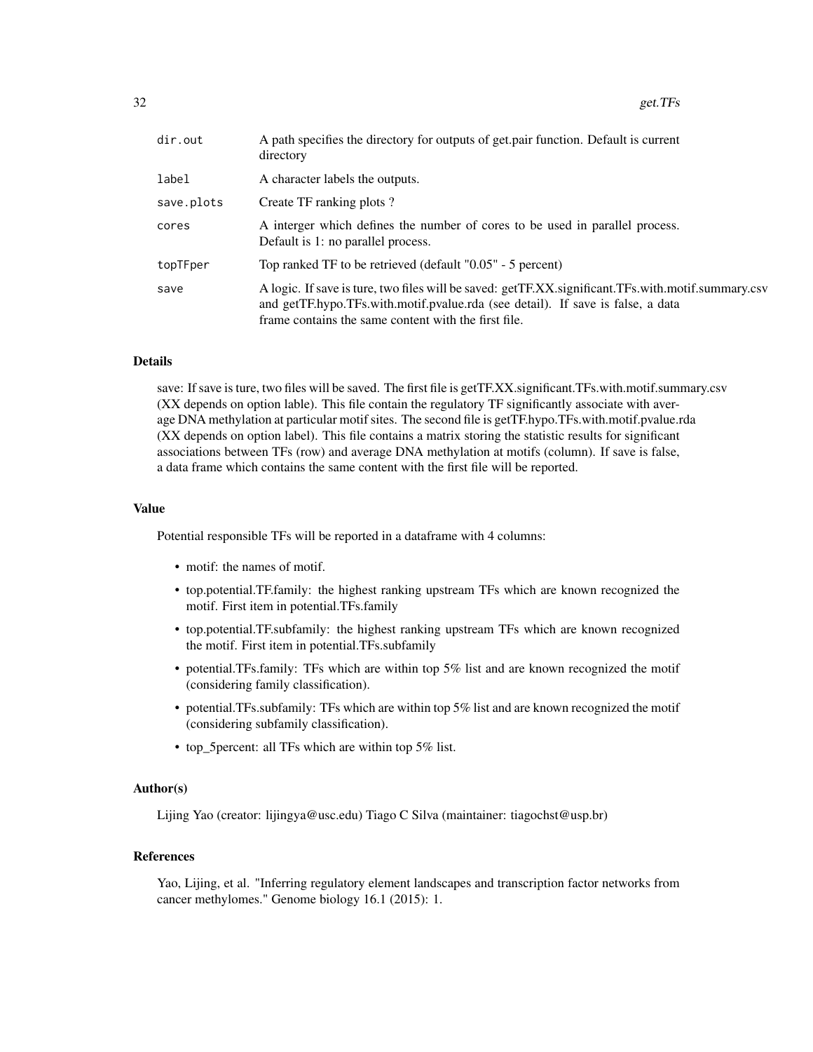| | |
|---|---|
| dir.out | A path specifies the directory for outputs of get.pair function. Default is current directory |
| label | A character labels the outputs. |
| save.plots | Create TF ranking plots ? |
| cores | A interger which defines the number of cores to be used in parallel process. Default is 1: no parallel process. |
| topTFper | Top ranked TF to be retrieved (default "0.05" - 5 percent) |
| save | A logic. If save is ture, two files will be saved: getTF.XX.significant.TFs.with.motif.summary.csv and getTF.hypo.TFs.with.motif.pvalue.rda (see detail). If save is false, a data frame contains the same content with the first file. |

### Details

save: If save is ture, two files will be saved. The first file is getTF.XX.significant.TFs.with.motif.summary.csv (XX depends on option lable). This file contain the regulatory TF significantly associate with average DNA methylation at particular motif sites. The second file is getTF.hypo.TFs.with.motif.pvalue.rda (XX depends on option label). This file contains a matrix storing the statistic results for significant associations between TFs (row) and average DNA methylation at motifs (column). If save is false, a data frame which contains the same content with the first file will be reported.

### Value

Potential responsible TFs will be reported in a dataframe with 4 columns:

- motif: the names of motif.
- top.potential.TF.family: the highest ranking upstream TFs which are known recognized the motif. First item in potential.TFs.family
- top.potential.TF.subfamily: the highest ranking upstream TFs which are known recognized the motif. First item in potential.TFs.subfamily
- potential.TFs.family: TFs which are within top 5% list and are known recognized the motif (considering family classification).
- potential.TFs.subfamily: TFs which are within top 5% list and are known recognized the motif (considering subfamily classification).
- top_5percent: all TFs which are within top 5% list.

### Author(s)

Lijing Yao (creator: lijingya@usc.edu) Tiago C Silva (maintainer: tiagochst@usp.br)

### References

Yao, Lijing, et al. "Inferring regulatory element landscapes and transcription factor networks from cancer methylomes." Genome biology 16.1 (2015): 1.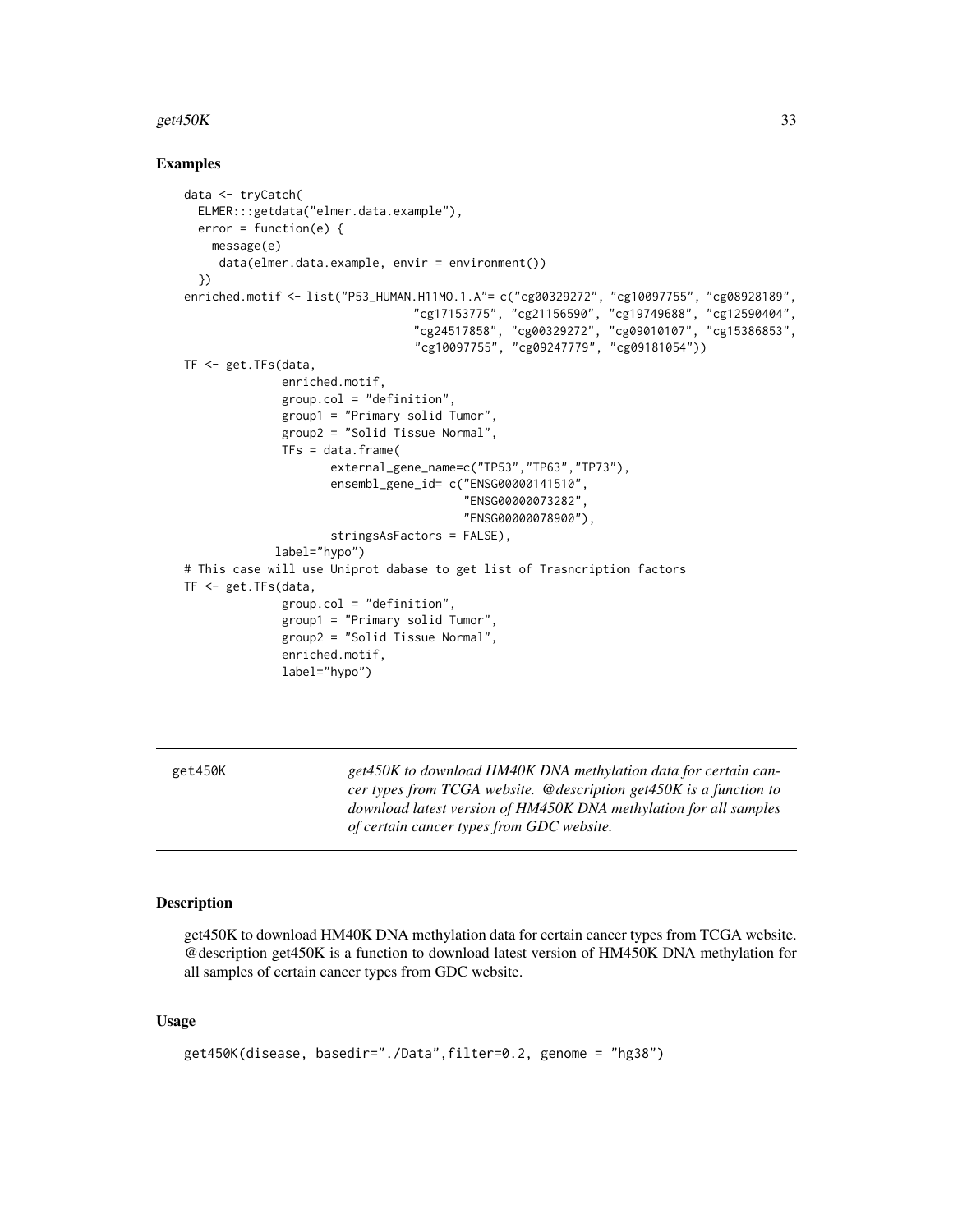## Examples

```
data <- tryCatch(
  ELMER:::getdata("elmer.data.example"),
  error = function(e) {
    message(e)
     data(elmer.data.example, envir = environment())
  })
enriched.motif <- list("P53_HUMAN.H11MO.1.A"= c("cg00329272", "cg10097755", "cg08928189",
                                  "cg17153775", "cg21156590", "cg19749688", "cg12590404",
                                  "cg24517858", "cg00329272", "cg09010107", "cg15386853",
                                  "cg10097755", "cg09247779", "cg09181054"))
TF <- get.TFs(data,
              enriched.motif,
              group.col = "definition",
              group1 = "Primary solid Tumor",
              group2 = "Solid Tissue Normal",
              TFs = data.frame(
                     external_gene_name=c("TP53","TP63","TP73"),
                     ensembl_gene_id= c("ENSG00000141510",
                                        "ENSG00000073282",
                                        "ENSG00000078900"),
                     stringsAsFactors = FALSE),
             label="hypo")
# This case will use Uniprot dabase to get list of Trasncription factors
TF <- get.TFs(data,
              group.col = "definition",
              group1 = "Primary solid Tumor",
              group2 = "Solid Tissue Normal",
              enriched.motif,
              label="hypo")
```

---

get450K — *get450K to download HM40K DNA methylation data for certain cancer types from TCGA website. @description get450K is a function to download latest version of HM450K DNA methylation for all samples of certain cancer types from GDC website.*

---

## Description

get450K to download HM40K DNA methylation data for certain cancer types from TCGA website. @description get450K is a function to download latest version of HM450K DNA methylation for all samples of certain cancer types from GDC website.

## Usage

```
get450K(disease, basedir="./Data",filter=0.2, genome = "hg38")
```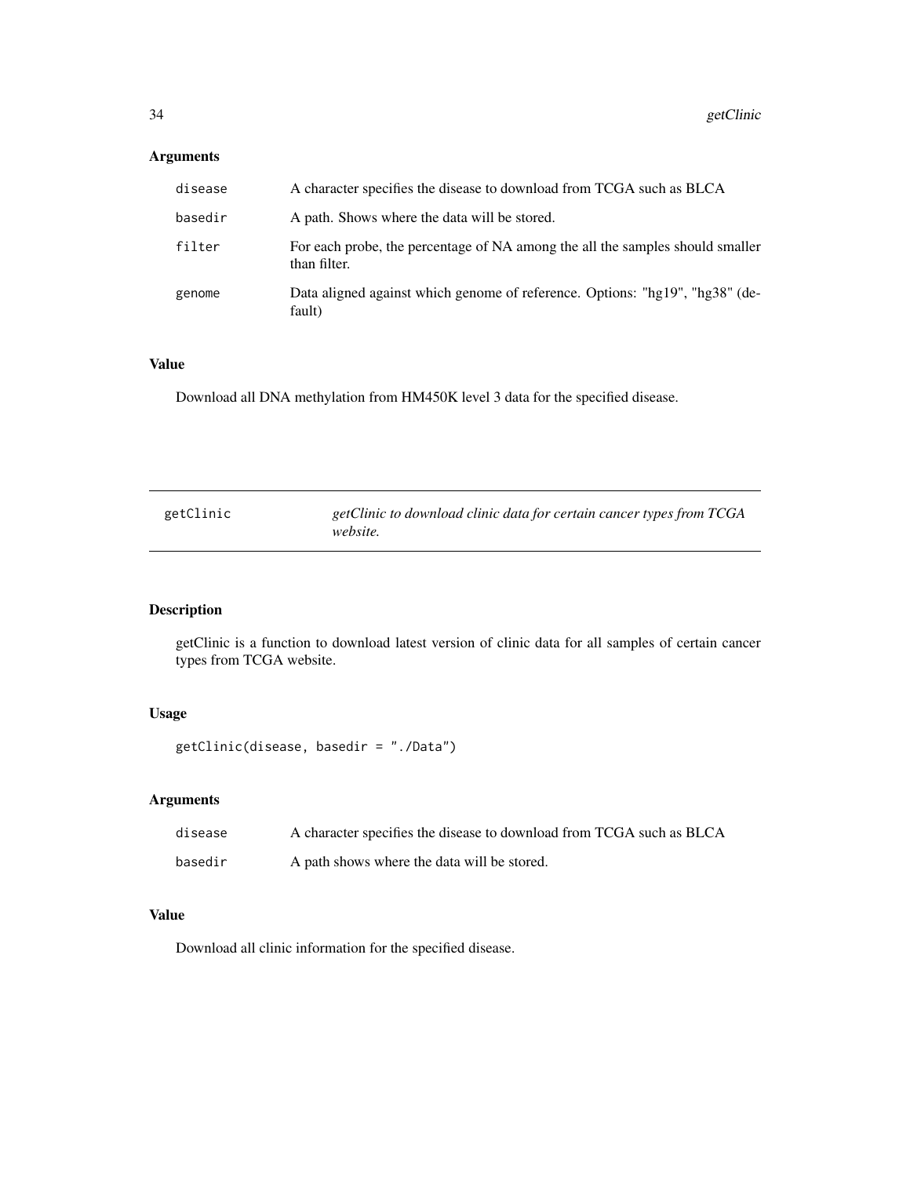### Arguments

| | |
|---|---|
| disease | A character specifies the disease to download from TCGA such as BLCA |
| basedir | A path. Shows where the data will be stored. |
| filter | For each probe, the percentage of NA among the all the samples should smaller than filter. |
| genome | Data aligned against which genome of reference. Options: "hg19", "hg38" (default) |

### Value

Download all DNA methylation from HM450K level 3 data for the specified disease.

---

## getClinic — *getClinic to download clinic data for certain cancer types from TCGA website.*

---

### Description

getClinic is a function to download latest version of clinic data for all samples of certain cancer types from TCGA website.

### Usage

```
getClinic(disease, basedir = "./Data")
```

### Arguments

| | |
|---|---|
| disease | A character specifies the disease to download from TCGA such as BLCA |
| basedir | A path shows where the data will be stored. |

### Value

Download all clinic information for the specified disease.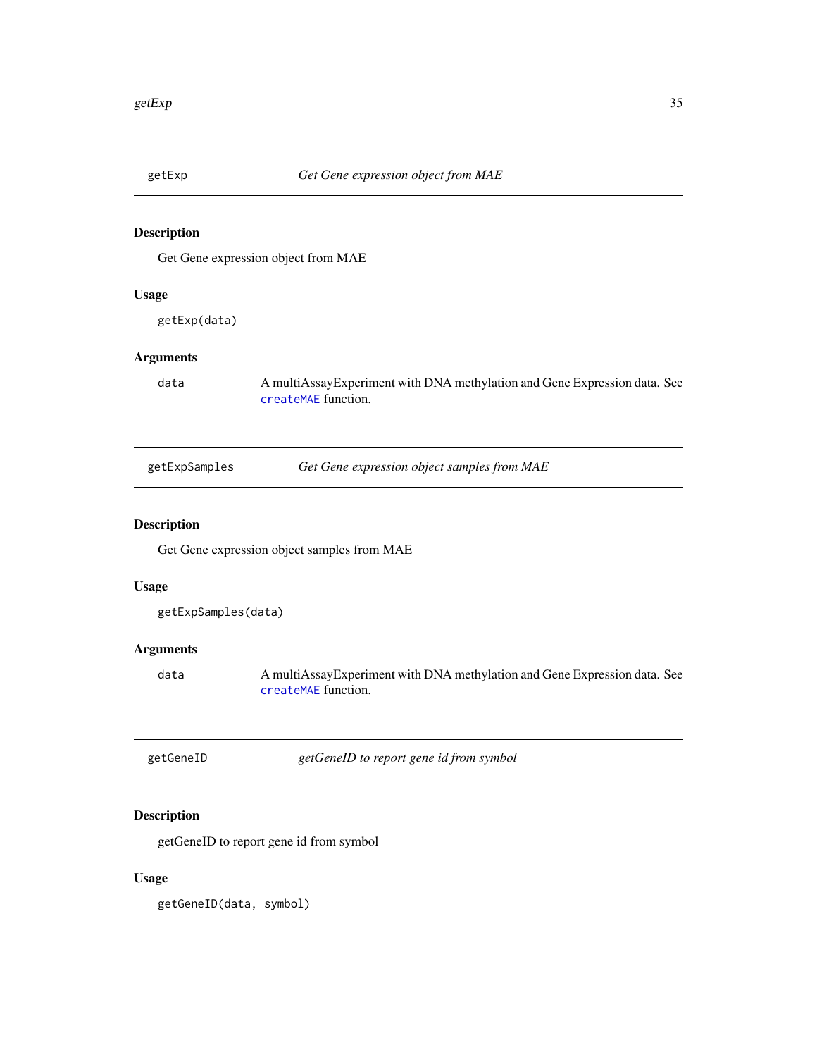## getExp — *Get Gene expression object from MAE*

### Description

Get Gene expression object from MAE

### Usage

```
getExp(data)
```

### Arguments

| | |
|---|---|
| data | A multiAssayExperiment with DNA methylation and Gene Expression data. See `createMAE` function. |

## getExpSamples — *Get Gene expression object samples from MAE*

### Description

Get Gene expression object samples from MAE

### Usage

```
getExpSamples(data)
```

### Arguments

| | |
|---|---|
| data | A multiAssayExperiment with DNA methylation and Gene Expression data. See `createMAE` function. |

## getGeneID — *getGeneID to report gene id from symbol*

### Description

getGeneID to report gene id from symbol

### Usage

```
getGeneID(data, symbol)
```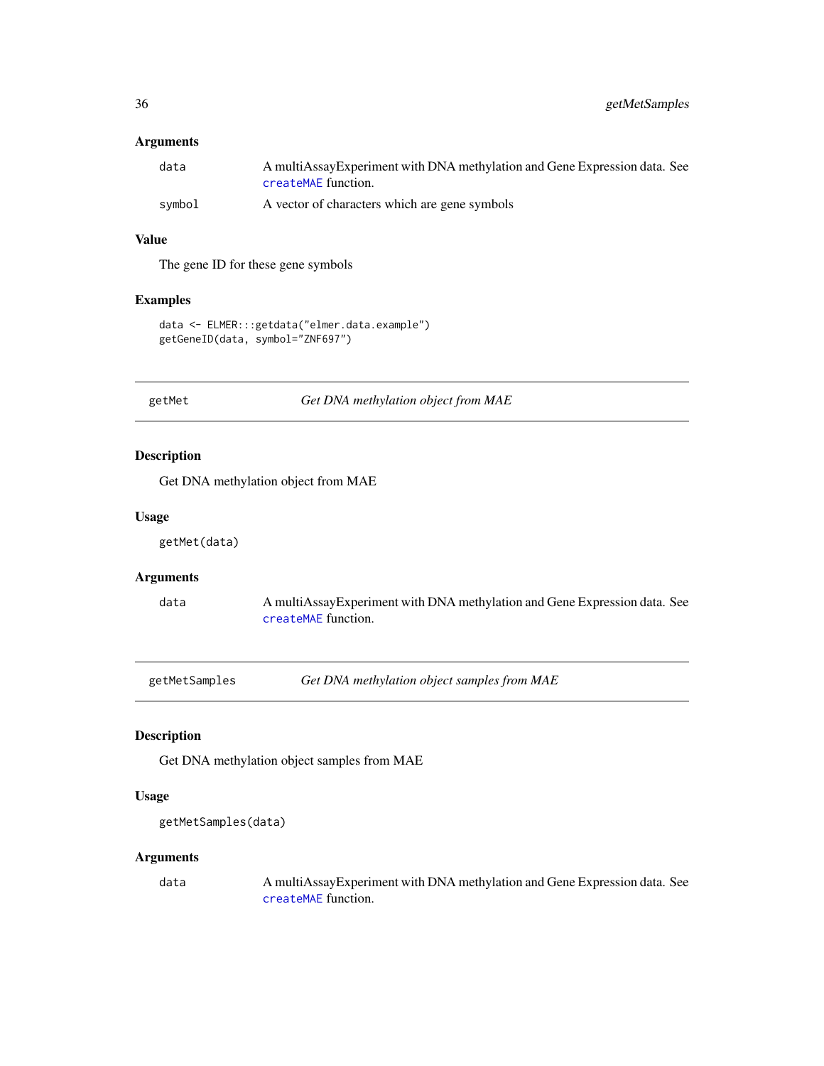### Arguments

| | |
|---|---|
| data | A multiAssayExperiment with DNA methylation and Gene Expression data. See createMAE function. |
| symbol | A vector of characters which are gene symbols |

### Value

The gene ID for these gene symbols

### Examples

```
data <- ELMER:::getdata("elmer.data.example")
getGeneID(data, symbol="ZNF697")
```

---

## getMet — *Get DNA methylation object from MAE*

### Description

Get DNA methylation object from MAE

### Usage

```
getMet(data)
```

### Arguments

| | |
|---|---|
| data | A multiAssayExperiment with DNA methylation and Gene Expression data. See createMAE function. |

---

## getMetSamples — *Get DNA methylation object samples from MAE*

### Description

Get DNA methylation object samples from MAE

### Usage

```
getMetSamples(data)
```

### Arguments

| | |
|---|---|
| data | A multiAssayExperiment with DNA methylation and Gene Expression data. See createMAE function. |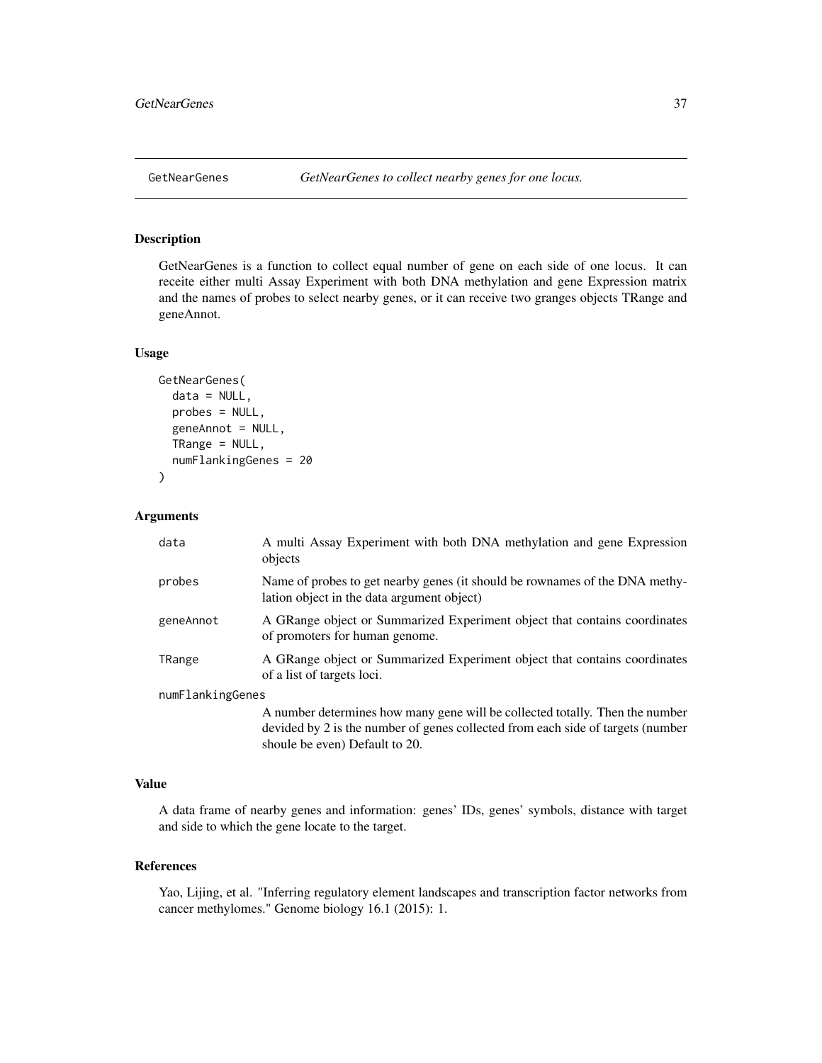# GetNearGenes — *GetNearGenes to collect nearby genes for one locus.*

## Description

GetNearGenes is a function to collect equal number of gene on each side of one locus. It can receite either multi Assay Experiment with both DNA methylation and gene Expression matrix and the names of probes to select nearby genes, or it can receive two granges objects TRange and geneAnnot.

## Usage

```
GetNearGenes(
  data = NULL,
  probes = NULL,
  geneAnnot = NULL,
  TRange = NULL,
  numFlankingGenes = 20
)
```

## Arguments

| | |
|---|---|
| `data` | A multi Assay Experiment with both DNA methylation and gene Expression objects |
| `probes` | Name of probes to get nearby genes (it should be rownames of the DNA methylation object in the data argument object) |
| `geneAnnot` | A GRange object or Summarized Experiment object that contains coordinates of promoters for human genome. |
| `TRange` | A GRange object or Summarized Experiment object that contains coordinates of a list of targets loci. |
| `numFlankingGenes` | A number determines how many gene will be collected totally. Then the number devided by 2 is the number of genes collected from each side of targets (number shoule be even) Default to 20. |

## Value

A data frame of nearby genes and information: genes' IDs, genes' symbols, distance with target and side to which the gene locate to the target.

## References

Yao, Lijing, et al. "Inferring regulatory element landscapes and transcription factor networks from cancer methylomes." Genome biology 16.1 (2015): 1.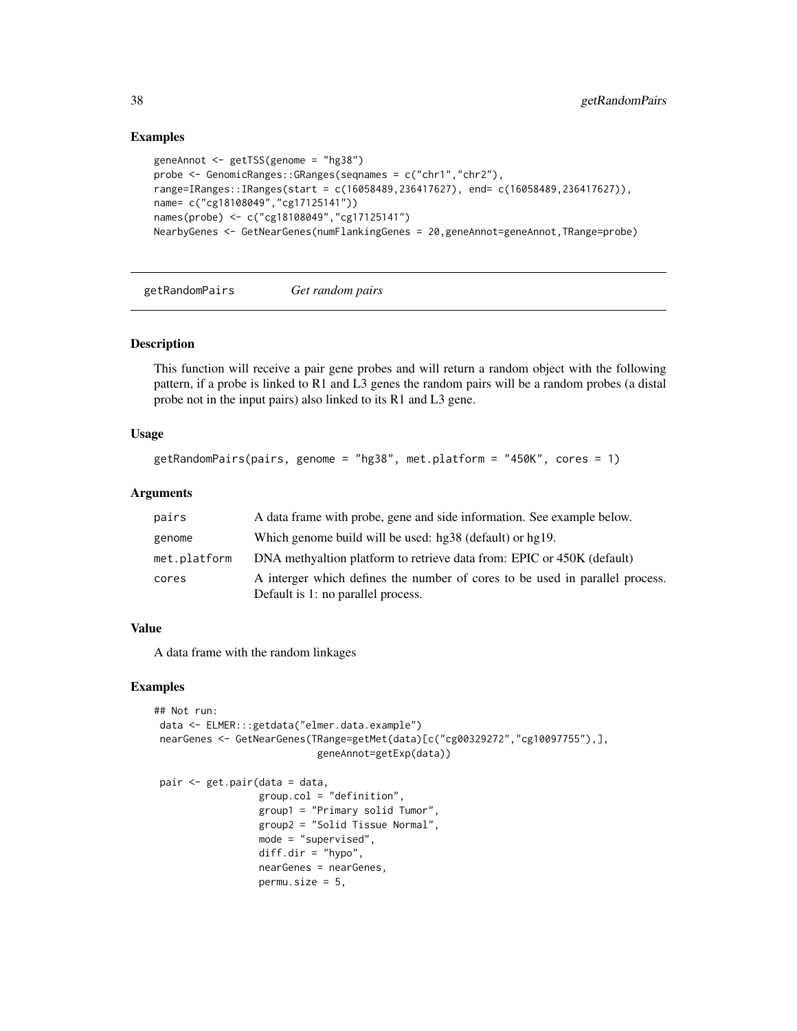## Examples

```
geneAnnot <- getTSS(genome = "hg38")
probe <- GenomicRanges::GRanges(seqnames = c("chr1","chr2"),
range=IRanges::IRanges(start = c(16058489,236417627), end= c(16058489,236417627)),
name= c("cg18108049","cg17125141"))
names(probe) <- c("cg18108049","cg17125141")
NearbyGenes <- GetNearGenes(numFlankingGenes = 20,geneAnnot=geneAnnot,TRange=probe)
```

---

# getRandomPairs *Get random pairs*

## Description

This function will receive a pair gene probes and will return a random object with the following pattern, if a probe is linked to R1 and L3 genes the random pairs will be a random probes (a distal probe not in the input pairs) also linked to its R1 and L3 gene.

## Usage

```
getRandomPairs(pairs, genome = "hg38", met.platform = "450K", cores = 1)
```

## Arguments

| | |
|---|---|
| pairs | A data frame with probe, gene and side information. See example below. |
| genome | Which genome build will be used: hg38 (default) or hg19. |
| met.platform | DNA methyaltion platform to retrieve data from: EPIC or 450K (default) |
| cores | A interger which defines the number of cores to be used in parallel process. Default is 1: no parallel process. |

## Value

A data frame with the random linkages

## Examples

```
## Not run:
 data <- ELMER:::getdata("elmer.data.example")
 nearGenes <- GetNearGenes(TRange=getMet(data)[c("cg00329272","cg10097755"),],
                           geneAnnot=getExp(data))

 pair <- get.pair(data = data,
                  group.col = "definition",
                  group1 = "Primary solid Tumor",
                  group2 = "Solid Tissue Normal",
                  mode = "supervised",
                  diff.dir = "hypo",
                  nearGenes = nearGenes,
                  permu.size = 5,
```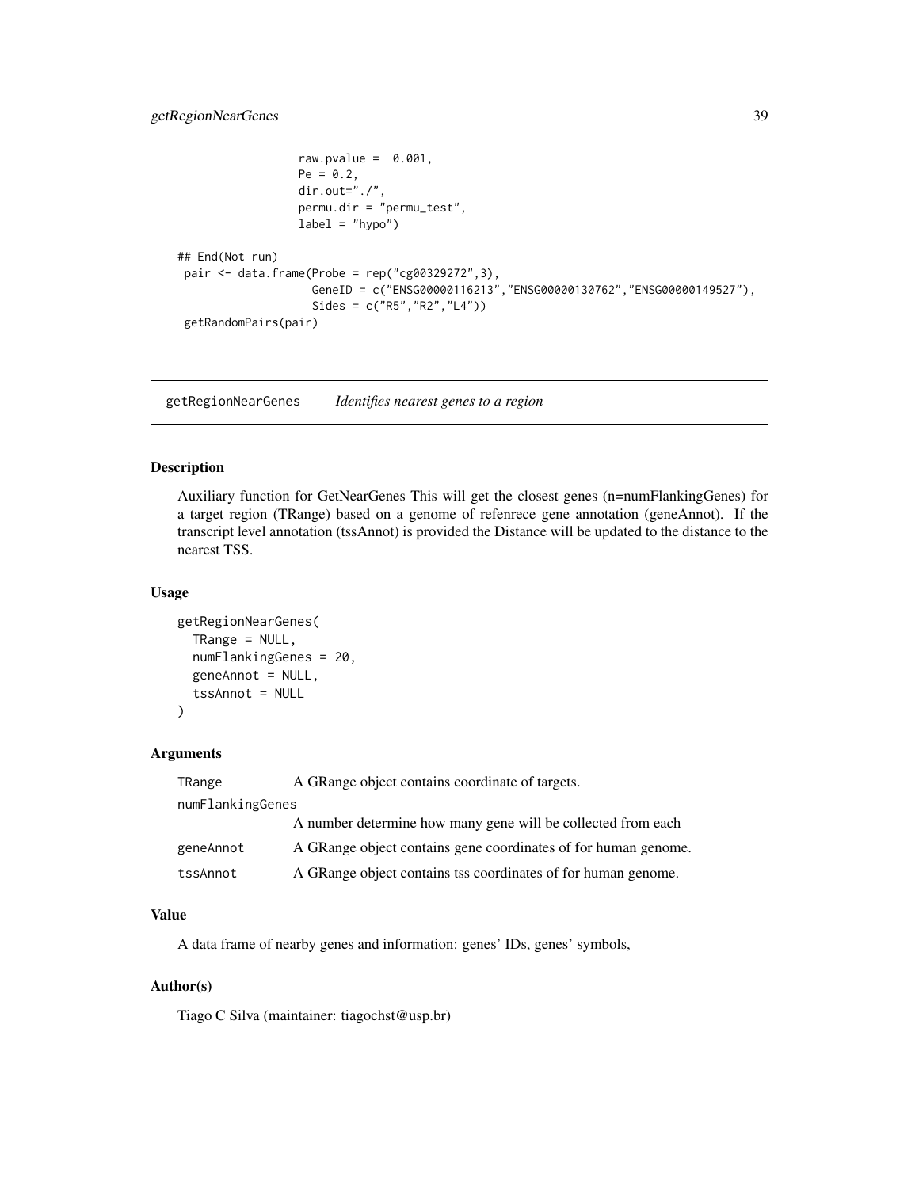```
                  raw.pvalue =  0.001,
                  Pe = 0.2,
                  dir.out="./",
                  permu.dir = "permu_test",
                  label = "hypo")

## End(Not run)
 pair <- data.frame(Probe = rep("cg00329272",3),
                    GeneID = c("ENSG00000116213","ENSG00000130762","ENSG00000149527"),
                    Sides = c("R5","R2","L4"))
 getRandomPairs(pair)
```

## getRegionNearGenes    *Identifies nearest genes to a region*

### Description

Auxiliary function for GetNearGenes This will get the closest genes (n=numFlankingGenes) for a target region (TRange) based on a genome of refenrece gene annotation (geneAnnot). If the transcript level annotation (tssAnnot) is provided the Distance will be updated to the distance to the nearest TSS.

### Usage

```
getRegionNearGenes(
  TRange = NULL,
  numFlankingGenes = 20,
  geneAnnot = NULL,
  tssAnnot = NULL
)
```

### Arguments

| | |
|---|---|
| TRange | A GRange object contains coordinate of targets. |
| numFlankingGenes | A number determine how many gene will be collected from each |
| geneAnnot | A GRange object contains gene coordinates of for human genome. |
| tssAnnot | A GRange object contains tss coordinates of for human genome. |

### Value

A data frame of nearby genes and information: genes' IDs, genes' symbols,

### Author(s)

Tiago C Silva (maintainer: tiagochst@usp.br)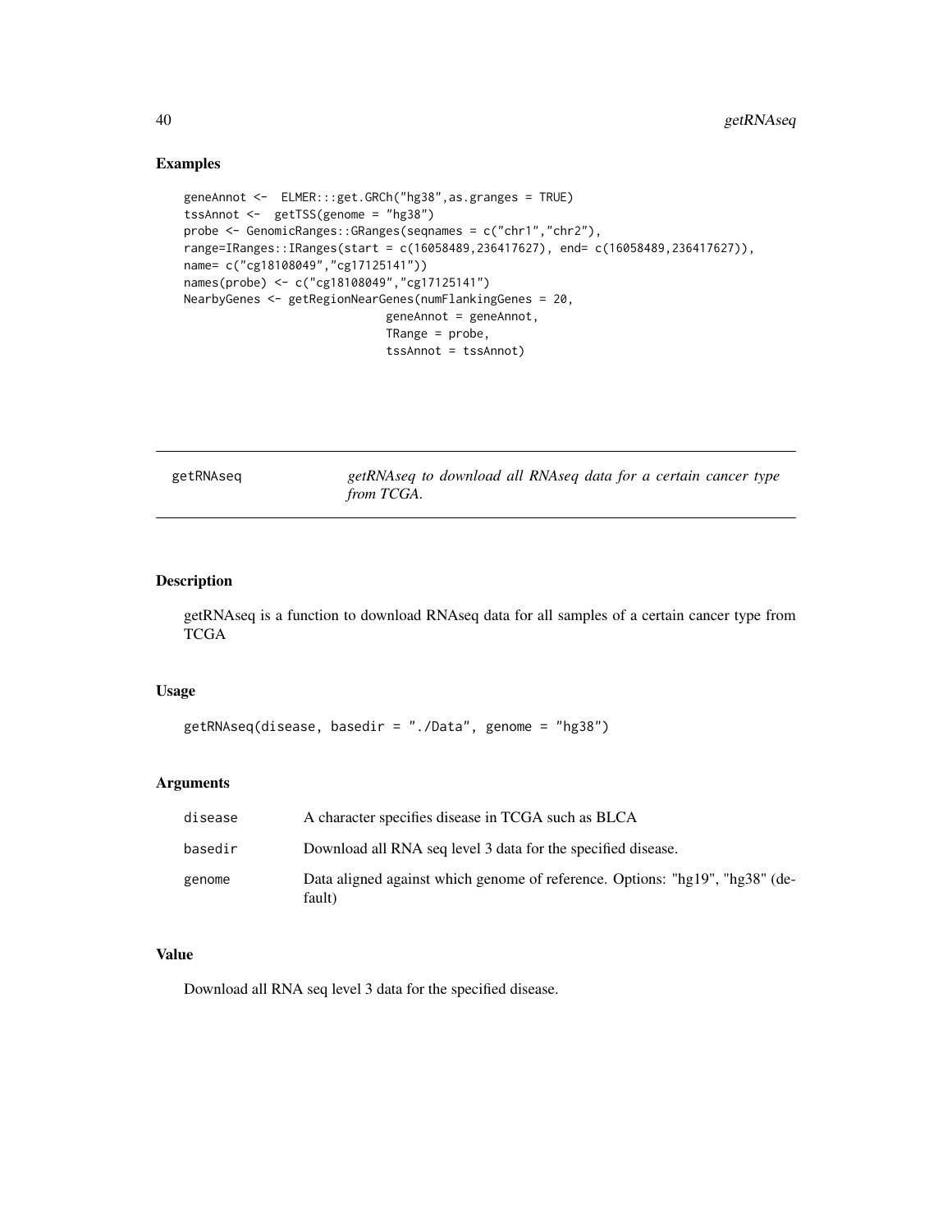## Examples

```
geneAnnot <-  ELMER:::get.GRCh("hg38",as.granges = TRUE)
tssAnnot <-  getTSS(genome = "hg38")
probe <- GenomicRanges::GRanges(seqnames = c("chr1","chr2"),
range=IRanges::IRanges(start = c(16058489,236417627), end= c(16058489,236417627)),
name= c("cg18108049","cg17125141"))
names(probe) <- c("cg18108049","cg17125141")
NearbyGenes <- getRegionNearGenes(numFlankingGenes = 20,
                              geneAnnot = geneAnnot,
                              TRange = probe,
                              tssAnnot = tssAnnot)
```

---

# getRNAseq    *getRNAseq to download all RNAseq data for a certain cancer type from TCGA.*

---

## Description

getRNAseq is a function to download RNAseq data for all samples of a certain cancer type from TCGA

## Usage

```
getRNAseq(disease, basedir = "./Data", genome = "hg38")
```

## Arguments

| | |
|---|---|
| disease | A character specifies disease in TCGA such as BLCA |
| basedir | Download all RNA seq level 3 data for the specified disease. |
| genome | Data aligned against which genome of reference. Options: "hg19", "hg38" (default) |

## Value

Download all RNA seq level 3 data for the specified disease.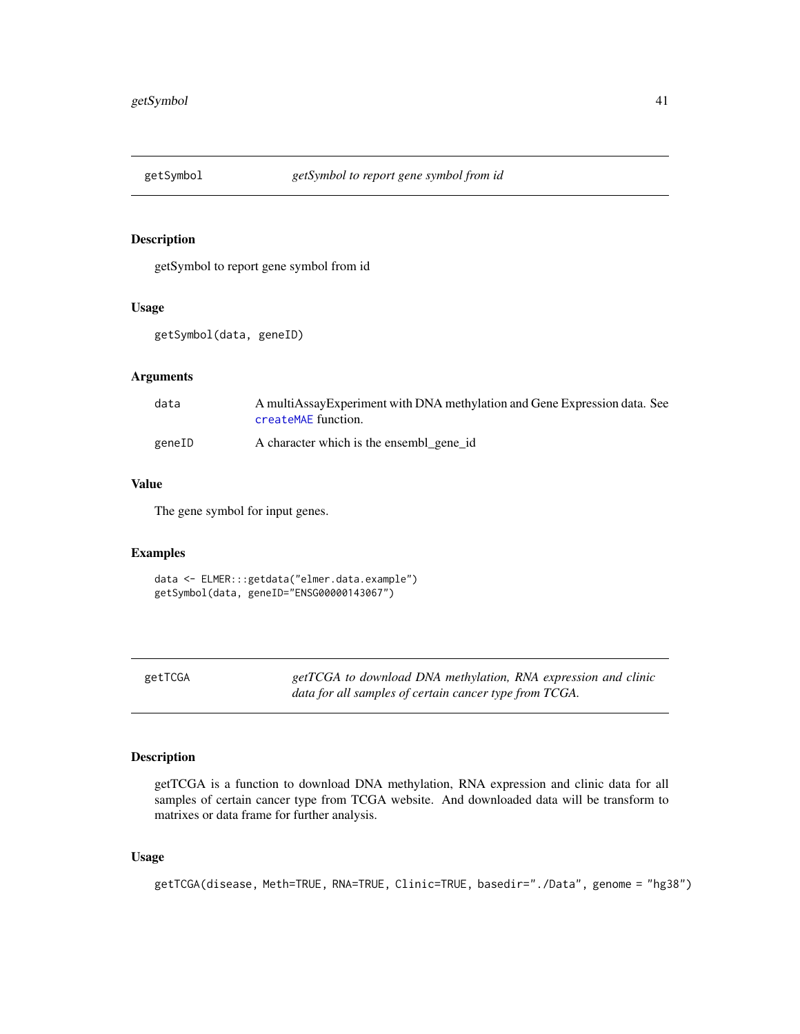## getSymbol — *getSymbol to report gene symbol from id*

### Description

getSymbol to report gene symbol from id

### Usage

```
getSymbol(data, geneID)
```

### Arguments

| | |
|---|---|
| data | A multiAssayExperiment with DNA methylation and Gene Expression data. See createMAE function. |
| geneID | A character which is the ensembl_gene_id |

### Value

The gene symbol for input genes.

### Examples

```
data <- ELMER:::getdata("elmer.data.example")
getSymbol(data, geneID="ENSG00000143067")
```

## getTCGA — *getTCGA to download DNA methylation, RNA expression and clinic data for all samples of certain cancer type from TCGA.*

### Description

getTCGA is a function to download DNA methylation, RNA expression and clinic data for all samples of certain cancer type from TCGA website. And downloaded data will be transform to matrixes or data frame for further analysis.

### Usage

```
getTCGA(disease, Meth=TRUE, RNA=TRUE, Clinic=TRUE, basedir="./Data", genome = "hg38")
```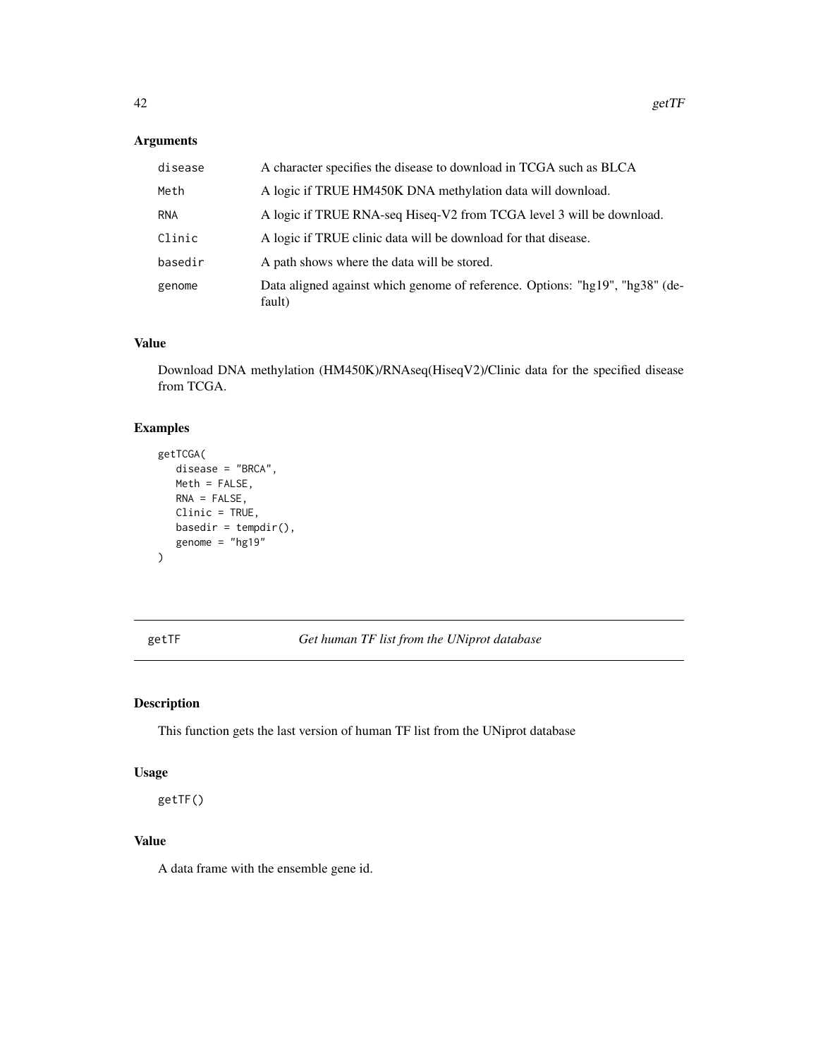### Arguments

| | |
|---|---|
| disease | A character specifies the disease to download in TCGA such as BLCA |
| Meth | A logic if TRUE HM450K DNA methylation data will download. |
| RNA | A logic if TRUE RNA-seq Hiseq-V2 from TCGA level 3 will be download. |
| Clinic | A logic if TRUE clinic data will be download for that disease. |
| basedir | A path shows where the data will be stored. |
| genome | Data aligned against which genome of reference. Options: "hg19", "hg38" (default) |

### Value

Download DNA methylation (HM450K)/RNAseq(HiseqV2)/Clinic data for the specified disease from TCGA.

### Examples

```
getTCGA(
   disease = "BRCA",
   Meth = FALSE,
   RNA = FALSE,
   Clinic = TRUE,
   basedir = tempdir(),
   genome = "hg19"
)
```

---

## getTF — *Get human TF list from the UNiprot database*

### Description

This function gets the last version of human TF list from the UNiprot database

### Usage

```
getTF()
```

### Value

A data frame with the ensemble gene id.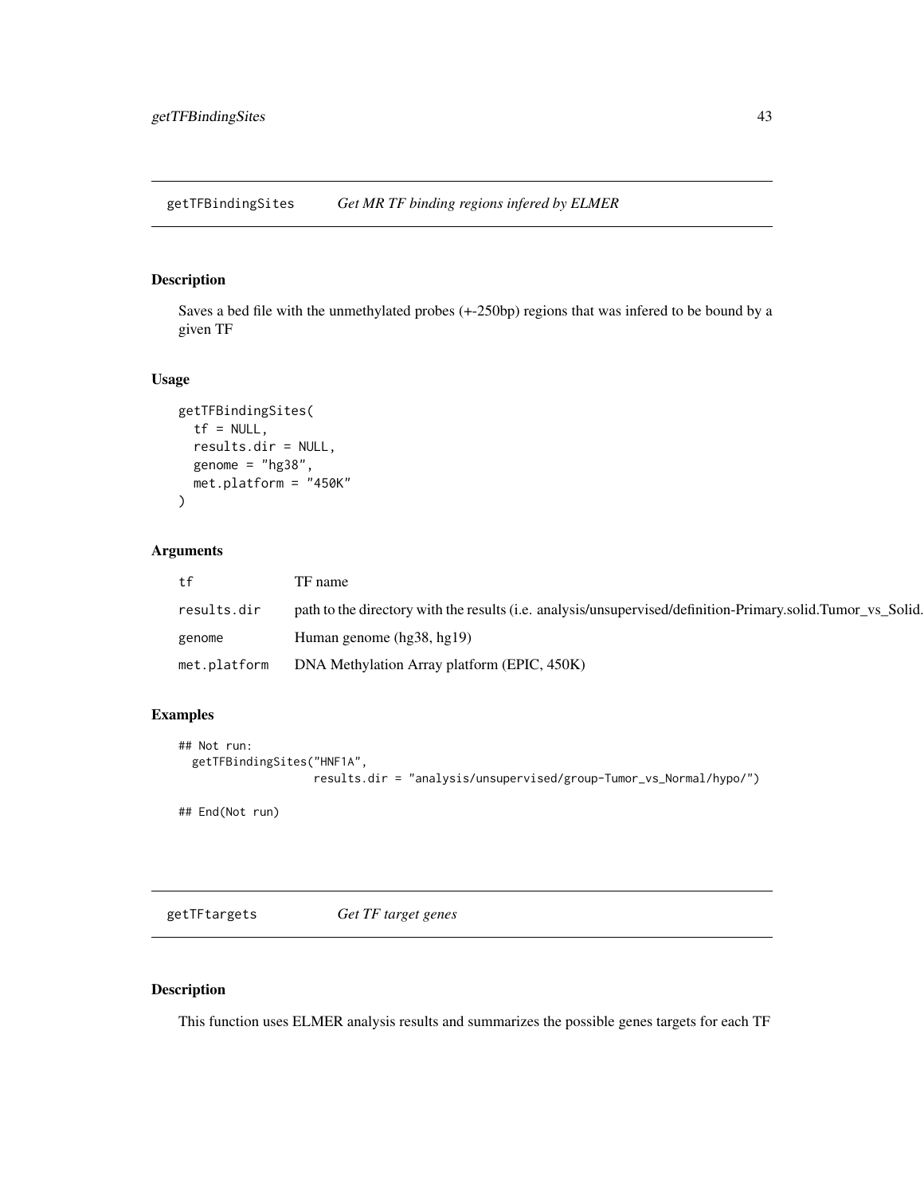## getTFBindingSites — *Get MR TF binding regions infered by ELMER*

### Description

Saves a bed file with the unmethylated probes (+-250bp) regions that was infered to be bound by a given TF

### Usage

```
getTFBindingSites(
  tf = NULL,
  results.dir = NULL,
  genome = "hg38",
  met.platform = "450K"
)
```

### Arguments

| | |
|---|---|
| `tf` | TF name |
| `results.dir` | path to the directory with the results (i.e. analysis/unsupervised/definition-Primary.solid.Tumor_vs_Solid. |
| `genome` | Human genome (hg38, hg19) |
| `met.platform` | DNA Methylation Array platform (EPIC, 450K) |

### Examples

```
## Not run:
  getTFBindingSites("HNF1A",
                    results.dir = "analysis/unsupervised/group-Tumor_vs_Normal/hypo/")

## End(Not run)
```

## getTFtargets — *Get TF target genes*

### Description

This function uses ELMER analysis results and summarizes the possible genes targets for each TF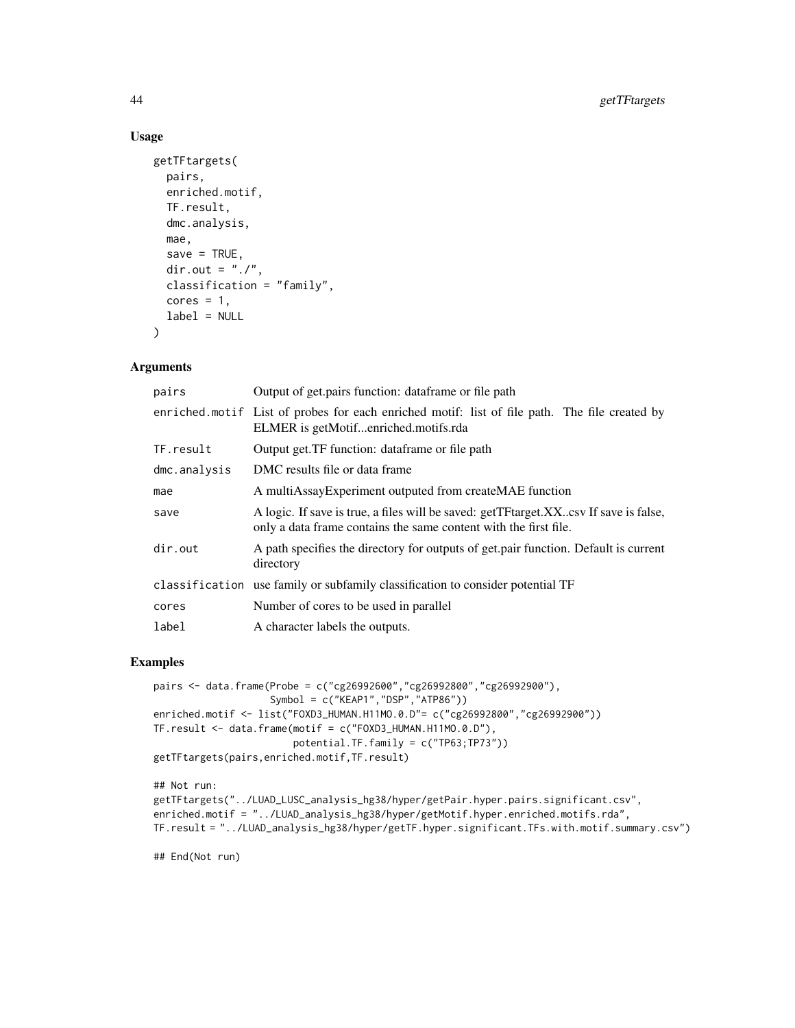## Usage

```
getTFtargets(
  pairs,
  enriched.motif,
  TF.result,
  dmc.analysis,
  mae,
  save = TRUE,
  dir.out = "./",
  classification = "family",
  cores = 1,
  label = NULL
)
```

## Arguments

| | |
|---|---|
| pairs | Output of get.pairs function: dataframe or file path |
| enriched.motif | List of probes for each enriched motif: list of file path. The file created by ELMER is getMotif...enriched.motifs.rda |
| TF.result | Output get.TF function: dataframe or file path |
| dmc.analysis | DMC results file or data frame |
| mae | A multiAssayExperiment outputed from createMAE function |
| save | A logic. If save is true, a files will be saved: getTFtarget.XX..csv If save is false, only a data frame contains the same content with the first file. |
| dir.out | A path specifies the directory for outputs of get.pair function. Default is current directory |
| classification | use family or subfamily classification to consider potential TF |
| cores | Number of cores to be used in parallel |
| label | A character labels the outputs. |

## Examples

```
pairs <- data.frame(Probe = c("cg26992600","cg26992800","cg26992900"),
                    Symbol = c("KEAP1","DSP","ATP86"))
enriched.motif <- list("FOXD3_HUMAN.H11MO.0.D"= c("cg26992800","cg26992900"))
TF.result <- data.frame(motif = c("FOXD3_HUMAN.H11MO.0.D"),
                        potential.TF.family = c("TP63;TP73"))
getTFtargets(pairs,enriched.motif,TF.result)

## Not run:
getTFtargets("../LUAD_LUSC_analysis_hg38/hyper/getPair.hyper.pairs.significant.csv",
enriched.motif = "../LUAD_analysis_hg38/hyper/getMotif.hyper.enriched.motifs.rda",
TF.result = "../LUAD_analysis_hg38/hyper/getTF.hyper.significant.TFs.with.motif.summary.csv")

## End(Not run)
```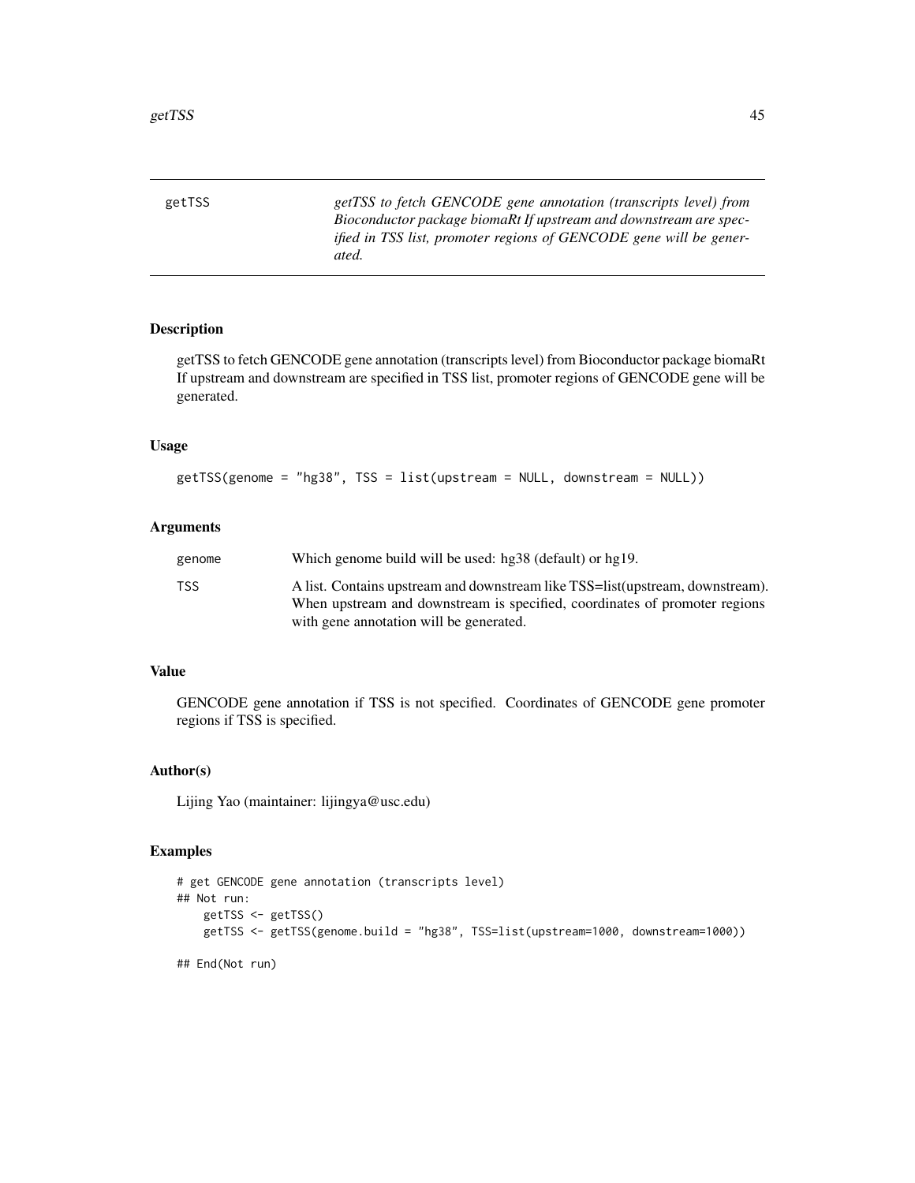getTSS *getTSS to fetch GENCODE gene annotation (transcripts level) from Bioconductor package biomaRt If upstream and downstream are specified in TSS list, promoter regions of GENCODE gene will be generated.*

## Description

getTSS to fetch GENCODE gene annotation (transcripts level) from Bioconductor package biomaRt If upstream and downstream are specified in TSS list, promoter regions of GENCODE gene will be generated.

## Usage

```
getTSS(genome = "hg38", TSS = list(upstream = NULL, downstream = NULL))
```

## Arguments

| | |
|---|---|
| genome | Which genome build will be used: hg38 (default) or hg19. |
| TSS | A list. Contains upstream and downstream like TSS=list(upstream, downstream). When upstream and downstream is specified, coordinates of promoter regions with gene annotation will be generated. |

## Value

GENCODE gene annotation if TSS is not specified. Coordinates of GENCODE gene promoter regions if TSS is specified.

## Author(s)

Lijing Yao (maintainer: lijingya@usc.edu)

## Examples

```
# get GENCODE gene annotation (transcripts level)
## Not run:
    getTSS <- getTSS()
    getTSS <- getTSS(genome.build = "hg38", TSS=list(upstream=1000, downstream=1000))

## End(Not run)
```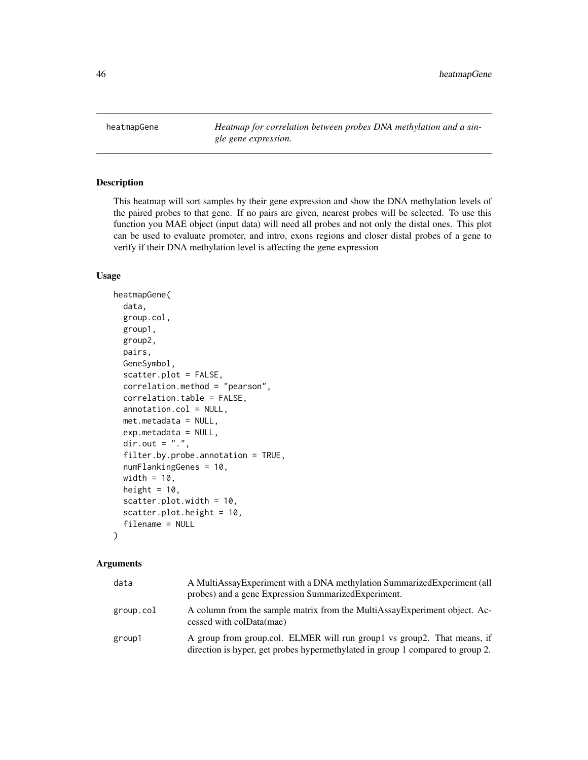heatmapGene — *Heatmap for correlation between probes DNA methylation and a single gene expression.*

## Description

This heatmap will sort samples by their gene expression and show the DNA methylation levels of the paired probes to that gene. If no pairs are given, nearest probes will be selected. To use this function you MAE object (input data) will need all probes and not only the distal ones. This plot can be used to evaluate promoter, and intro, exons regions and closer distal probes of a gene to verify if their DNA methylation level is affecting the gene expression

## Usage

```
heatmapGene(
  data,
  group.col,
  group1,
  group2,
  pairs,
  GeneSymbol,
  scatter.plot = FALSE,
  correlation.method = "pearson",
  correlation.table = FALSE,
  annotation.col = NULL,
  met.metadata = NULL,
  exp.metadata = NULL,
  dir.out = ".",
  filter.by.probe.annotation = TRUE,
  numFlankingGenes = 10,
  width = 10,
  height = 10,
  scatter.plot.width = 10,
  scatter.plot.height = 10,
  filename = NULL
)
```

## Arguments

| | |
|---|---|
| data | A MultiAssayExperiment with a DNA methylation SummarizedExperiment (all probes) and a gene Expression SummarizedExperiment. |
| group.col | A column from the sample matrix from the MultiAssayExperiment object. Accessed with colData(mae) |
| group1 | A group from group.col. ELMER will run group1 vs group2. That means, if direction is hyper, get probes hypermethylated in group 1 compared to group 2. |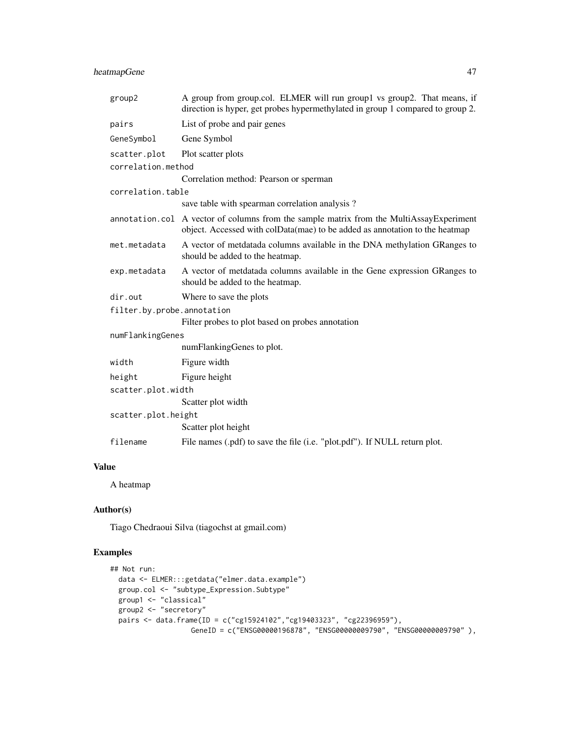| | |
|---|---|
| group2 | A group from group.col. ELMER will run group1 vs group2. That means, if direction is hyper, get probes hypermethylated in group 1 compared to group 2. |
| pairs | List of probe and pair genes |
| GeneSymbol | Gene Symbol |
| scatter.plot | Plot scatter plots |
| correlation.method | Correlation method: Pearson or sperman |
| correlation.table | save table with spearman correlation analysis ? |
| annotation.col | A vector of columns from the sample matrix from the MultiAssayExperiment object. Accessed with colData(mae) to be added as annotation to the heatmap |
| met.metadata | A vector of metdatada columns available in the DNA methylation GRanges to should be added to the heatmap. |
| exp.metadata | A vector of metdatada columns available in the Gene expression GRanges to should be added to the heatmap. |
| dir.out | Where to save the plots |
| filter.by.probe.annotation | Filter probes to plot based on probes annotation |
| numFlankingGenes | numFlankingGenes to plot. |
| width | Figure width |
| height | Figure height |
| scatter.plot.width | Scatter plot width |
| scatter.plot.height | Scatter plot height |
| filename | File names (.pdf) to save the file (i.e. "plot.pdf"). If NULL return plot. |

## Value

A heatmap

## Author(s)

Tiago Chedraoui Silva (tiagochst at gmail.com)

## Examples

```
## Not run:
  data <- ELMER:::getdata("elmer.data.example")
  group.col <- "subtype_Expression.Subtype"
  group1 <- "classical"
  group2 <- "secretory"
  pairs <- data.frame(ID = c("cg15924102","cg19403323", "cg22396959"),
                   GeneID = c("ENSG00000196878", "ENSG00000009790", "ENSG00000009790" ),
```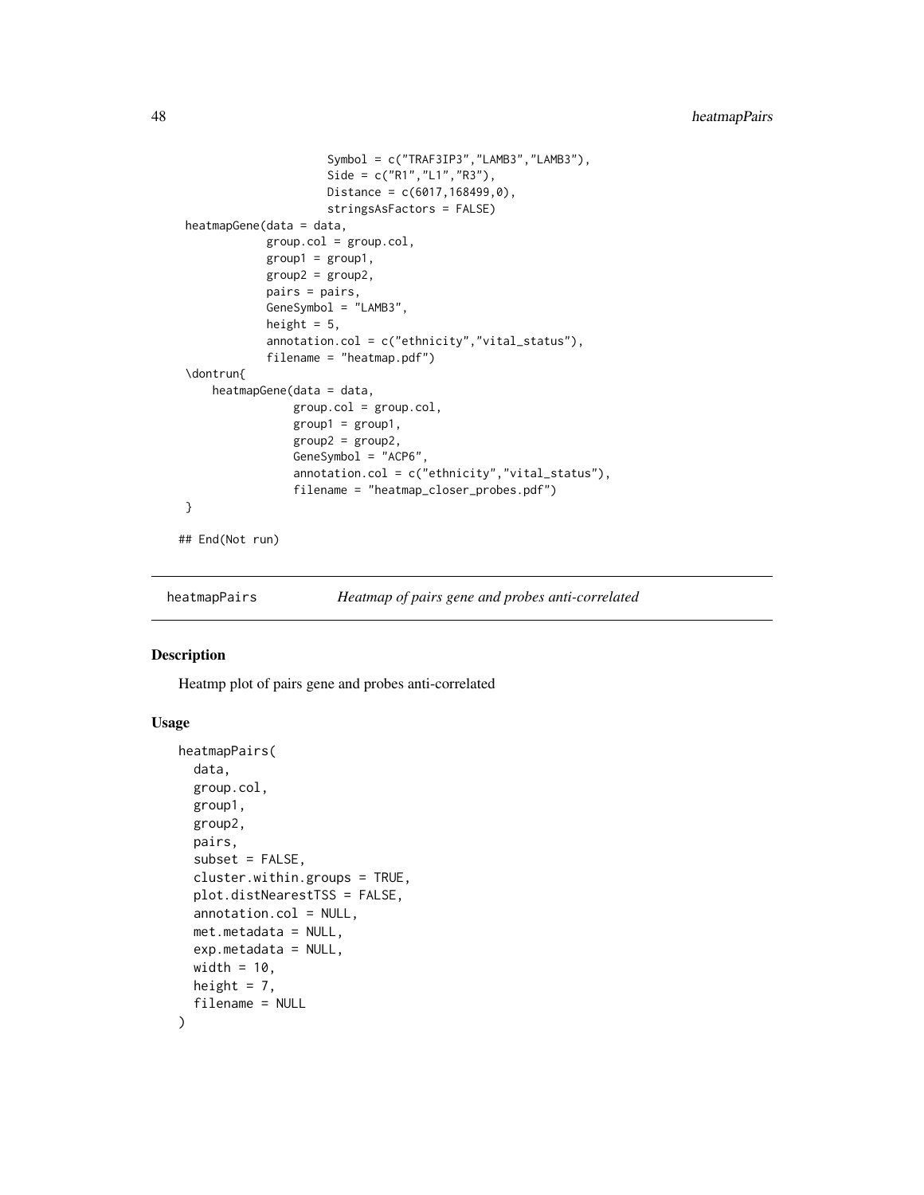```
                    Symbol = c("TRAF3IP3","LAMB3","LAMB3"),
                    Side = c("R1","L1","R3"),
                    Distance = c(6017,168499,0),
                    stringsAsFactors = FALSE)
 heatmapGene(data = data,
             group.col = group.col,
             group1 = group1,
             group2 = group2,
             pairs = pairs,
             GeneSymbol = "LAMB3",
             height = 5,
             annotation.col = c("ethnicity","vital_status"),
             filename = "heatmap.pdf")
 \dontrun{
     heatmapGene(data = data,
                 group.col = group.col,
                 group1 = group1,
                 group2 = group2,
                 GeneSymbol = "ACP6",
                 annotation.col = c("ethnicity","vital_status"),
                 filename = "heatmap_closer_probes.pdf")
 }

## End(Not run)
```

## heatmapPairs — *Heatmap of pairs gene and probes anti-correlated*

### Description

Heatmp plot of pairs gene and probes anti-correlated

### Usage

```
heatmapPairs(
  data,
  group.col,
  group1,
  group2,
  pairs,
  subset = FALSE,
  cluster.within.groups = TRUE,
  plot.distNearestTSS = FALSE,
  annotation.col = NULL,
  met.metadata = NULL,
  exp.metadata = NULL,
  width = 10,
  height = 7,
  filename = NULL
)
```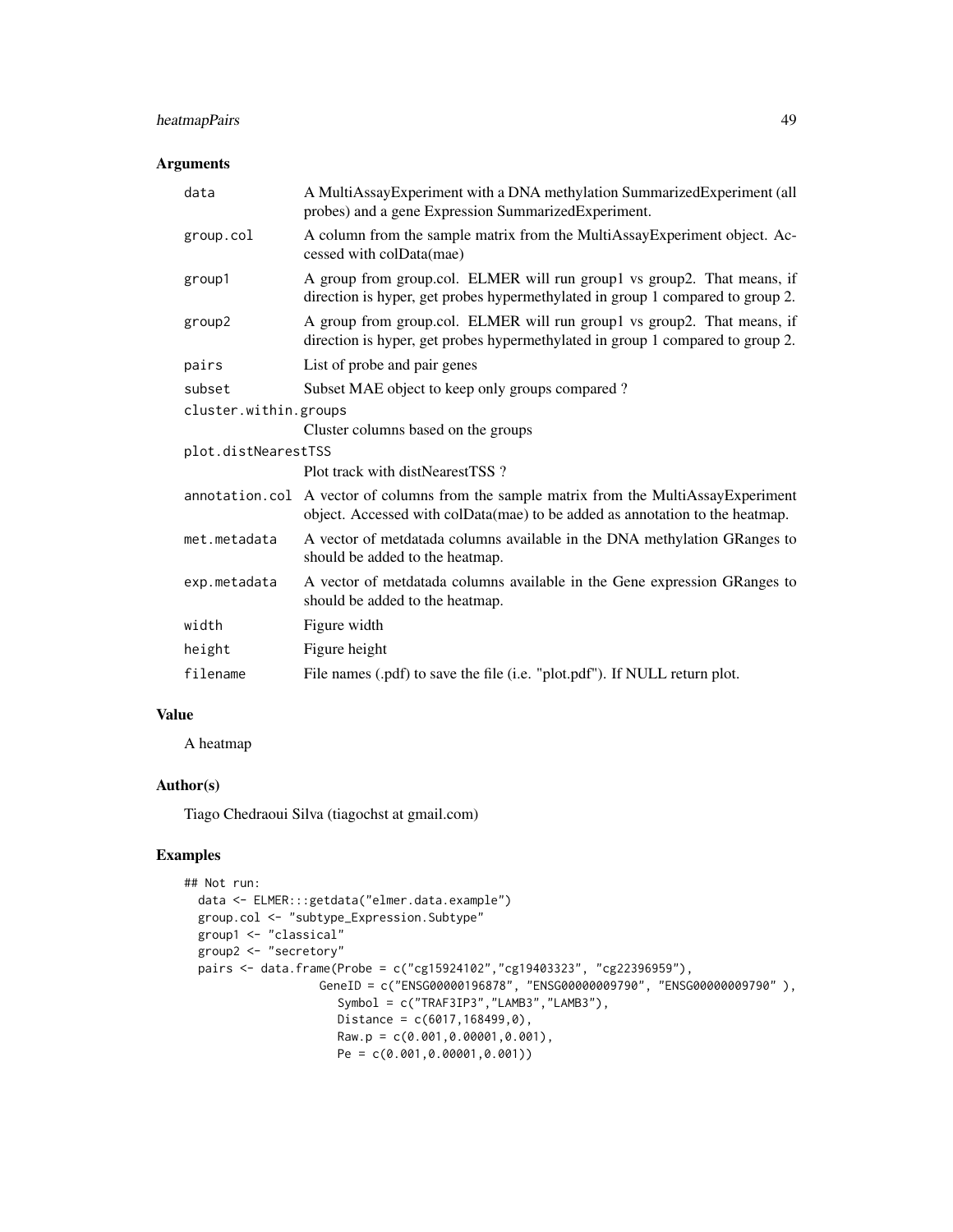## Arguments

| | |
|---|---|
| data | A MultiAssayExperiment with a DNA methylation SummarizedExperiment (all probes) and a gene Expression SummarizedExperiment. |
| group.col | A column from the sample matrix from the MultiAssayExperiment object. Accessed with colData(mae) |
| group1 | A group from group.col. ELMER will run group1 vs group2. That means, if direction is hyper, get probes hypermethylated in group 1 compared to group 2. |
| group2 | A group from group.col. ELMER will run group1 vs group2. That means, if direction is hyper, get probes hypermethylated in group 1 compared to group 2. |
| pairs | List of probe and pair genes |
| subset | Subset MAE object to keep only groups compared ? |
| cluster.within.groups | Cluster columns based on the groups |
| plot.distNearestTSS | Plot track with distNearestTSS ? |
| annotation.col | A vector of columns from the sample matrix from the MultiAssayExperiment object. Accessed with colData(mae) to be added as annotation to the heatmap. |
| met.metadata | A vector of metdatada columns available in the DNA methylation GRanges to should be added to the heatmap. |
| exp.metadata | A vector of metdatada columns available in the Gene expression GRanges to should be added to the heatmap. |
| width | Figure width |
| height | Figure height |
| filename | File names (.pdf) to save the file (i.e. "plot.pdf"). If NULL return plot. |

## Value

A heatmap

## Author(s)

Tiago Chedraoui Silva (tiagochst at gmail.com)

## Examples

```
## Not run:
  data <- ELMER:::getdata("elmer.data.example")
  group.col <- "subtype_Expression.Subtype"
  group1 <- "classical"
  group2 <- "secretory"
  pairs <- data.frame(Probe = c("cg15924102","cg19403323", "cg22396959"),
                   GeneID = c("ENSG00000196878", "ENSG00000009790", "ENSG00000009790" ),
                      Symbol = c("TRAF3IP3","LAMB3","LAMB3"),
                      Distance = c(6017,168499,0),
                      Raw.p = c(0.001,0.00001,0.001),
                      Pe = c(0.001,0.00001,0.001))
```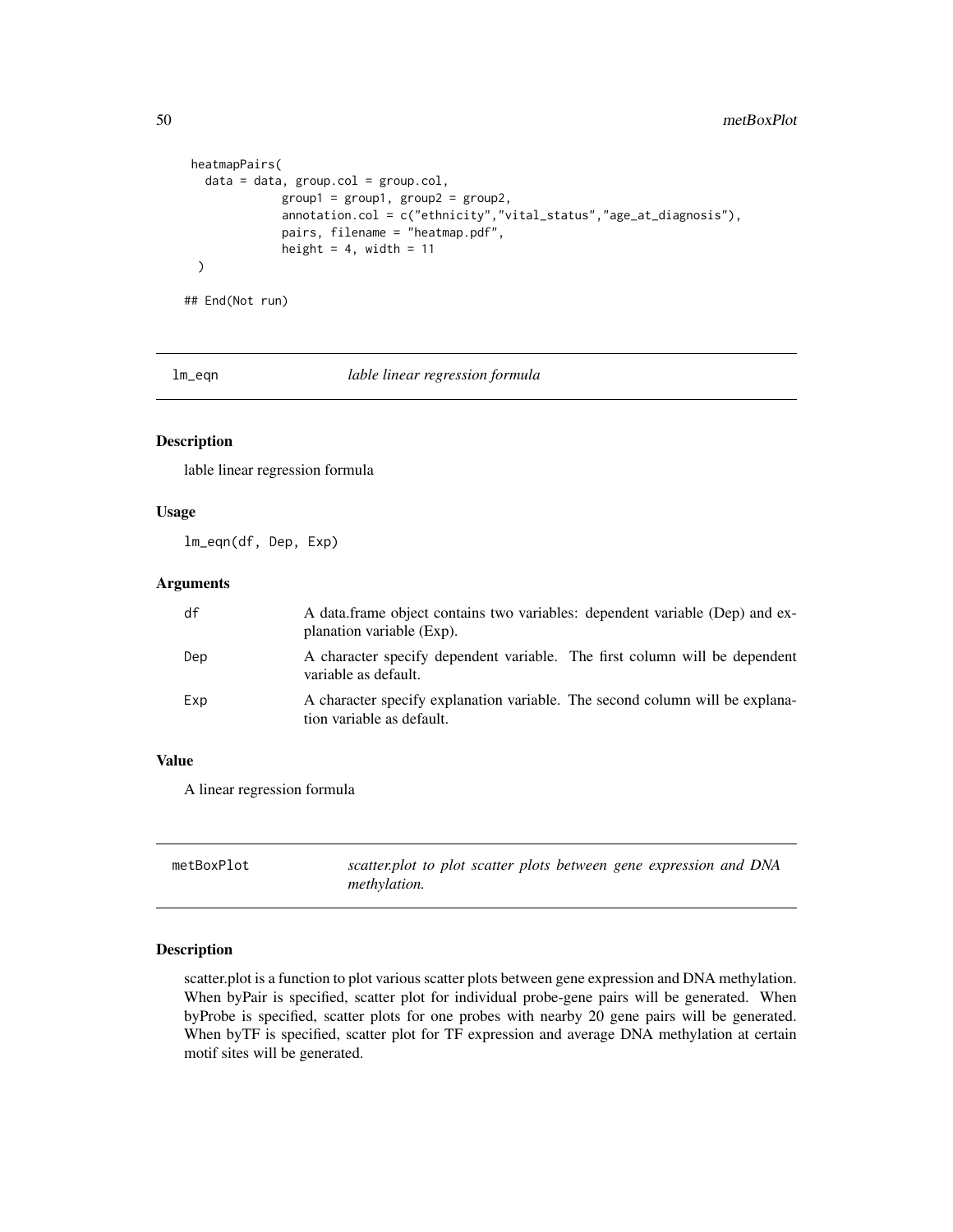```
heatmapPairs(
  data = data, group.col = group.col,
             group1 = group1, group2 = group2,
             annotation.col = c("ethnicity","vital_status","age_at_diagnosis"),
             pairs, filename = "heatmap.pdf",
             height = 4, width = 11
 )

## End(Not run)
```

## lm_eqn — *lable linear regression formula*

### Description

lable linear regression formula

### Usage

```
lm_eqn(df, Dep, Exp)
```

### Arguments

| | |
|---|---|
| df | A data.frame object contains two variables: dependent variable (Dep) and explanation variable (Exp). |
| Dep | A character specify dependent variable. The first column will be dependent variable as default. |
| Exp | A character specify explanation variable. The second column will be explanation variable as default. |

### Value

A linear regression formula

## metBoxPlot — *scatter.plot to plot scatter plots between gene expression and DNA methylation.*

### Description

scatter.plot is a function to plot various scatter plots between gene expression and DNA methylation. When byPair is specified, scatter plot for individual probe-gene pairs will be generated. When byProbe is specified, scatter plots for one probes with nearby 20 gene pairs will be generated. When byTF is specified, scatter plot for TF expression and average DNA methylation at certain motif sites will be generated.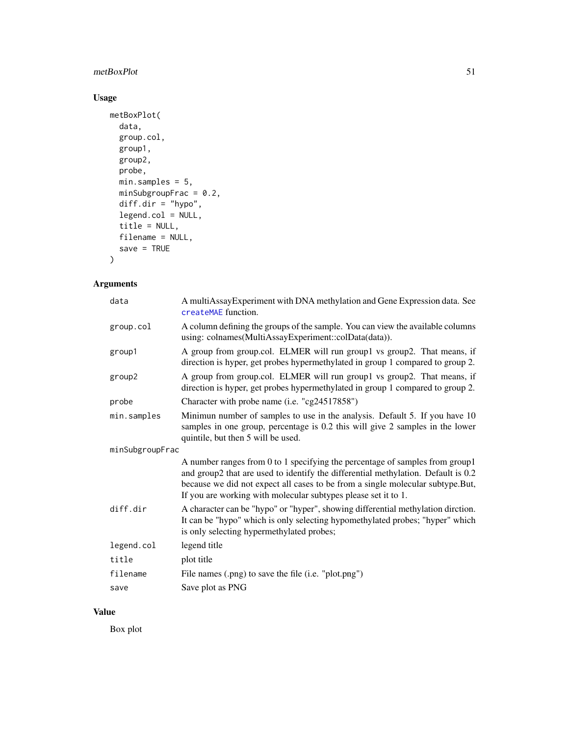### Usage

```
metBoxPlot(
  data,
  group.col,
  group1,
  group2,
  probe,
  min.samples = 5,
  minSubgroupFrac = 0.2,
  diff.dir = "hypo",
  legend.col = NULL,
  title = NULL,
  filename = NULL,
  save = TRUE
)
```

### Arguments

| | |
|---|---|
| `data` | A multiAssayExperiment with DNA methylation and Gene Expression data. See `createMAE` function. |
| `group.col` | A column defining the groups of the sample. You can view the available columns using: colnames(MultiAssayExperiment::colData(data)). |
| `group1` | A group from group.col. ELMER will run group1 vs group2. That means, if direction is hyper, get probes hypermethylated in group 1 compared to group 2. |
| `group2` | A group from group.col. ELMER will run group1 vs group2. That means, if direction is hyper, get probes hypermethylated in group 1 compared to group 2. |
| `probe` | Character with probe name (i.e. "cg24517858") |
| `min.samples` | Minimun number of samples to use in the analysis. Default 5. If you have 10 samples in one group, percentage is 0.2 this will give 2 samples in the lower quintile, but then 5 will be used. |
| `minSubgroupFrac` | A number ranges from 0 to 1 specifying the percentage of samples from group1 and group2 that are used to identify the differential methylation. Default is 0.2 because we did not expect all cases to be from a single molecular subtype.But, If you are working with molecular subtypes please set it to 1. |
| `diff.dir` | A character can be "hypo" or "hyper", showing differential methylation dirction. It can be "hypo" which is only selecting hypomethylated probes; "hyper" which is only selecting hypermethylated probes; |
| `legend.col` | legend title |
| `title` | plot title |
| `filename` | File names (.png) to save the file (i.e. "plot.png") |
| `save` | Save plot as PNG |

### Value

Box plot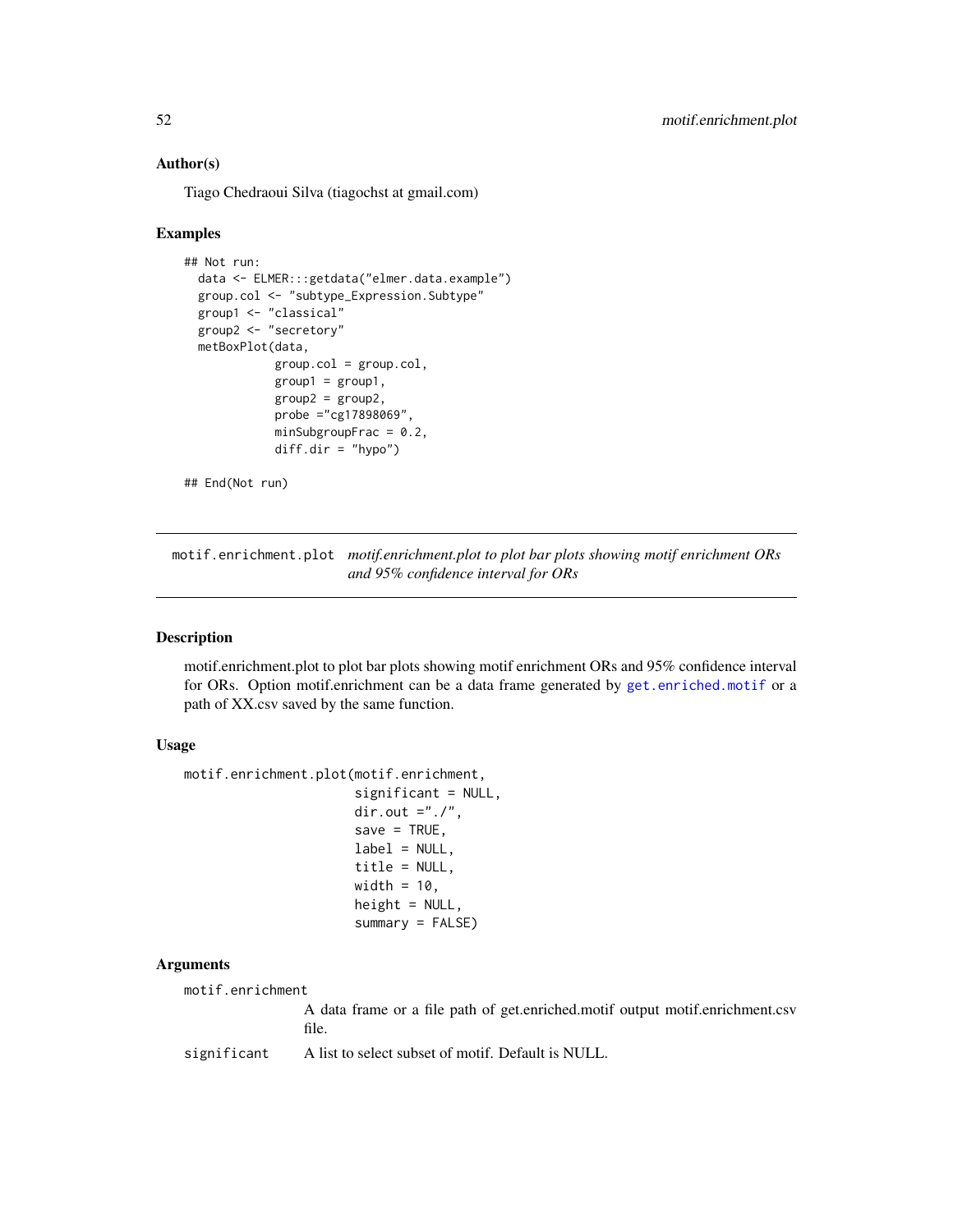### Author(s)

Tiago Chedraoui Silva (tiagochst at gmail.com)

### Examples

```
## Not run:
  data <- ELMER:::getdata("elmer.data.example")
  group.col <- "subtype_Expression.Subtype"
  group1 <- "classical"
  group2 <- "secretory"
  metBoxPlot(data,
             group.col = group.col,
             group1 = group1,
             group2 = group2,
             probe ="cg17898069",
             minSubgroupFrac = 0.2,
             diff.dir = "hypo")

## End(Not run)
```

---

## motif.enrichment.plot

*motif.enrichment.plot to plot bar plots showing motif enrichment ORs and 95% confidence interval for ORs*

---

### Description

motif.enrichment.plot to plot bar plots showing motif enrichment ORs and 95% confidence interval for ORs. Option motif.enrichment can be a data frame generated by `get.enriched.motif` or a path of XX.csv saved by the same function.

### Usage

```
motif.enrichment.plot(motif.enrichment,
                      significant = NULL,
                      dir.out ="./",
                      save = TRUE,
                      label = NULL,
                      title = NULL,
                      width = 10,
                      height = NULL,
                      summary = FALSE)
```

### Arguments

`motif.enrichment`
A data frame or a file path of get.enriched.motif output motif.enrichment.csv file.

`significant`
A list to select subset of motif. Default is NULL.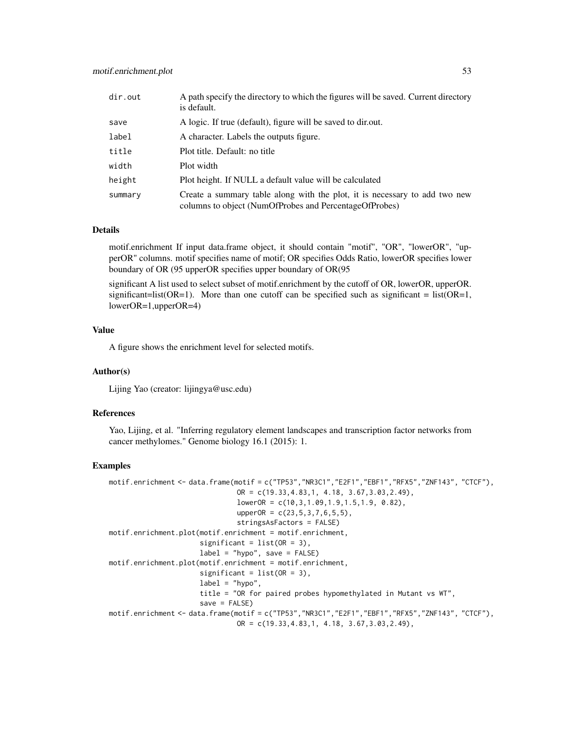| | |
|---|---|
| dir.out | A path specify the directory to which the figures will be saved. Current directory is default. |
| save | A logic. If true (default), figure will be saved to dir.out. |
| label | A character. Labels the outputs figure. |
| title | Plot title. Default: no title |
| width | Plot width |
| height | Plot height. If NULL a default value will be calculated |
| summary | Create a summary table along with the plot, it is necessary to add two new columns to object (NumOfProbes and PercentageOfProbes) |

### Details

motif.enrichment If input data.frame object, it should contain "motif", "OR", "lowerOR", "upperOR" columns. motif specifies name of motif; OR specifies Odds Ratio, lowerOR specifies lower boundary of OR (95 upperOR specifies upper boundary of OR(95

significant A list used to select subset of motif.enrichment by the cutoff of OR, lowerOR, upperOR. significant=list(OR=1). More than one cutoff can be specified such as significant = list(OR=1, lowerOR=1,upperOR=4)

### Value

A figure shows the enrichment level for selected motifs.

### Author(s)

Lijing Yao (creator: lijingya@usc.edu)

### References

Yao, Lijing, et al. "Inferring regulatory element landscapes and transcription factor networks from cancer methylomes." Genome biology 16.1 (2015): 1.

### Examples

```
motif.enrichment <- data.frame(motif = c("TP53","NR3C1","E2F1","EBF1","RFX5","ZNF143", "CTCF"),
                               OR = c(19.33,4.83,1, 4.18, 3.67,3.03,2.49),
                               lowerOR = c(10,3,1.09,1.9,1.5,1.9, 0.82),
                               upperOR = c(23,5,3,7,6,5,5),
                               stringsAsFactors = FALSE)
motif.enrichment.plot(motif.enrichment = motif.enrichment,
                      significant = list(OR = 3),
                      label = "hypo", save = FALSE)
motif.enrichment.plot(motif.enrichment = motif.enrichment,
                      significant = list(OR = 3),
                      label = "hypo",
                      title = "OR for paired probes hypomethylated in Mutant vs WT",
                      save = FALSE)
motif.enrichment <- data.frame(motif = c("TP53","NR3C1","E2F1","EBF1","RFX5","ZNF143", "CTCF"),
                               OR = c(19.33,4.83,1, 4.18, 3.67,3.03,2.49),
```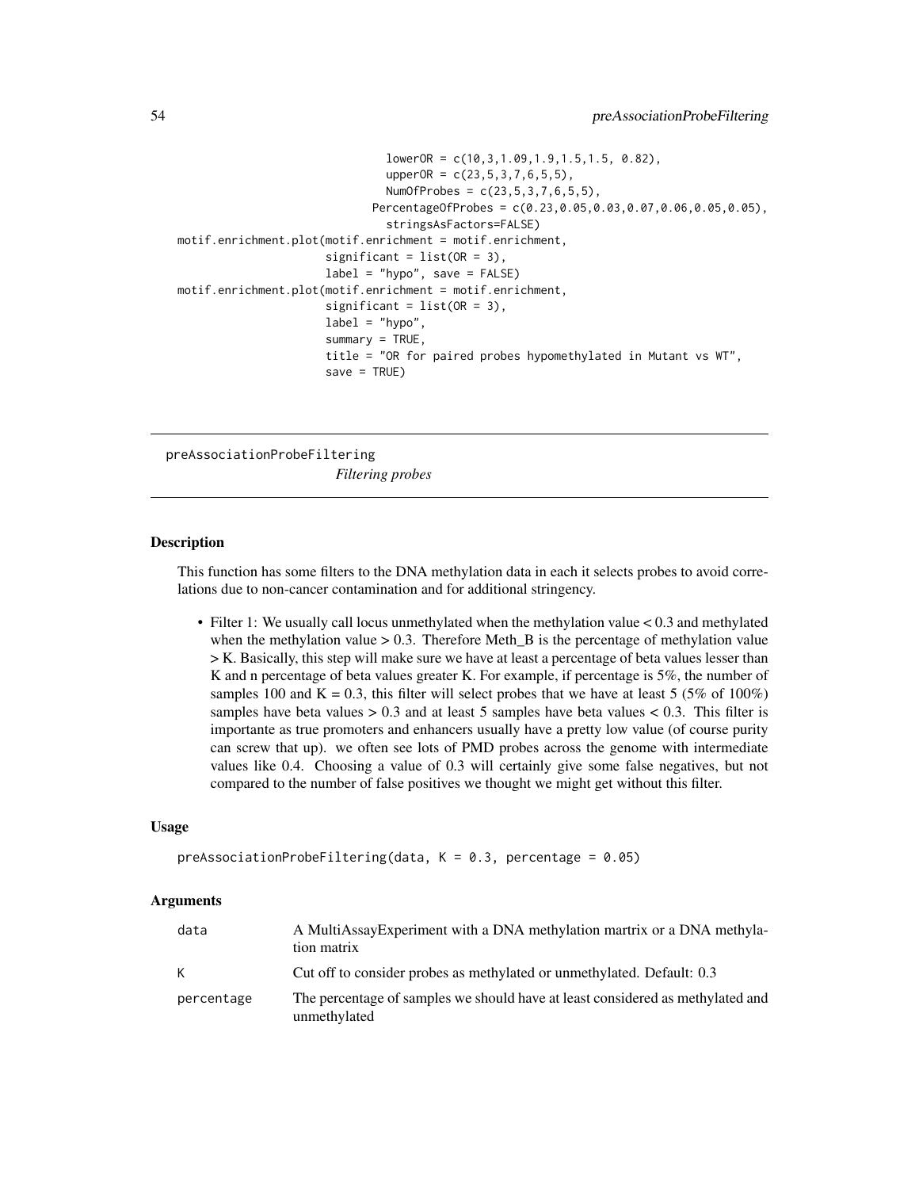```
                                lowerOR = c(10,3,1.09,1.9,1.5,1.5, 0.82),
                                upperOR = c(23,5,3,7,6,5,5),
                                NumOfProbes = c(23,5,3,7,6,5,5),
                              PercentageOfProbes = c(0.23,0.05,0.03,0.07,0.06,0.05,0.05),
                                stringsAsFactors=FALSE)
motif.enrichment.plot(motif.enrichment = motif.enrichment,
                      significant = list(OR = 3),
                      label = "hypo", save = FALSE)
motif.enrichment.plot(motif.enrichment = motif.enrichment,
                      significant = list(OR = 3),
                      label = "hypo",
                      summary = TRUE,
                      title = "OR for paired probes hypomethylated in Mutant vs WT",
                      save = TRUE)
```

## preAssociationProbeFiltering

*Filtering probes*

### Description

This function has some filters to the DNA methylation data in each it selects probes to avoid correlations due to non-cancer contamination and for additional stringency.

- Filter 1: We usually call locus unmethylated when the methylation value < 0.3 and methylated when the methylation value > 0.3. Therefore Meth_B is the percentage of methylation value > K. Basically, this step will make sure we have at least a percentage of beta values lesser than K and n percentage of beta values greater K. For example, if percentage is 5%, the number of samples 100 and K = 0.3, this filter will select probes that we have at least 5 (5% of 100%) samples have beta values > 0.3 and at least 5 samples have beta values < 0.3. This filter is importante as true promoters and enhancers usually have a pretty low value (of course purity can screw that up). we often see lots of PMD probes across the genome with intermediate values like 0.4. Choosing a value of 0.3 will certainly give some false negatives, but not compared to the number of false positives we thought we might get without this filter.

### Usage

```
preAssociationProbeFiltering(data, K = 0.3, percentage = 0.05)
```

### Arguments

| | |
|---|---|
| data | A MultiAssayExperiment with a DNA methylation martrix or a DNA methylation matrix |
| K | Cut off to consider probes as methylated or unmethylated. Default: 0.3 |
| percentage | The percentage of samples we should have at least considered as methylated and unmethylated |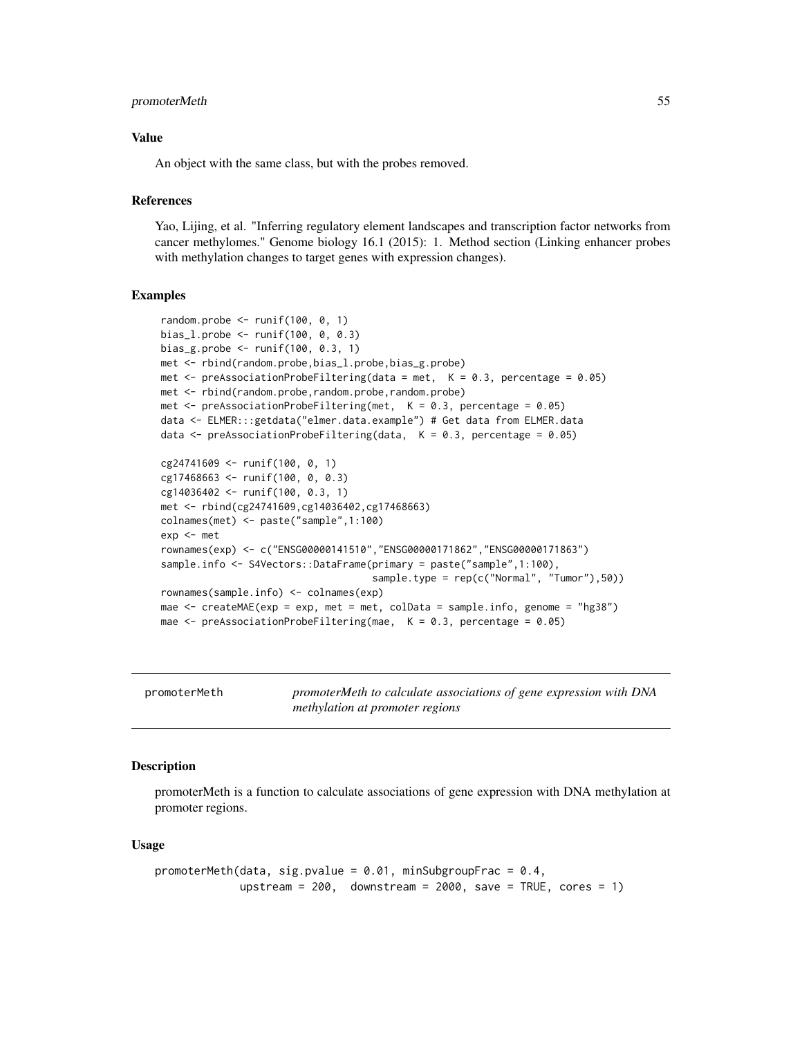### Value

An object with the same class, but with the probes removed.

### References

Yao, Lijing, et al. "Inferring regulatory element landscapes and transcription factor networks from cancer methylomes." Genome biology 16.1 (2015): 1. Method section (Linking enhancer probes with methylation changes to target genes with expression changes).

### Examples

```
random.probe <- runif(100, 0, 1)
bias_l.probe <- runif(100, 0, 0.3)
bias_g.probe <- runif(100, 0.3, 1)
met <- rbind(random.probe,bias_l.probe,bias_g.probe)
met <- preAssociationProbeFiltering(data = met,  K = 0.3, percentage = 0.05)
met <- rbind(random.probe,random.probe,random.probe)
met <- preAssociationProbeFiltering(met,  K = 0.3, percentage = 0.05)
data <- ELMER:::getdata("elmer.data.example") # Get data from ELMER.data
data <- preAssociationProbeFiltering(data,  K = 0.3, percentage = 0.05)

cg24741609 <- runif(100, 0, 1)
cg17468663 <- runif(100, 0, 0.3)
cg14036402 <- runif(100, 0.3, 1)
met <- rbind(cg24741609,cg14036402,cg17468663)
colnames(met) <- paste("sample",1:100)
exp <- met
rownames(exp) <- c("ENSG00000141510","ENSG00000171862","ENSG00000171863")
sample.info <- S4Vectors::DataFrame(primary = paste("sample",1:100),
                                    sample.type = rep(c("Normal", "Tumor"),50))
rownames(sample.info) <- colnames(exp)
mae <- createMAE(exp = exp, met = met, colData = sample.info, genome = "hg38")
mae <- preAssociationProbeFiltering(mae,  K = 0.3, percentage = 0.05)
```

---

## promoterMeth — *promoterMeth to calculate associations of gene expression with DNA methylation at promoter regions*

### Description

promoterMeth is a function to calculate associations of gene expression with DNA methylation at promoter regions.

### Usage

```
promoterMeth(data, sig.pvalue = 0.01, minSubgroupFrac = 0.4,
             upstream = 200,  downstream = 2000, save = TRUE, cores = 1)
```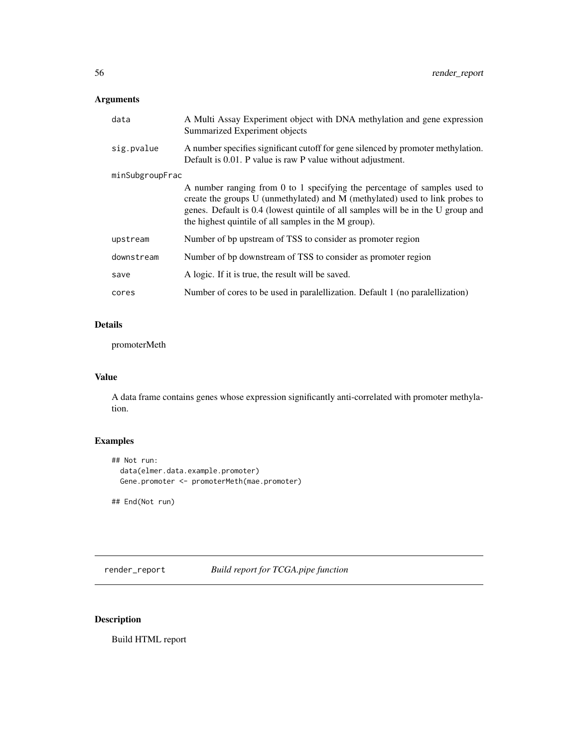## Arguments

| | |
|---|---|
| data | A Multi Assay Experiment object with DNA methylation and gene expression Summarized Experiment objects |
| sig.pvalue | A number specifies significant cutoff for gene silenced by promoter methylation. Default is 0.01. P value is raw P value without adjustment. |
| minSubgroupFrac | A number ranging from 0 to 1 specifying the percentage of samples used to create the groups U (unmethylated) and M (methylated) used to link probes to genes. Default is 0.4 (lowest quintile of all samples will be in the U group and the highest quintile of all samples in the M group). |
| upstream | Number of bp upstream of TSS to consider as promoter region |
| downstream | Number of bp downstream of TSS to consider as promoter region |
| save | A logic. If it is true, the result will be saved. |
| cores | Number of cores to be used in paralellization. Default 1 (no paralellization) |

## Details

promoterMeth

## Value

A data frame contains genes whose expression significantly anti-correlated with promoter methylation.

## Examples

```
## Not run:
  data(elmer.data.example.promoter)
  Gene.promoter <- promoterMeth(mae.promoter)

## End(Not run)
```

---

# render_report    *Build report for TCGA.pipe function*

## Description

Build HTML report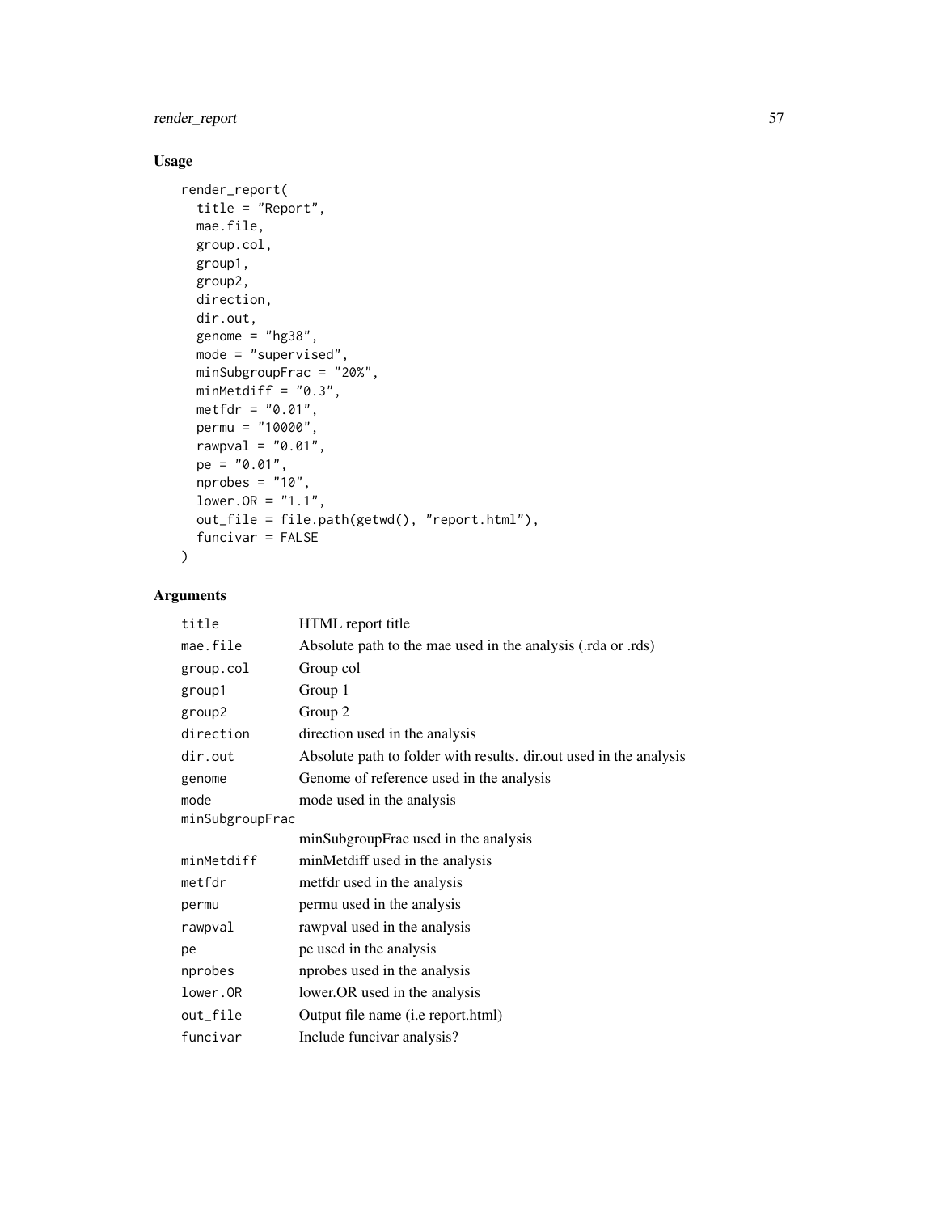## Usage

```
render_report(
  title = "Report",
  mae.file,
  group.col,
  group1,
  group2,
  direction,
  dir.out,
  genome = "hg38",
  mode = "supervised",
  minSubgroupFrac = "20%",
  minMetdiff = "0.3",
  metfdr = "0.01",
  permu = "10000",
  rawpval = "0.01",
  pe = "0.01",
  nprobes = "10",
  lower.OR = "1.1",
  out_file = file.path(getwd(), "report.html"),
  funcivar = FALSE
)
```

## Arguments

| | |
|---|---|
| `title` | HTML report title |
| `mae.file` | Absolute path to the mae used in the analysis (.rda or .rds) |
| `group.col` | Group col |
| `group1` | Group 1 |
| `group2` | Group 2 |
| `direction` | direction used in the analysis |
| `dir.out` | Absolute path to folder with results. dir.out used in the analysis |
| `genome` | Genome of reference used in the analysis |
| `mode` | mode used in the analysis |
| `minSubgroupFrac` | minSubgroupFrac used in the analysis |
| `minMetdiff` | minMetdiff used in the analysis |
| `metfdr` | metfdr used in the analysis |
| `permu` | permu used in the analysis |
| `rawpval` | rawpval used in the analysis |
| `pe` | pe used in the analysis |
| `nprobes` | nprobes used in the analysis |
| `lower.OR` | lower.OR used in the analysis |
| `out_file` | Output file name (i.e report.html) |
| `funcivar` | Include funcivar analysis? |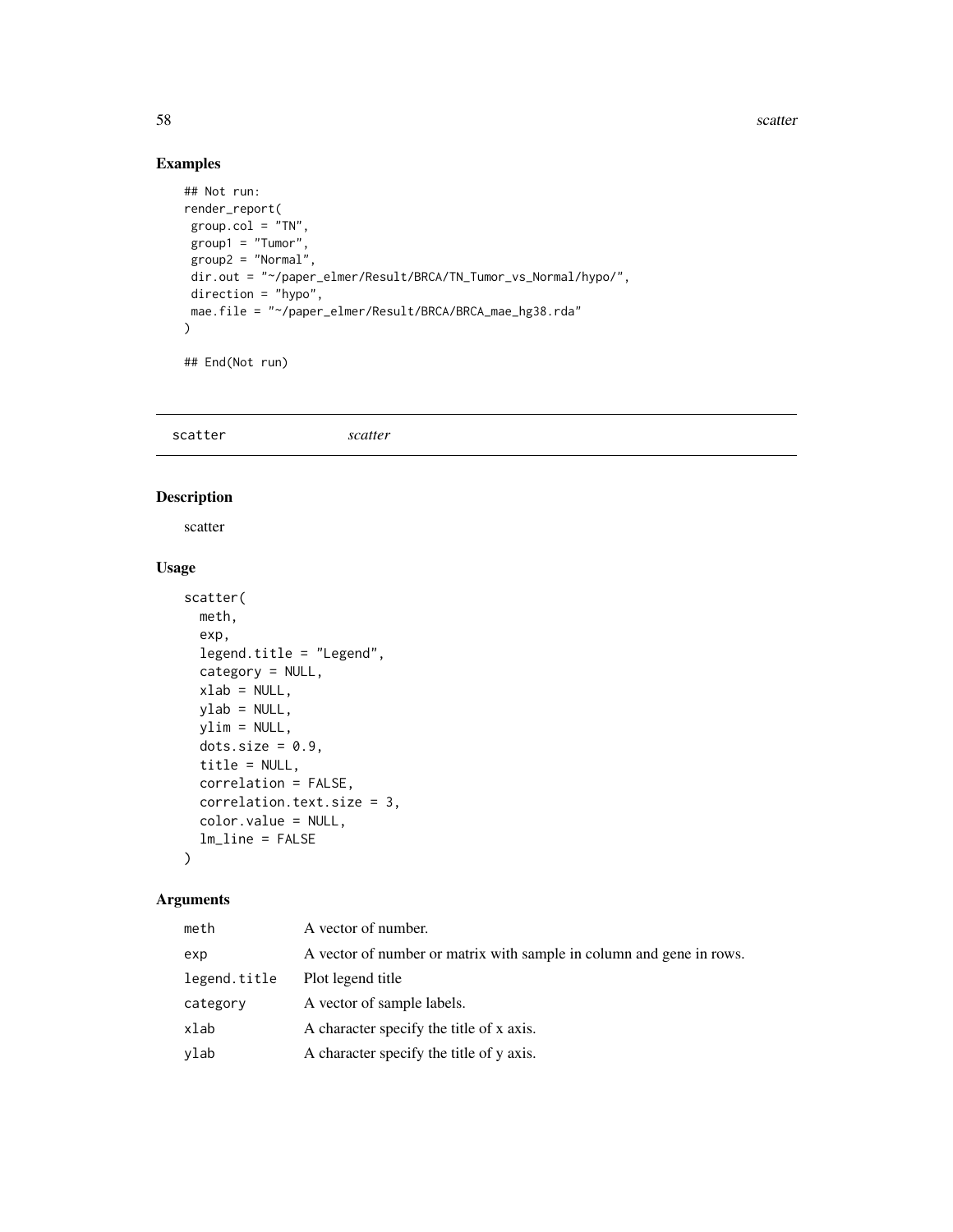## Examples

```
## Not run:
render_report(
 group.col = "TN",
 group1 = "Tumor",
 group2 = "Normal",
 dir.out = "~/paper_elmer/Result/BRCA/TN_Tumor_vs_Normal/hypo/",
 direction = "hypo",
 mae.file = "~/paper_elmer/Result/BRCA/BRCA_mae_hg38.rda"
)

## End(Not run)
```

---

# scatter *scatter*

---

## Description

scatter

## Usage

```
scatter(
  meth,
  exp,
  legend.title = "Legend",
  category = NULL,
  xlab = NULL,
  ylab = NULL,
  ylim = NULL,
  dots.size = 0.9,
  title = NULL,
  correlation = FALSE,
  correlation.text.size = 3,
  color.value = NULL,
  lm_line = FALSE
)
```

## Arguments

| | |
|---|---|
| meth | A vector of number. |
| exp | A vector of number or matrix with sample in column and gene in rows. |
| legend.title | Plot legend title |
| category | A vector of sample labels. |
| xlab | A character specify the title of x axis. |
| ylab | A character specify the title of y axis. |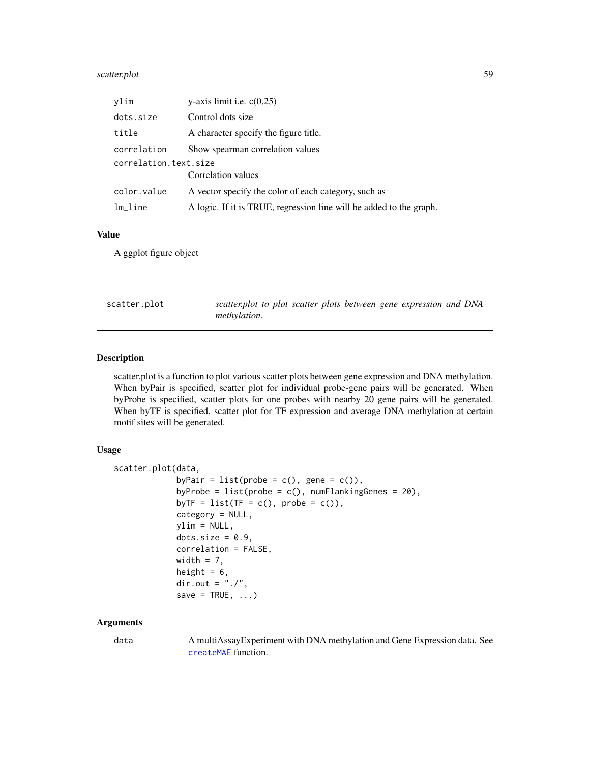| | |
|---|---|
| ylim | y-axis limit i.e. c(0,25) |
| dots.size | Control dots size |
| title | A character specify the figure title. |
| correlation | Show spearman correlation values |
| correlation.text.size | Correlation values |
| color.value | A vector specify the color of each category, such as |
| lm_line | A logic. If it is TRUE, regression line will be added to the graph. |

## Value

A ggplot figure object

---

# scatter.plot — *scatter.plot to plot scatter plots between gene expression and DNA methylation.*

---

## Description

scatter.plot is a function to plot various scatter plots between gene expression and DNA methylation. When byPair is specified, scatter plot for individual probe-gene pairs will be generated. When byProbe is specified, scatter plots for one probes with nearby 20 gene pairs will be generated. When byTF is specified, scatter plot for TF expression and average DNA methylation at certain motif sites will be generated.

## Usage

```
scatter.plot(data,
             byPair = list(probe = c(), gene = c()),
             byProbe = list(probe = c(), numFlankingGenes = 20),
             byTF = list(TF = c(), probe = c()),
             category = NULL,
             ylim = NULL,
             dots.size = 0.9,
             correlation = FALSE,
             width = 7,
             height = 6,
             dir.out = "./",
             save = TRUE, ...)
```

## Arguments

| | |
|---|---|
| data | A multiAssayExperiment with DNA methylation and Gene Expression data. See createMAE function. |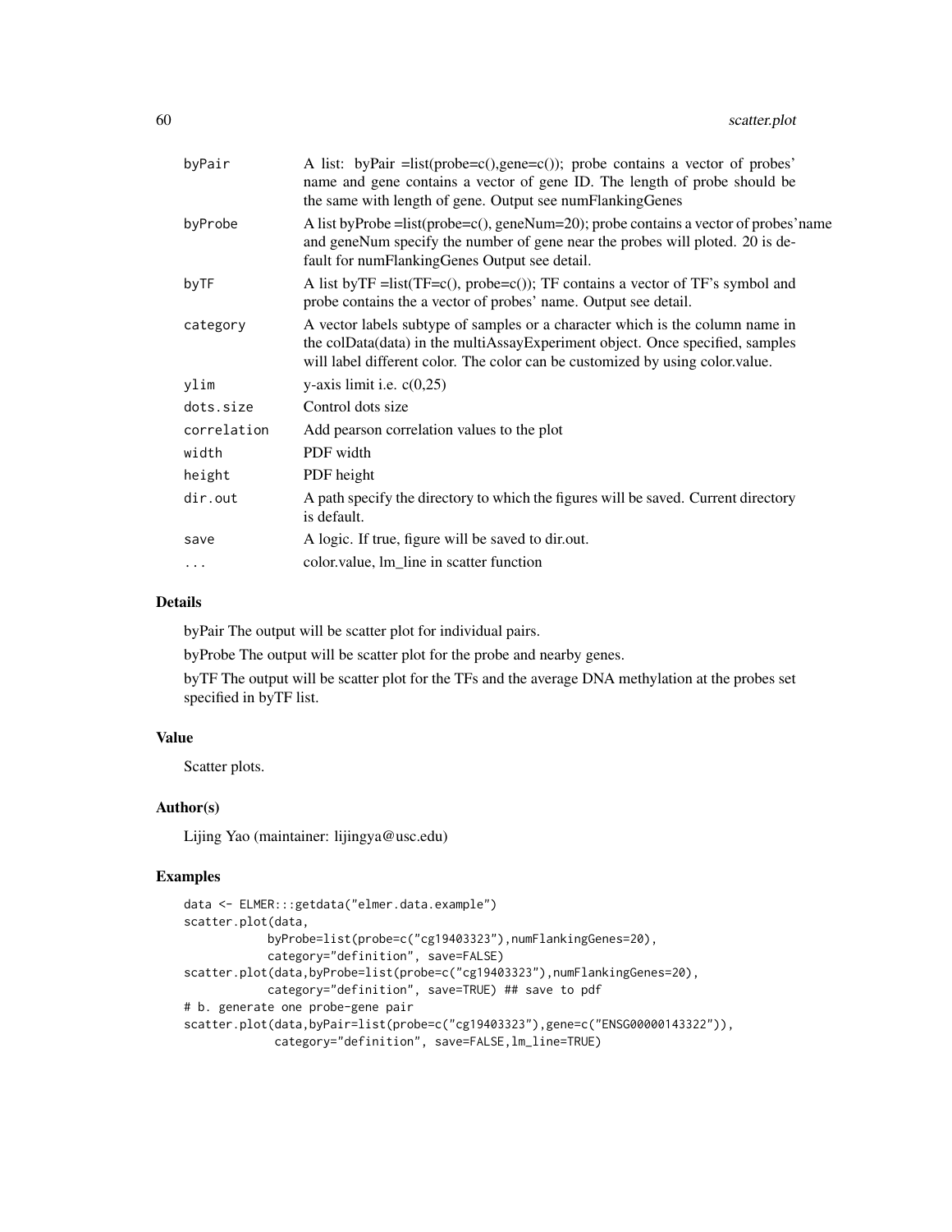| | |
|---|---|
| byPair | A list: byPair =list(probe=c(),gene=c()); probe contains a vector of probes' name and gene contains a vector of gene ID. The length of probe should be the same with length of gene. Output see numFlankingGenes |
| byProbe | A list byProbe =list(probe=c(), geneNum=20); probe contains a vector of probes'name and geneNum specify the number of gene near the probes will ploted. 20 is default for numFlankingGenes Output see detail. |
| byTF | A list byTF =list(TF=c(), probe=c()); TF contains a vector of TF's symbol and probe contains the a vector of probes' name. Output see detail. |
| category | A vector labels subtype of samples or a character which is the column name in the colData(data) in the multiAssayExperiment object. Once specified, samples will label different color. The color can be customized by using color.value. |
| ylim | y-axis limit i.e. c(0,25) |
| dots.size | Control dots size |
| correlation | Add pearson correlation values to the plot |
| width | PDF width |
| height | PDF height |
| dir.out | A path specify the directory to which the figures will be saved. Current directory is default. |
| save | A logic. If true, figure will be saved to dir.out. |
| ... | color.value, lm_line in scatter function |

## Details

byPair The output will be scatter plot for individual pairs.

byProbe The output will be scatter plot for the probe and nearby genes.

byTF The output will be scatter plot for the TFs and the average DNA methylation at the probes set specified in byTF list.

## Value

Scatter plots.

## Author(s)

Lijing Yao (maintainer: lijingya@usc.edu)

## Examples

```
data <- ELMER:::getdata("elmer.data.example")
scatter.plot(data,
            byProbe=list(probe=c("cg19403323"),numFlankingGenes=20),
            category="definition", save=FALSE)
scatter.plot(data,byProbe=list(probe=c("cg19403323"),numFlankingGenes=20),
            category="definition", save=TRUE) ## save to pdf
# b. generate one probe-gene pair
scatter.plot(data,byPair=list(probe=c("cg19403323"),gene=c("ENSG00000143322")),
             category="definition", save=FALSE,lm_line=TRUE)
```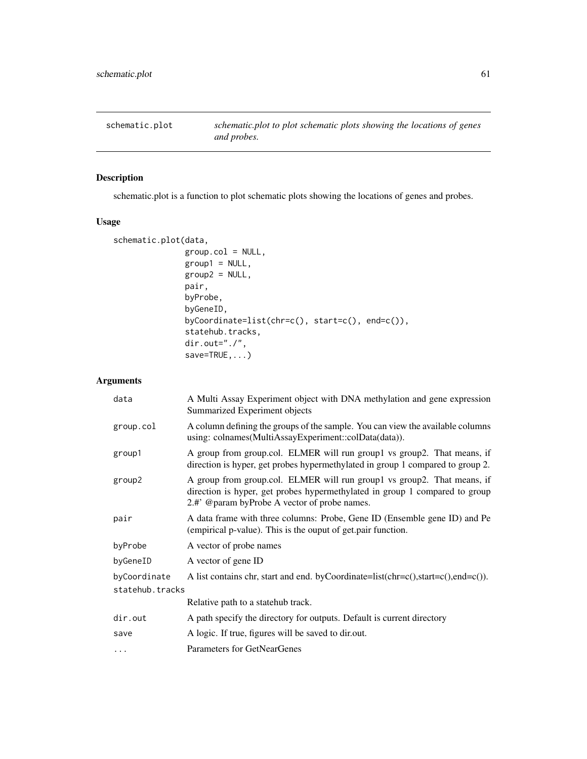# schematic.plot

*schematic.plot to plot schematic plots showing the locations of genes and probes.*

## Description

schematic.plot is a function to plot schematic plots showing the locations of genes and probes.

## Usage

```
schematic.plot(data,
              group.col = NULL,
              group1 = NULL,
              group2 = NULL,
              pair,
              byProbe,
              byGeneID,
              byCoordinate=list(chr=c(), start=c(), end=c()),
              statehub.tracks,
              dir.out="./",
              save=TRUE,...)
```

## Arguments

| Argument | Description |
|---|---|
| data | A Multi Assay Experiment object with DNA methylation and gene expression Summarized Experiment objects |
| group.col | A column defining the groups of the sample. You can view the available columns using: colnames(MultiAssayExperiment::colData(data)). |
| group1 | A group from group.col. ELMER will run group1 vs group2. That means, if direction is hyper, get probes hypermethylated in group 1 compared to group 2. |
| group2 | A group from group.col. ELMER will run group1 vs group2. That means, if direction is hyper, get probes hypermethylated in group 1 compared to group 2.#' @param byProbe A vector of probe names. |
| pair | A data frame with three columns: Probe, Gene ID (Ensemble gene ID) and Pe (empirical p-value). This is the ouput of get.pair function. |
| byProbe | A vector of probe names |
| byGeneID | A vector of gene ID |
| byCoordinate | A list contains chr, start and end. byCoordinate=list(chr=c(),start=c(),end=c()). |
| statehub.tracks | Relative path to a statehub track. |
| dir.out | A path specify the directory for outputs. Default is current directory |
| save | A logic. If true, figures will be saved to dir.out. |
| ... | Parameters for GetNearGenes |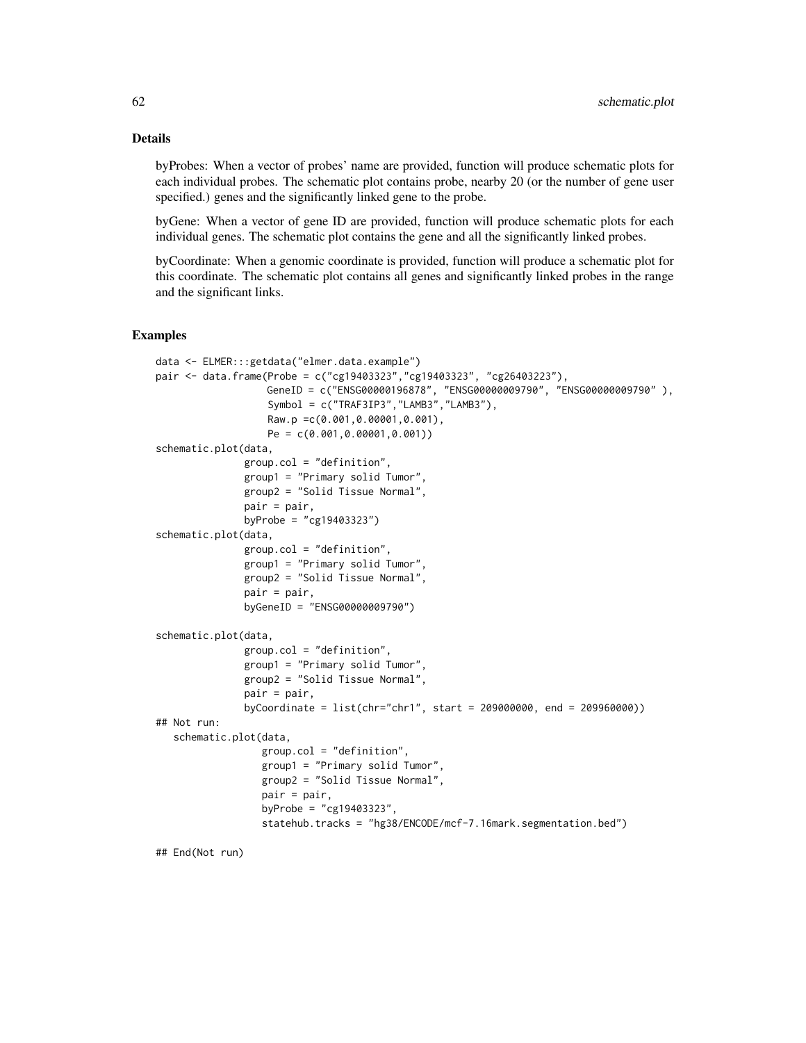## Details

byProbes: When a vector of probes' name are provided, function will produce schematic plots for each individual probes. The schematic plot contains probe, nearby 20 (or the number of gene user specified.) genes and the significantly linked gene to the probe.

byGene: When a vector of gene ID are provided, function will produce schematic plots for each individual genes. The schematic plot contains the gene and all the significantly linked probes.

byCoordinate: When a genomic coordinate is provided, function will produce a schematic plot for this coordinate. The schematic plot contains all genes and significantly linked probes in the range and the significant links.

## Examples

```
data <- ELMER:::getdata("elmer.data.example")
pair <- data.frame(Probe = c("cg19403323","cg19403323", "cg26403223"),
                   GeneID = c("ENSG00000196878", "ENSG00000009790", "ENSG00000009790" ),
                   Symbol = c("TRAF3IP3","LAMB3","LAMB3"),
                   Raw.p =c(0.001,0.00001,0.001),
                   Pe = c(0.001,0.00001,0.001))
schematic.plot(data,
               group.col = "definition",
               group1 = "Primary solid Tumor",
               group2 = "Solid Tissue Normal",
               pair = pair,
               byProbe = "cg19403323")
schematic.plot(data,
               group.col = "definition",
               group1 = "Primary solid Tumor",
               group2 = "Solid Tissue Normal",
               pair = pair,
               byGeneID = "ENSG00000009790")

schematic.plot(data,
               group.col = "definition",
               group1 = "Primary solid Tumor",
               group2 = "Solid Tissue Normal",
               pair = pair,
               byCoordinate = list(chr="chr1", start = 209000000, end = 209960000))
## Not run:
   schematic.plot(data,
                  group.col = "definition",
                  group1 = "Primary solid Tumor",
                  group2 = "Solid Tissue Normal",
                  pair = pair,
                  byProbe = "cg19403323",
                  statehub.tracks = "hg38/ENCODE/mcf-7.16mark.segmentation.bed")

## End(Not run)
```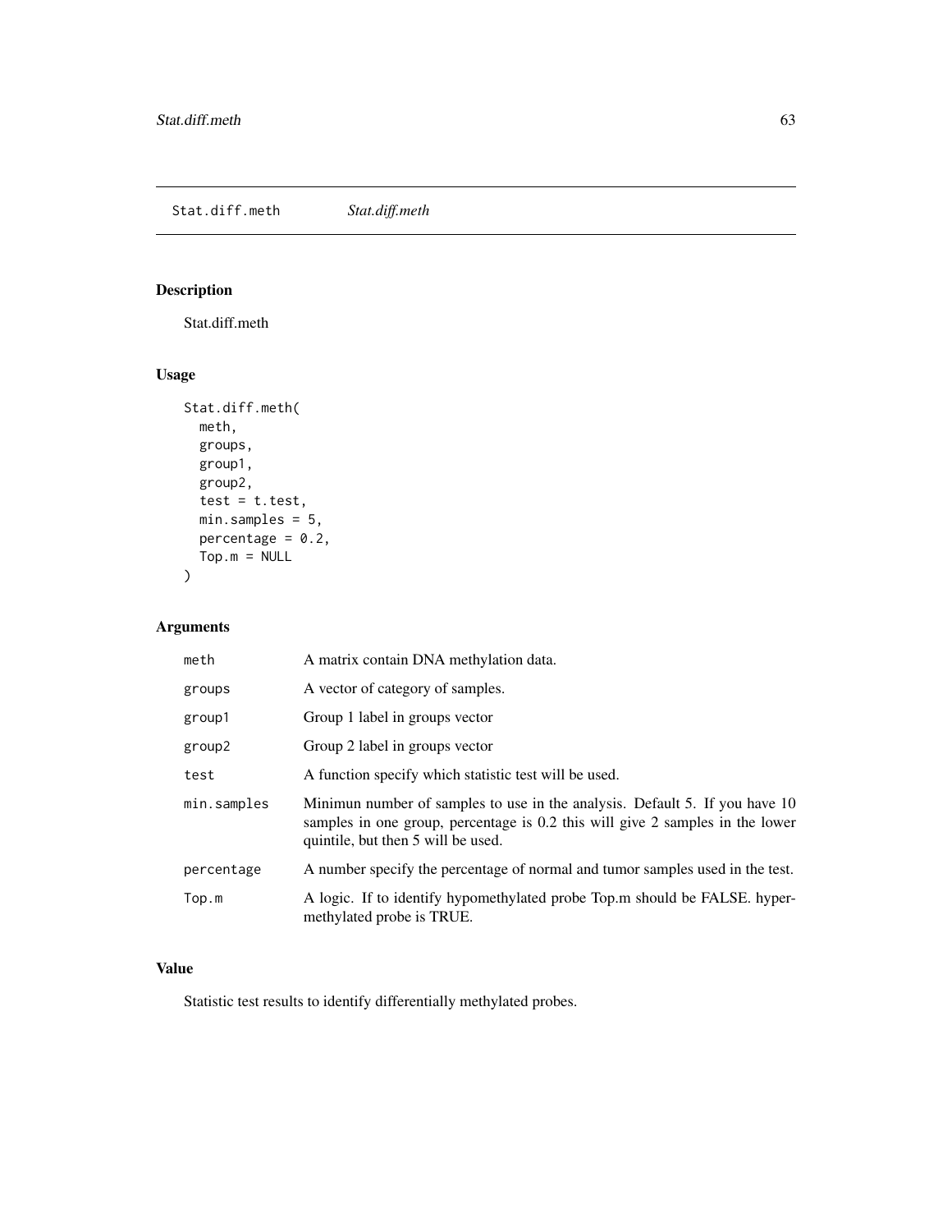Stat.diff.meth *Stat.diff.meth*

## Description

Stat.diff.meth

## Usage

```
Stat.diff.meth(
  meth,
  groups,
  group1,
  group2,
  test = t.test,
  min.samples = 5,
  percentage = 0.2,
  Top.m = NULL
)
```

## Arguments

| | |
|---|---|
| meth | A matrix contain DNA methylation data. |
| groups | A vector of category of samples. |
| group1 | Group 1 label in groups vector |
| group2 | Group 2 label in groups vector |
| test | A function specify which statistic test will be used. |
| min.samples | Minimun number of samples to use in the analysis. Default 5. If you have 10 samples in one group, percentage is 0.2 this will give 2 samples in the lower quintile, but then 5 will be used. |
| percentage | A number specify the percentage of normal and tumor samples used in the test. |
| Top.m | A logic. If to identify hypomethylated probe Top.m should be FALSE. hypermethylated probe is TRUE. |

## Value

Statistic test results to identify differentially methylated probes.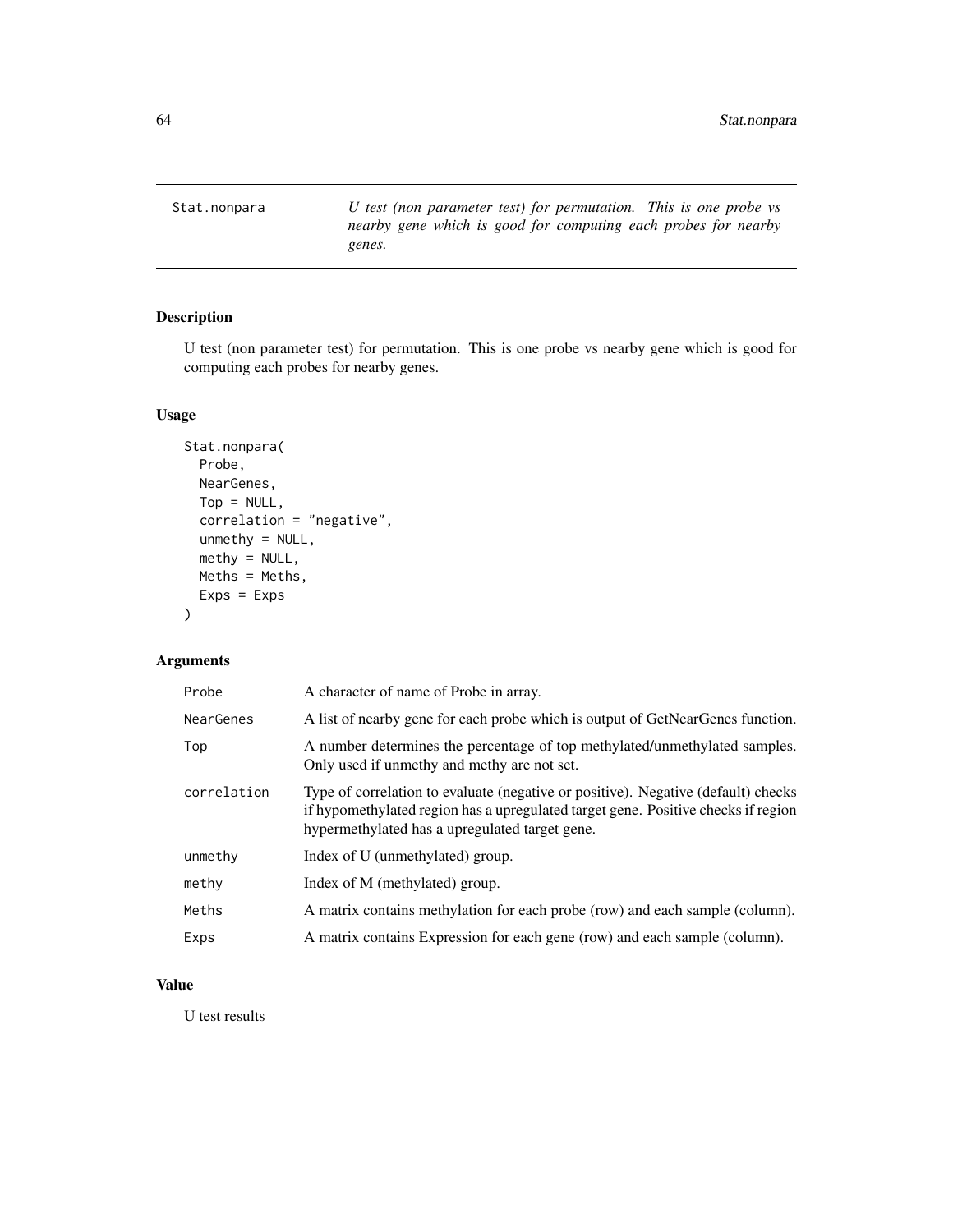## Stat.nonpara

*U test (non parameter test) for permutation. This is one probe vs nearby gene which is good for computing each probes for nearby genes.*

### Description

U test (non parameter test) for permutation. This is one probe vs nearby gene which is good for computing each probes for nearby genes.

### Usage

```
Stat.nonpara(
  Probe,
  NearGenes,
  Top = NULL,
  correlation = "negative",
  unmethy = NULL,
  methy = NULL,
  Meths = Meths,
  Exps = Exps
)
```

### Arguments

| | |
|---|---|
| Probe | A character of name of Probe in array. |
| NearGenes | A list of nearby gene for each probe which is output of GetNearGenes function. |
| Top | A number determines the percentage of top methylated/unmethylated samples. Only used if unmethy and methy are not set. |
| correlation | Type of correlation to evaluate (negative or positive). Negative (default) checks if hypomethylated region has a upregulated target gene. Positive checks if region hypermethylated has a upregulated target gene. |
| unmethy | Index of U (unmethylated) group. |
| methy | Index of M (methylated) group. |
| Meths | A matrix contains methylation for each probe (row) and each sample (column). |
| Exps | A matrix contains Expression for each gene (row) and each sample (column). |

### Value

U test results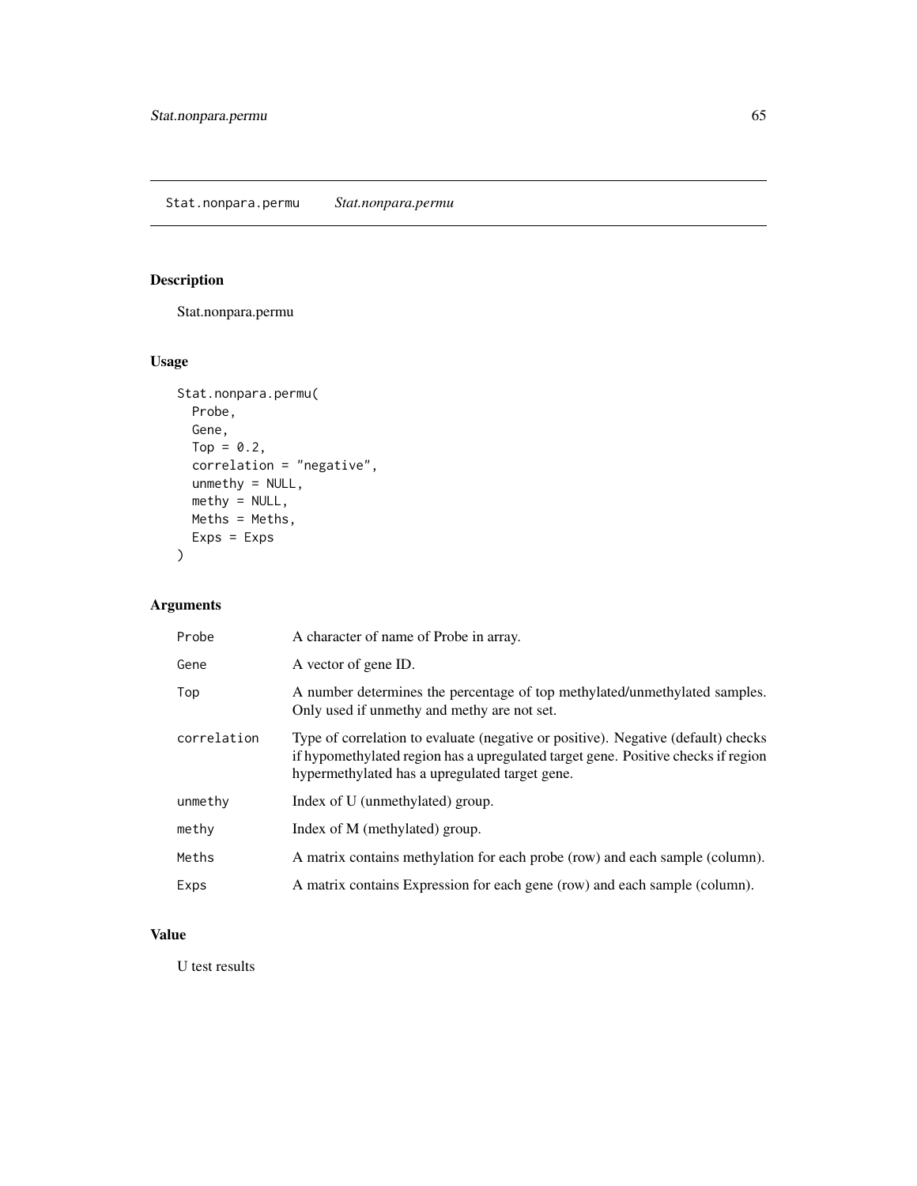Stat.nonpara.permu    *Stat.nonpara.permu*

## Description

Stat.nonpara.permu

## Usage

```
Stat.nonpara.permu(
  Probe,
  Gene,
  Top = 0.2,
  correlation = "negative",
  unmethy = NULL,
  methy = NULL,
  Meths = Meths,
  Exps = Exps
)
```

## Arguments

| | |
|---|---|
| Probe | A character of name of Probe in array. |
| Gene | A vector of gene ID. |
| Top | A number determines the percentage of top methylated/unmethylated samples. Only used if unmethy and methy are not set. |
| correlation | Type of correlation to evaluate (negative or positive). Negative (default) checks if hypomethylated region has a upregulated target gene. Positive checks if region hypermethylated has a upregulated target gene. |
| unmethy | Index of U (unmethylated) group. |
| methy | Index of M (methylated) group. |
| Meths | A matrix contains methylation for each probe (row) and each sample (column). |
| Exps | A matrix contains Expression for each gene (row) and each sample (column). |

## Value

U test results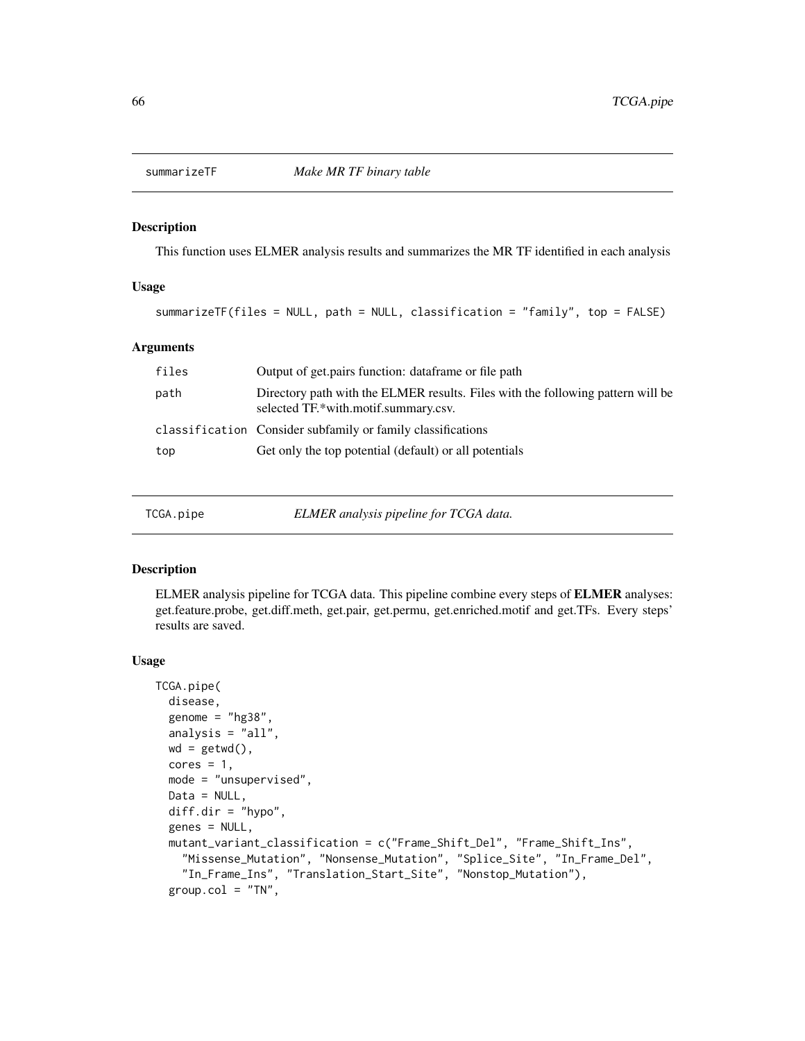## summarizeTF — *Make MR TF binary table*

### Description

This function uses ELMER analysis results and summarizes the MR TF identified in each analysis

### Usage

```
summarizeTF(files = NULL, path = NULL, classification = "family", top = FALSE)
```

### Arguments

| | |
|---|---|
| files | Output of get.pairs function: dataframe or file path |
| path | Directory path with the ELMER results. Files with the following pattern will be selected TF.*with.motif.summary.csv. |
| classification | Consider subfamily or family classifications |
| top | Get only the top potential (default) or all potentials |

## TCGA.pipe — *ELMER analysis pipeline for TCGA data.*

### Description

ELMER analysis pipeline for TCGA data. This pipeline combine every steps of **ELMER** analyses: get.feature.probe, get.diff.meth, get.pair, get.permu, get.enriched.motif and get.TFs. Every steps' results are saved.

### Usage

```
TCGA.pipe(
  disease,
  genome = "hg38",
  analysis = "all",
  wd = getwd(),
  cores = 1,
  mode = "unsupervised",
  Data = NULL,
  diff.dir = "hypo",
  genes = NULL,
  mutant_variant_classification = c("Frame_Shift_Del", "Frame_Shift_Ins",
    "Missense_Mutation", "Nonsense_Mutation", "Splice_Site", "In_Frame_Del",
    "In_Frame_Ins", "Translation_Start_Site", "Nonstop_Mutation"),
  group.col = "TN",
```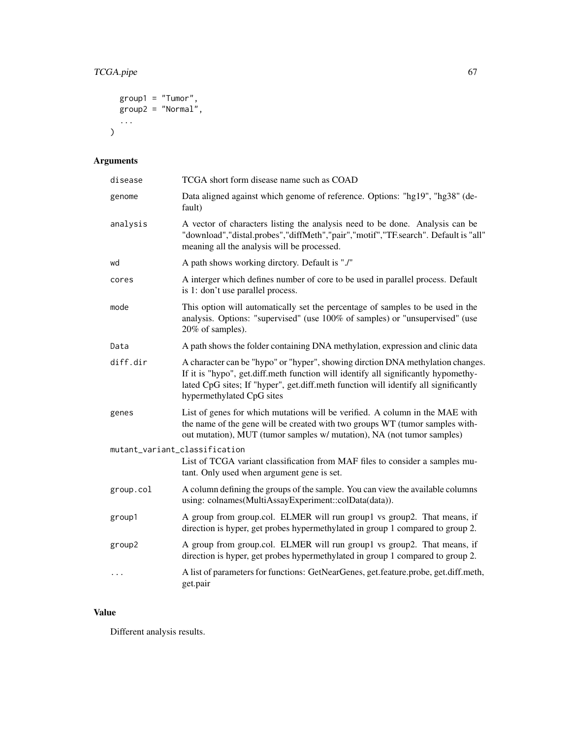```
  group1 = "Tumor",
  group2 = "Normal",
  ...
)
```

## Arguments

| | |
|---|---|
| disease | TCGA short form disease name such as COAD |
| genome | Data aligned against which genome of reference. Options: "hg19", "hg38" (default) |
| analysis | A vector of characters listing the analysis need to be done. Analysis can be "download","distal.probes","diffMeth","pair","motif","TF.search". Default is "all" meaning all the analysis will be processed. |
| wd | A path shows working dirctory. Default is "./" |
| cores | A interger which defines number of core to be used in parallel process. Default is 1: don't use parallel process. |
| mode | This option will automatically set the percentage of samples to be used in the analysis. Options: "supervised" (use 100% of samples) or "unsupervised" (use 20% of samples). |
| Data | A path shows the folder containing DNA methylation, expression and clinic data |
| diff.dir | A character can be "hypo" or "hyper", showing dirction DNA methylation changes. If it is "hypo", get.diff.meth function will identify all significantly hypomethylated CpG sites; If "hyper", get.diff.meth function will identify all significantly hypermethylated CpG sites |
| genes | List of genes for which mutations will be verified. A column in the MAE with the name of the gene will be created with two groups WT (tumor samples without mutation), MUT (tumor samples w/ mutation), NA (not tumor samples) |
| mutant_variant_classification | List of TCGA variant classification from MAF files to consider a samples mutant. Only used when argument gene is set. |
| group.col | A column defining the groups of the sample. You can view the available columns using: colnames(MultiAssayExperiment::colData(data)). |
| group1 | A group from group.col. ELMER will run group1 vs group2. That means, if direction is hyper, get probes hypermethylated in group 1 compared to group 2. |
| group2 | A group from group.col. ELMER will run group1 vs group2. That means, if direction is hyper, get probes hypermethylated in group 1 compared to group 2. |
| ... | A list of parameters for functions: GetNearGenes, get.feature.probe, get.diff.meth, get.pair |

## Value

Different analysis results.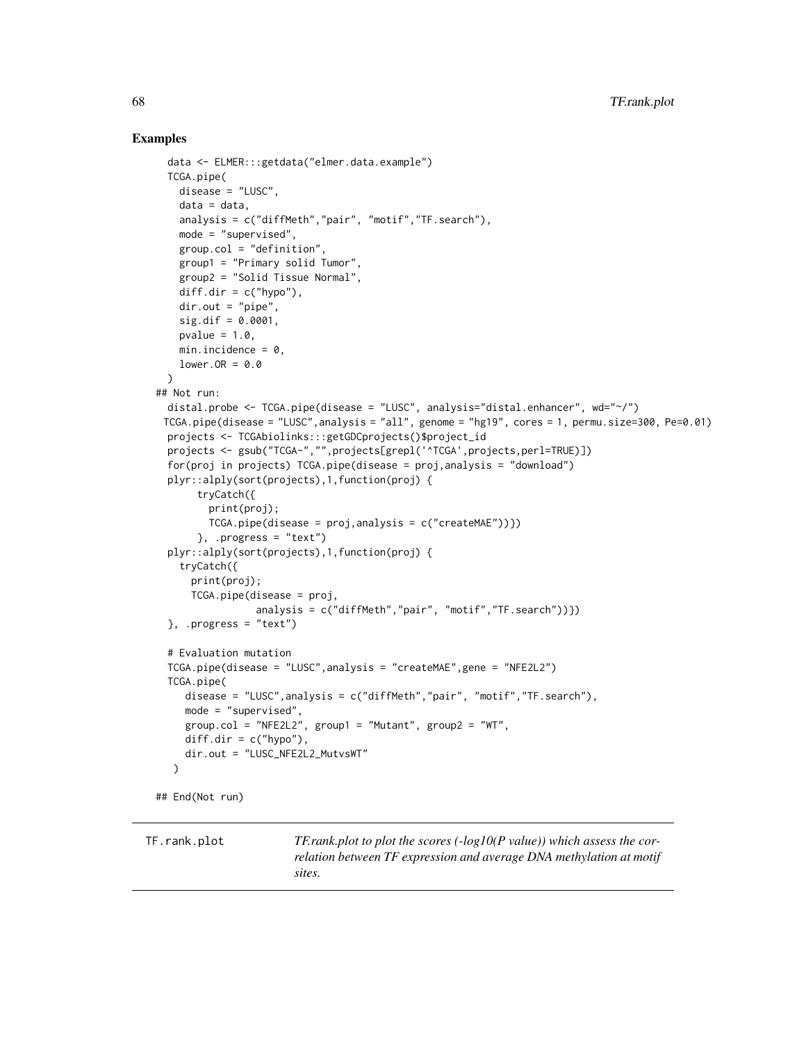## Examples

```
data <- ELMER:::getdata("elmer.data.example")
TCGA.pipe(
  disease = "LUSC",
  data = data,
  analysis = c("diffMeth","pair", "motif","TF.search"),
  mode = "supervised",
  group.col = "definition",
  group1 = "Primary solid Tumor",
  group2 = "Solid Tissue Normal",
  diff.dir = c("hypo"),
  dir.out = "pipe",
  sig.dif = 0.0001,
  pvalue = 1.0,
  min.incidence = 0,
  lower.OR = 0.0
)
## Not run:
  distal.probe <- TCGA.pipe(disease = "LUSC", analysis="distal.enhancer", wd="~/")
 TCGA.pipe(disease = "LUSC",analysis = "all", genome = "hg19", cores = 1, permu.size=300, Pe=0.01)
  projects <- TCGAbiolinks:::getGDCprojects()$project_id
  projects <- gsub("TCGA-","",projects[grepl('^TCGA',projects,perl=TRUE)])
  for(proj in projects) TCGA.pipe(disease = proj,analysis = "download")
  plyr::alply(sort(projects),1,function(proj) {
       tryCatch({
         print(proj);
         TCGA.pipe(disease = proj,analysis = c("createMAE"))})
       }, .progress = "text")
  plyr::alply(sort(projects),1,function(proj) {
    tryCatch({
      print(proj);
      TCGA.pipe(disease = proj,
                analysis = c("diffMeth","pair", "motif","TF.search"))})
  }, .progress = "text")

  # Evaluation mutation
  TCGA.pipe(disease = "LUSC",analysis = "createMAE",gene = "NFE2L2")
  TCGA.pipe(
     disease = "LUSC",analysis = c("diffMeth","pair", "motif","TF.search"),
     mode = "supervised",
     group.col = "NFE2L2", group1 = "Mutant", group2 = "WT",
     diff.dir = c("hypo"),
     dir.out = "LUSC_NFE2L2_MutvsWT"
   )

## End(Not run)
```

---

`TF.rank.plot` *TF.rank.plot to plot the scores (-log10(P value)) which assess the correlation between TF expression and average DNA methylation at motif sites.*

---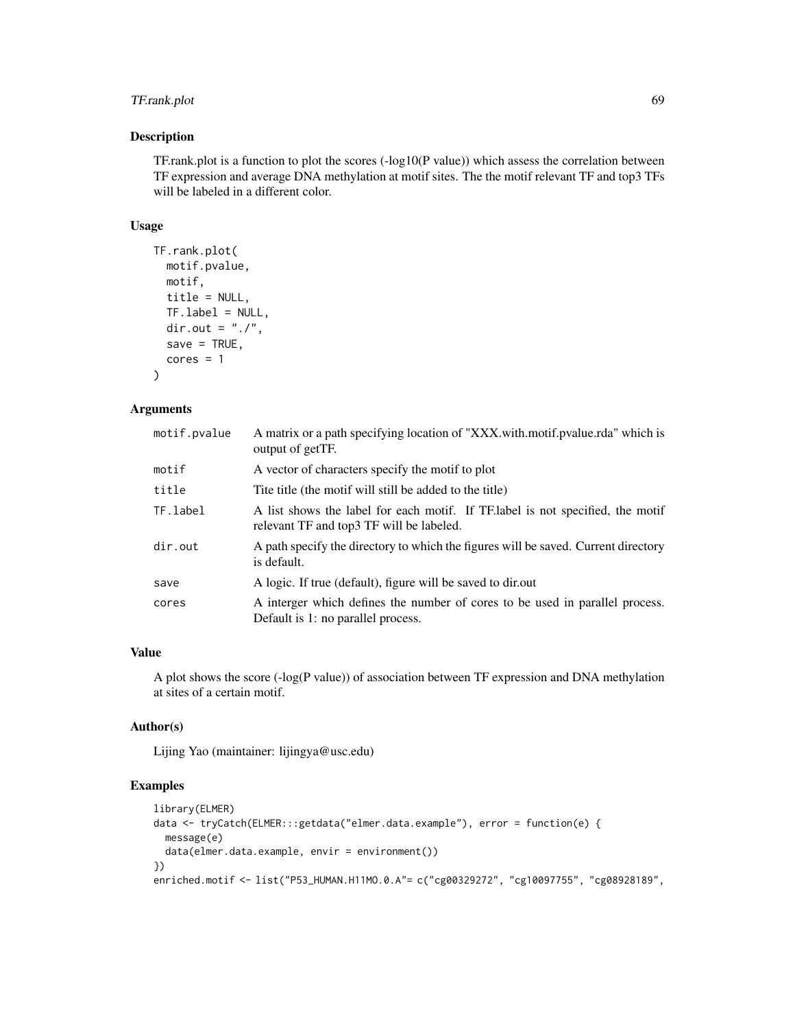## Description

TF.rank.plot is a function to plot the scores (-log10(P value)) which assess the correlation between TF expression and average DNA methylation at motif sites. The the motif relevant TF and top3 TFs will be labeled in a different color.

## Usage

```
TF.rank.plot(
  motif.pvalue,
  motif,
  title = NULL,
  TF.label = NULL,
  dir.out = "./",
  save = TRUE,
  cores = 1
)
```

## Arguments

| | |
|---|---|
| motif.pvalue | A matrix or a path specifying location of "XXX.with.motif.pvalue.rda" which is output of getTF. |
| motif | A vector of characters specify the motif to plot |
| title | Tite title (the motif will still be added to the title) |
| TF.label | A list shows the label for each motif. If TF.label is not specified, the motif relevant TF and top3 TF will be labeled. |
| dir.out | A path specify the directory to which the figures will be saved. Current directory is default. |
| save | A logic. If true (default), figure will be saved to dir.out |
| cores | A interger which defines the number of cores to be used in parallel process. Default is 1: no parallel process. |

## Value

A plot shows the score (-log(P value)) of association between TF expression and DNA methylation at sites of a certain motif.

## Author(s)

Lijing Yao (maintainer: lijingya@usc.edu)

## Examples

```
library(ELMER)
data <- tryCatch(ELMER:::getdata("elmer.data.example"), error = function(e) {
  message(e)
  data(elmer.data.example, envir = environment())
})
enriched.motif <- list("P53_HUMAN.H11MO.0.A"= c("cg00329272", "cg10097755", "cg08928189",
```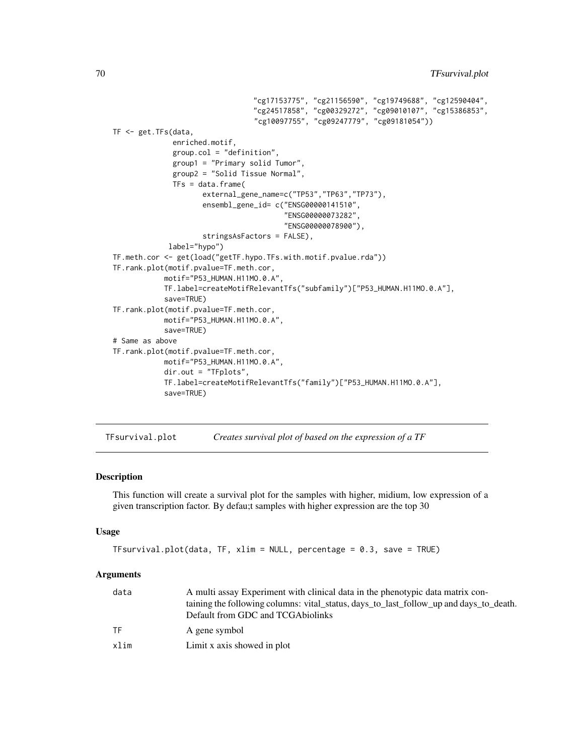```
                              "cg17153775", "cg21156590", "cg19749688", "cg12590404",
                              "cg24517858", "cg00329272", "cg09010107", "cg15386853",
                              "cg10097755", "cg09247779", "cg09181054"))
TF <- get.TFs(data,
             enriched.motif,
             group.col = "definition",
             group1 = "Primary solid Tumor",
             group2 = "Solid Tissue Normal",
             TFs = data.frame(
                    external_gene_name=c("TP53","TP63","TP73"),
                    ensembl_gene_id= c("ENSG00000141510",
                                       "ENSG00000073282",
                                       "ENSG00000078900"),
                    stringsAsFactors = FALSE),
            label="hypo")
TF.meth.cor <- get(load("getTF.hypo.TFs.with.motif.pvalue.rda"))
TF.rank.plot(motif.pvalue=TF.meth.cor,
           motif="P53_HUMAN.H11MO.0.A",
           TF.label=createMotifRelevantTfs("subfamily")["P53_HUMAN.H11MO.0.A"],
           save=TRUE)
TF.rank.plot(motif.pvalue=TF.meth.cor,
           motif="P53_HUMAN.H11MO.0.A",
           save=TRUE)
# Same as above
TF.rank.plot(motif.pvalue=TF.meth.cor,
           motif="P53_HUMAN.H11MO.0.A",
           dir.out = "TFplots",
           TF.label=createMotifRelevantTfs("family")["P53_HUMAN.H11MO.0.A"],
           save=TRUE)
```

## TFsurvival.plot — *Creates survival plot of based on the expression of a TF*

### Description

This function will create a survival plot for the samples with higher, midium, low expression of a given transcription factor. By defau;t samples with higher expression are the top 30

### Usage

```
TFsurvival.plot(data, TF, xlim = NULL, percentage = 0.3, save = TRUE)
```

### Arguments

| | |
|---|---|
| data | A multi assay Experiment with clinical data in the phenotypic data matrix containing the following columns: vital_status, days_to_last_follow_up and days_to_death. Default from GDC and TCGAbiolinks |
| TF | A gene symbol |
| xlim | Limit x axis showed in plot |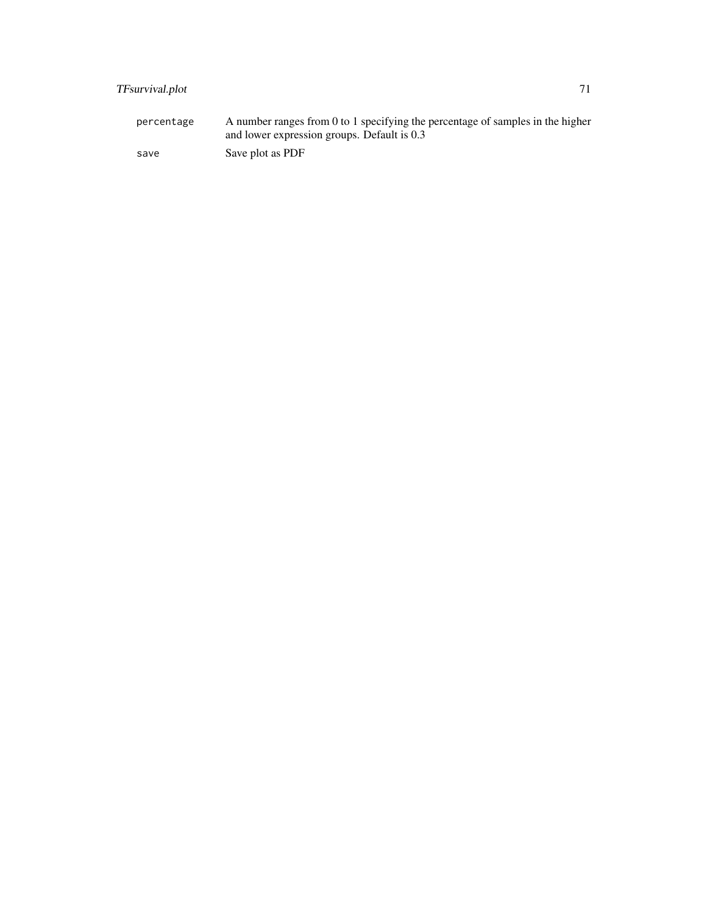| | |
|---|---|
| `percentage` | A number ranges from 0 to 1 specifying the percentage of samples in the higher and lower expression groups. Default is 0.3 |
| `save` | Save plot as PDF |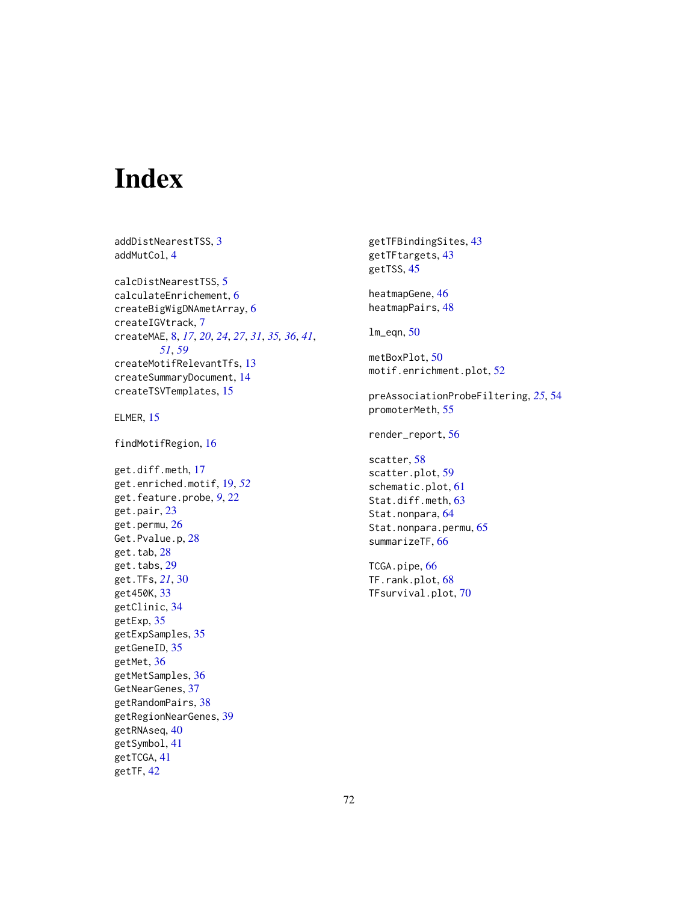# Index

addDistNearestTSS, 3
addMutCol, 4

calcDistNearestTSS, 5
calculateEnrichement, 6
createBigWigDNAmetArray, 6
createIGVtrack, 7
createMAE, 8, *17*, *20*, *24*, *27*, *31*, *35*, *36*, *41*, *51*, *59*
createMotifRelevantTfs, 13
createSummaryDocument, 14
createTSVTemplates, 15

ELMER, 15

findMotifRegion, 16

get.diff.meth, 17
get.enriched.motif, 19, *52*
get.feature.probe, *9*, 22
get.pair, 23
get.permu, 26
Get.Pvalue.p, 28
get.tab, 28
get.tabs, 29
get.TFs, *21*, 30
get450K, 33
getClinic, 34
getExp, 35
getExpSamples, 35
getGeneID, 35
getMet, 36
getMetSamples, 36
GetNearGenes, 37
getRandomPairs, 38
getRegionNearGenes, 39
getRNAseq, 40
getSymbol, 41
getTCGA, 41
getTF, 42
getTFBindingSites, 43
getTFtargets, 43
getTSS, 45

heatmapGene, 46
heatmapPairs, 48

lm_eqn, 50

metBoxPlot, 50
motif.enrichment.plot, 52

preAssociationProbeFiltering, *25*, 54
promoterMeth, 55

render_report, 56

scatter, 58
scatter.plot, 59
schematic.plot, 61
Stat.diff.meth, 63
Stat.nonpara, 64
Stat.nonpara.permu, 65
summarizeTF, 66

TCGA.pipe, 66
TF.rank.plot, 68
TFsurvival.plot, 70